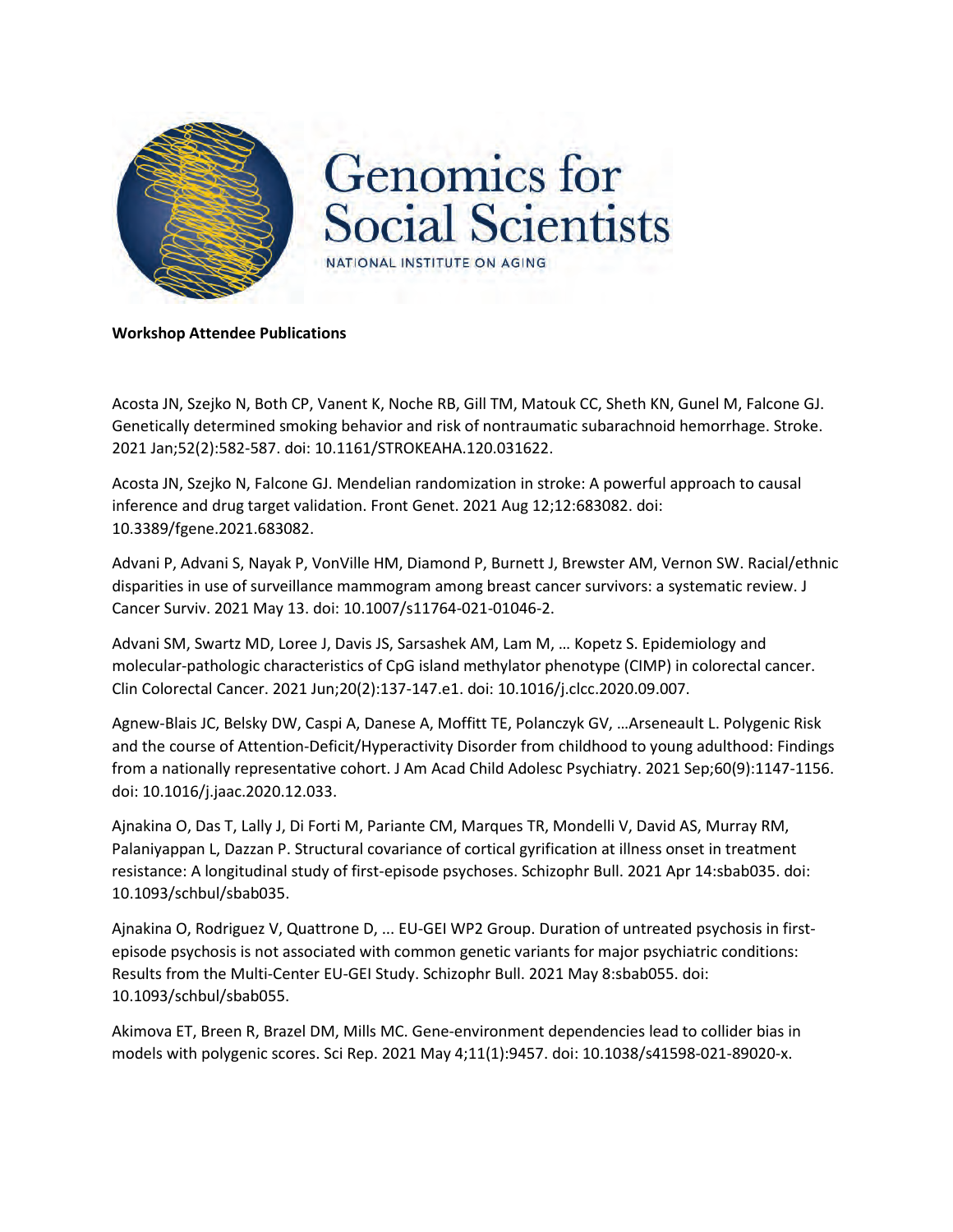# Genomics for Social Scientists

NATIONAL INSTITUTE ON AGING

**Workshop Attendee Publications**

Acosta JN, Szejko N, Both CP, Vanent K, Noche RB, Gill TM, Matouk CC, Sheth KN, Gunel M, Falcone GJ. Genetically determined smoking behavior and risk of nontraumatic subarachnoid hemorrhage. Stroke. 2021 Jan;52(2):582-587. doi: 10.1161/STROKEAHA.120.031622.

Acosta JN, Szejko N, Falcone GJ. Mendelian randomization in stroke: A powerful approach to causal inference and drug target validation. Front Genet. 2021 Aug 12;12:683082. doi: 10.3389/fgene.2021.683082.

Advani P, Advani S, Nayak P, VonVille HM, Diamond P, Burnett J, Brewster AM, Vernon SW. Racial/ethnic disparities in use of surveillance mammogram among breast cancer survivors: a systematic review. J Cancer Surviv. 2021 May 13. doi: 10.1007/s11764-021-01046-2.

Advani SM, Swartz MD, Loree J, Davis JS, Sarsashek AM, Lam M, … Kopetz S. Epidemiology and molecular-pathologic characteristics of CpG island methylator phenotype (CIMP) in colorectal cancer. Clin Colorectal Cancer. 2021 Jun;20(2):137-147.e1. doi: 10.1016/j.clcc.2020.09.007.

Agnew-Blais JC, Belsky DW, Caspi A, Danese A, Moffitt TE, Polanczyk GV, …Arseneault L. Polygenic Risk and the course of Attention-Deficit/Hyperactivity Disorder from childhood to young adulthood: Findings from a nationally representative cohort. J Am Acad Child Adolesc Psychiatry. 2021 Sep;60(9):1147-1156. doi: 10.1016/j.jaac.2020.12.033.

Ajnakina O, Das T, Lally J, Di Forti M, Pariante CM, Marques TR, Mondelli V, David AS, Murray RM, Palaniyappan L, Dazzan P. Structural covariance of cortical gyrification at illness onset in treatment resistance: A longitudinal study of first-episode psychoses. Schizophr Bull. 2021 Apr 14:sbab035. doi: 10.1093/schbul/sbab035.

Ajnakina O, Rodriguez V, Quattrone D, ... EU-GEI WP2 Group. Duration of untreated psychosis in first-episode psychosis is not associated with common genetic variants for major psychiatric conditions: Results from the Multi-Center EU-GEI Study. Schizophr Bull. 2021 May 8:sbab055. doi: 10.1093/schbul/sbab055.

Akimova ET, Breen R, Brazel DM, Mills MC. Gene-environment dependencies lead to collider bias in models with polygenic scores. Sci Rep. 2021 May 4;11(1):9457. doi: 10.1038/s41598-021-89020-x.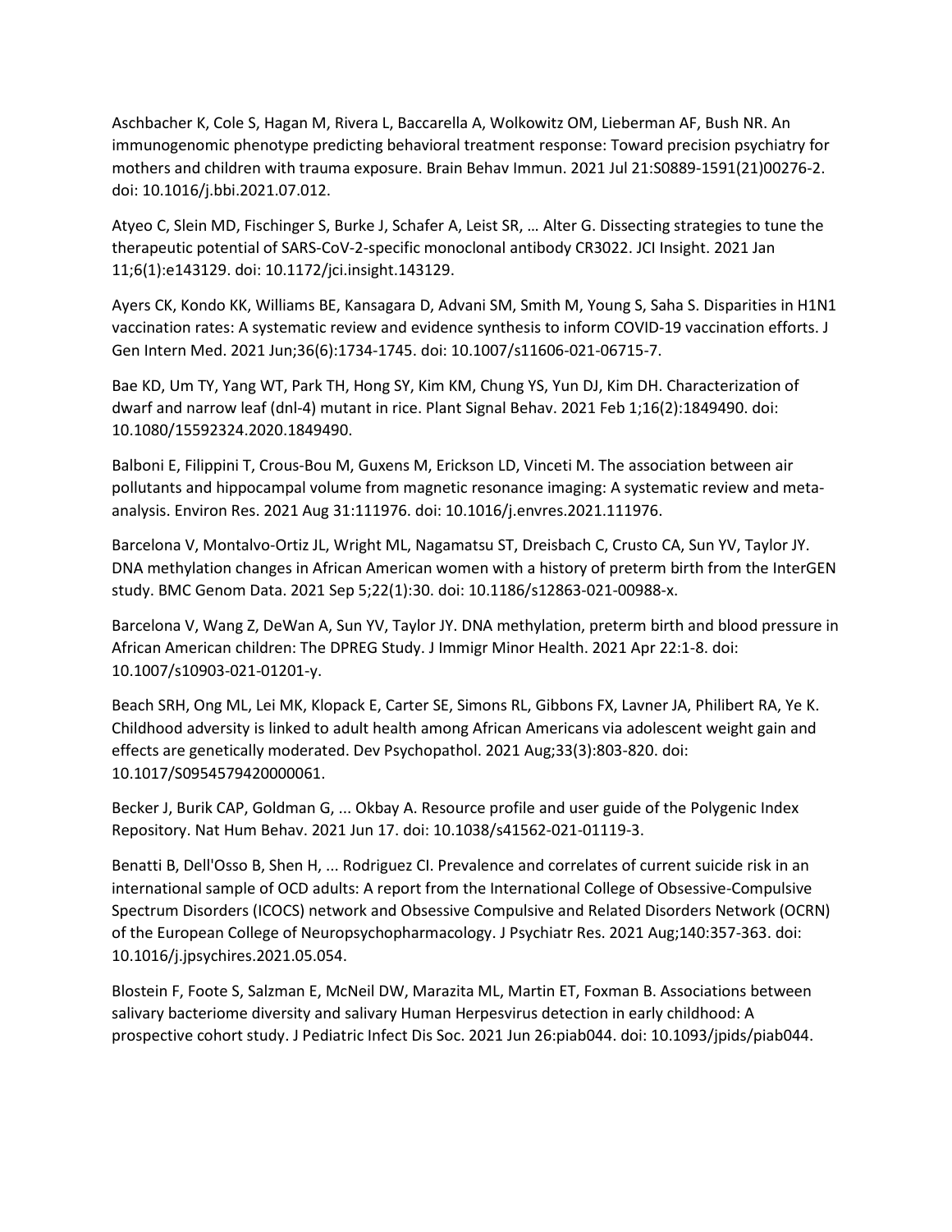Aschbacher K, Cole S, Hagan M, Rivera L, Baccarella A, Wolkowitz OM, Lieberman AF, Bush NR. An immunogenomic phenotype predicting behavioral treatment response: Toward precision psychiatry for mothers and children with trauma exposure. Brain Behav Immun. 2021 Jul 21:S0889-1591(21)00276-2. doi: 10.1016/j.bbi.2021.07.012.

Atyeo C, Slein MD, Fischinger S, Burke J, Schafer A, Leist SR, … Alter G. Dissecting strategies to tune the therapeutic potential of SARS-CoV-2-specific monoclonal antibody CR3022. JCI Insight. 2021 Jan 11;6(1):e143129. doi: 10.1172/jci.insight.143129.

Ayers CK, Kondo KK, Williams BE, Kansagara D, Advani SM, Smith M, Young S, Saha S. Disparities in H1N1 vaccination rates: A systematic review and evidence synthesis to inform COVID-19 vaccination efforts. J Gen Intern Med. 2021 Jun;36(6):1734-1745. doi: 10.1007/s11606-021-06715-7.

Bae KD, Um TY, Yang WT, Park TH, Hong SY, Kim KM, Chung YS, Yun DJ, Kim DH. Characterization of dwarf and narrow leaf (dnl-4) mutant in rice. Plant Signal Behav. 2021 Feb 1;16(2):1849490. doi: 10.1080/15592324.2020.1849490.

Balboni E, Filippini T, Crous-Bou M, Guxens M, Erickson LD, Vinceti M. The association between air pollutants and hippocampal volume from magnetic resonance imaging: A systematic review and meta-analysis. Environ Res. 2021 Aug 31:111976. doi: 10.1016/j.envres.2021.111976.

Barcelona V, Montalvo-Ortiz JL, Wright ML, Nagamatsu ST, Dreisbach C, Crusto CA, Sun YV, Taylor JY. DNA methylation changes in African American women with a history of preterm birth from the InterGEN study. BMC Genom Data. 2021 Sep 5;22(1):30. doi: 10.1186/s12863-021-00988-x.

Barcelona V, Wang Z, DeWan A, Sun YV, Taylor JY. DNA methylation, preterm birth and blood pressure in African American children: The DPREG Study. J Immigr Minor Health. 2021 Apr 22:1-8. doi: 10.1007/s10903-021-01201-y.

Beach SRH, Ong ML, Lei MK, Klopack E, Carter SE, Simons RL, Gibbons FX, Lavner JA, Philibert RA, Ye K. Childhood adversity is linked to adult health among African Americans via adolescent weight gain and effects are genetically moderated. Dev Psychopathol. 2021 Aug;33(3):803-820. doi: 10.1017/S0954579420000061.

Becker J, Burik CAP, Goldman G, ... Okbay A. Resource profile and user guide of the Polygenic Index Repository. Nat Hum Behav. 2021 Jun 17. doi: 10.1038/s41562-021-01119-3.

Benatti B, Dell'Osso B, Shen H, ... Rodriguez CI. Prevalence and correlates of current suicide risk in an international sample of OCD adults: A report from the International College of Obsessive-Compulsive Spectrum Disorders (ICOCS) network and Obsessive Compulsive and Related Disorders Network (OCRN) of the European College of Neuropsychopharmacology. J Psychiatr Res. 2021 Aug;140:357-363. doi: 10.1016/j.jpsychires.2021.05.054.

Blostein F, Foote S, Salzman E, McNeil DW, Marazita ML, Martin ET, Foxman B. Associations between salivary bacteriome diversity and salivary Human Herpesvirus detection in early childhood: A prospective cohort study. J Pediatric Infect Dis Soc. 2021 Jun 26:piab044. doi: 10.1093/jpids/piab044.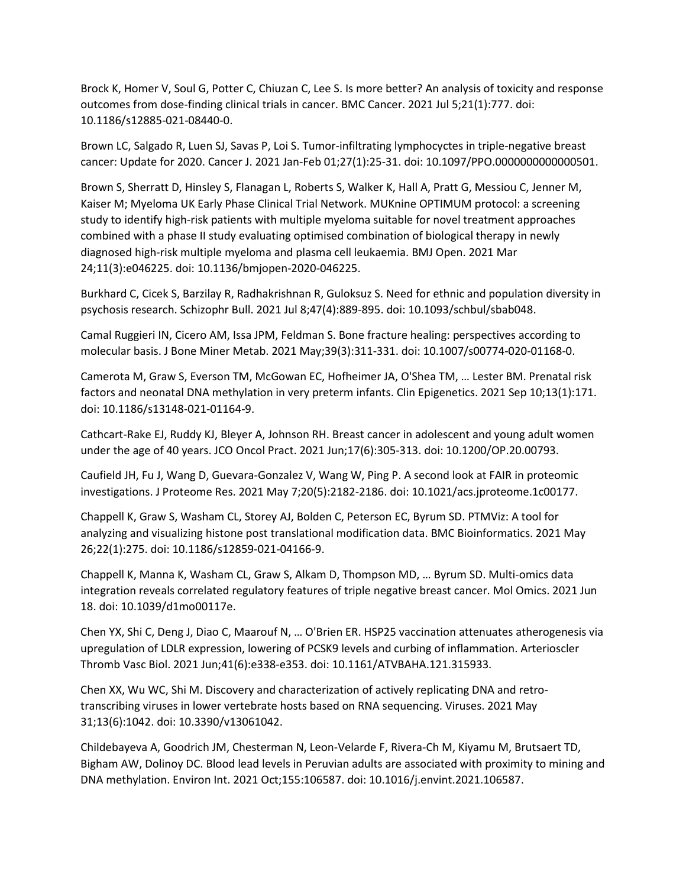Brock K, Homer V, Soul G, Potter C, Chiuzan C, Lee S. Is more better? An analysis of toxicity and response outcomes from dose-finding clinical trials in cancer. BMC Cancer. 2021 Jul 5;21(1):777. doi: 10.1186/s12885-021-08440-0.

Brown LC, Salgado R, Luen SJ, Savas P, Loi S. Tumor-infiltrating lymphocyctes in triple-negative breast cancer: Update for 2020. Cancer J. 2021 Jan-Feb 01;27(1):25-31. doi: 10.1097/PPO.0000000000000501.

Brown S, Sherratt D, Hinsley S, Flanagan L, Roberts S, Walker K, Hall A, Pratt G, Messiou C, Jenner M, Kaiser M; Myeloma UK Early Phase Clinical Trial Network. MUKnine OPTIMUM protocol: a screening study to identify high-risk patients with multiple myeloma suitable for novel treatment approaches combined with a phase II study evaluating optimised combination of biological therapy in newly diagnosed high-risk multiple myeloma and plasma cell leukaemia. BMJ Open. 2021 Mar 24;11(3):e046225. doi: 10.1136/bmjopen-2020-046225.

Burkhard C, Cicek S, Barzilay R, Radhakrishnan R, Guloksuz S. Need for ethnic and population diversity in psychosis research. Schizophr Bull. 2021 Jul 8;47(4):889-895. doi: 10.1093/schbul/sbab048.

Camal Ruggieri IN, Cicero AM, Issa JPM, Feldman S. Bone fracture healing: perspectives according to molecular basis. J Bone Miner Metab. 2021 May;39(3):311-331. doi: 10.1007/s00774-020-01168-0.

Camerota M, Graw S, Everson TM, McGowan EC, Hofheimer JA, O'Shea TM, … Lester BM. Prenatal risk factors and neonatal DNA methylation in very preterm infants. Clin Epigenetics. 2021 Sep 10;13(1):171. doi: 10.1186/s13148-021-01164-9.

Cathcart-Rake EJ, Ruddy KJ, Bleyer A, Johnson RH. Breast cancer in adolescent and young adult women under the age of 40 years. JCO Oncol Pract. 2021 Jun;17(6):305-313. doi: 10.1200/OP.20.00793.

Caufield JH, Fu J, Wang D, Guevara-Gonzalez V, Wang W, Ping P. A second look at FAIR in proteomic investigations. J Proteome Res. 2021 May 7;20(5):2182-2186. doi: 10.1021/acs.jproteome.1c00177.

Chappell K, Graw S, Washam CL, Storey AJ, Bolden C, Peterson EC, Byrum SD. PTMViz: A tool for analyzing and visualizing histone post translational modification data. BMC Bioinformatics. 2021 May 26;22(1):275. doi: 10.1186/s12859-021-04166-9.

Chappell K, Manna K, Washam CL, Graw S, Alkam D, Thompson MD, … Byrum SD. Multi-omics data integration reveals correlated regulatory features of triple negative breast cancer. Mol Omics. 2021 Jun 18. doi: 10.1039/d1mo00117e.

Chen YX, Shi C, Deng J, Diao C, Maarouf N, … O'Brien ER. HSP25 vaccination attenuates atherogenesis via upregulation of LDLR expression, lowering of PCSK9 levels and curbing of inflammation. Arterioscler Thromb Vasc Biol. 2021 Jun;41(6):e338-e353. doi: 10.1161/ATVBAHA.121.315933.

Chen XX, Wu WC, Shi M. Discovery and characterization of actively replicating DNA and retro-transcribing viruses in lower vertebrate hosts based on RNA sequencing. Viruses. 2021 May 31;13(6):1042. doi: 10.3390/v13061042.

Childebayeva A, Goodrich JM, Chesterman N, Leon-Velarde F, Rivera-Ch M, Kiyamu M, Brutsaert TD, Bigham AW, Dolinoy DC. Blood lead levels in Peruvian adults are associated with proximity to mining and DNA methylation. Environ Int. 2021 Oct;155:106587. doi: 10.1016/j.envint.2021.106587.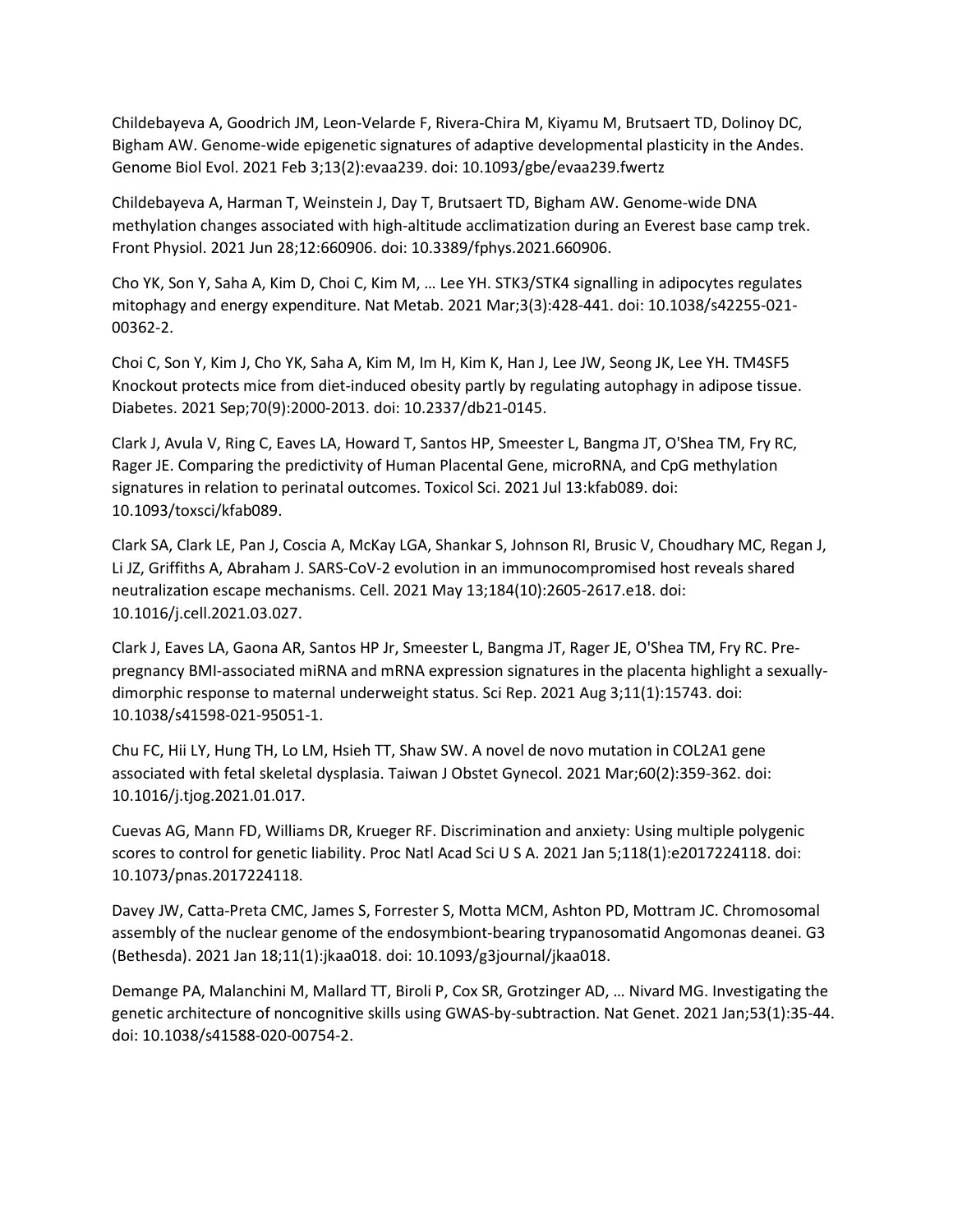Childebayeva A, Goodrich JM, Leon-Velarde F, Rivera-Chira M, Kiyamu M, Brutsaert TD, Dolinoy DC, Bigham AW. Genome-wide epigenetic signatures of adaptive developmental plasticity in the Andes. Genome Biol Evol. 2021 Feb 3;13(2):evaa239. doi: 10.1093/gbe/evaa239.fwertz

Childebayeva A, Harman T, Weinstein J, Day T, Brutsaert TD, Bigham AW. Genome-wide DNA methylation changes associated with high-altitude acclimatization during an Everest base camp trek. Front Physiol. 2021 Jun 28;12:660906. doi: 10.3389/fphys.2021.660906.

Cho YK, Son Y, Saha A, Kim D, Choi C, Kim M, … Lee YH. STK3/STK4 signalling in adipocytes regulates mitophagy and energy expenditure. Nat Metab. 2021 Mar;3(3):428-441. doi: 10.1038/s42255-021-00362-2.

Choi C, Son Y, Kim J, Cho YK, Saha A, Kim M, Im H, Kim K, Han J, Lee JW, Seong JK, Lee YH. TM4SF5 Knockout protects mice from diet-induced obesity partly by regulating autophagy in adipose tissue. Diabetes. 2021 Sep;70(9):2000-2013. doi: 10.2337/db21-0145.

Clark J, Avula V, Ring C, Eaves LA, Howard T, Santos HP, Smeester L, Bangma JT, O'Shea TM, Fry RC, Rager JE. Comparing the predictivity of Human Placental Gene, microRNA, and CpG methylation signatures in relation to perinatal outcomes. Toxicol Sci. 2021 Jul 13:kfab089. doi: 10.1093/toxsci/kfab089.

Clark SA, Clark LE, Pan J, Coscia A, McKay LGA, Shankar S, Johnson RI, Brusic V, Choudhary MC, Regan J, Li JZ, Griffiths A, Abraham J. SARS-CoV-2 evolution in an immunocompromised host reveals shared neutralization escape mechanisms. Cell. 2021 May 13;184(10):2605-2617.e18. doi: 10.1016/j.cell.2021.03.027.

Clark J, Eaves LA, Gaona AR, Santos HP Jr, Smeester L, Bangma JT, Rager JE, O'Shea TM, Fry RC. Pre-pregnancy BMI-associated miRNA and mRNA expression signatures in the placenta highlight a sexually-dimorphic response to maternal underweight status. Sci Rep. 2021 Aug 3;11(1):15743. doi: 10.1038/s41598-021-95051-1.

Chu FC, Hii LY, Hung TH, Lo LM, Hsieh TT, Shaw SW. A novel de novo mutation in COL2A1 gene associated with fetal skeletal dysplasia. Taiwan J Obstet Gynecol. 2021 Mar;60(2):359-362. doi: 10.1016/j.tjog.2021.01.017.

Cuevas AG, Mann FD, Williams DR, Krueger RF. Discrimination and anxiety: Using multiple polygenic scores to control for genetic liability. Proc Natl Acad Sci U S A. 2021 Jan 5;118(1):e2017224118. doi: 10.1073/pnas.2017224118.

Davey JW, Catta-Preta CMC, James S, Forrester S, Motta MCM, Ashton PD, Mottram JC. Chromosomal assembly of the nuclear genome of the endosymbiont-bearing trypanosomatid Angomonas deanei. G3 (Bethesda). 2021 Jan 18;11(1):jkaa018. doi: 10.1093/g3journal/jkaa018.

Demange PA, Malanchini M, Mallard TT, Biroli P, Cox SR, Grotzinger AD, … Nivard MG. Investigating the genetic architecture of noncognitive skills using GWAS-by-subtraction. Nat Genet. 2021 Jan;53(1):35-44. doi: 10.1038/s41588-020-00754-2.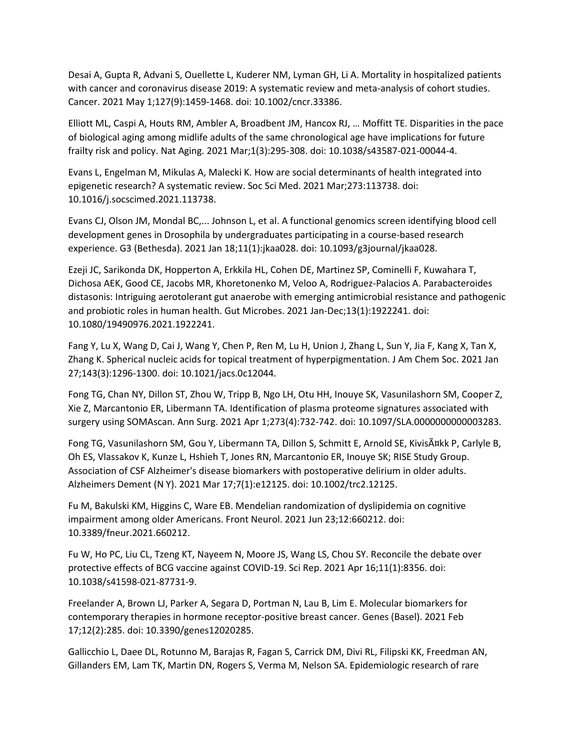Desai A, Gupta R, Advani S, Ouellette L, Kuderer NM, Lyman GH, Li A. Mortality in hospitalized patients with cancer and coronavirus disease 2019: A systematic review and meta-analysis of cohort studies. Cancer. 2021 May 1;127(9):1459-1468. doi: 10.1002/cncr.33386.

Elliott ML, Caspi A, Houts RM, Ambler A, Broadbent JM, Hancox RJ, … Moffitt TE. Disparities in the pace of biological aging among midlife adults of the same chronological age have implications for future frailty risk and policy. Nat Aging. 2021 Mar;1(3):295-308. doi: 10.1038/s43587-021-00044-4.

Evans L, Engelman M, Mikulas A, Malecki K. How are social determinants of health integrated into epigenetic research? A systematic review. Soc Sci Med. 2021 Mar;273:113738. doi: 10.1016/j.socscimed.2021.113738.

Evans CJ, Olson JM, Mondal BC,... Johnson L, et al. A functional genomics screen identifying blood cell development genes in Drosophila by undergraduates participating in a course-based research experience. G3 (Bethesda). 2021 Jan 18;11(1):jkaa028. doi: 10.1093/g3journal/jkaa028.

Ezeji JC, Sarikonda DK, Hopperton A, Erkkila HL, Cohen DE, Martinez SP, Cominelli F, Kuwahara T, Dichosa AEK, Good CE, Jacobs MR, Khoretonenko M, Veloo A, Rodriguez-Palacios A. Parabacteroides distasonis: Intriguing aerotolerant gut anaerobe with emerging antimicrobial resistance and pathogenic and probiotic roles in human health. Gut Microbes. 2021 Jan-Dec;13(1):1922241. doi: 10.1080/19490976.2021.1922241.

Fang Y, Lu X, Wang D, Cai J, Wang Y, Chen P, Ren M, Lu H, Union J, Zhang L, Sun Y, Jia F, Kang X, Tan X, Zhang K. Spherical nucleic acids for topical treatment of hyperpigmentation. J Am Chem Soc. 2021 Jan 27;143(3):1296-1300. doi: 10.1021/jacs.0c12044.

Fong TG, Chan NY, Dillon ST, Zhou W, Tripp B, Ngo LH, Otu HH, Inouye SK, Vasunilashorn SM, Cooper Z, Xie Z, Marcantonio ER, Libermann TA. Identification of plasma proteome signatures associated with surgery using SOMAscan. Ann Surg. 2021 Apr 1;273(4):732-742. doi: 10.1097/SLA.0000000000003283.

Fong TG, Vasunilashorn SM, Gou Y, Libermann TA, Dillon S, Schmitt E, Arnold SE, KivisÃ¤kk P, Carlyle B, Oh ES, Vlassakov K, Kunze L, Hshieh T, Jones RN, Marcantonio ER, Inouye SK; RISE Study Group. Association of CSF Alzheimer's disease biomarkers with postoperative delirium in older adults. Alzheimers Dement (N Y). 2021 Mar 17;7(1):e12125. doi: 10.1002/trc2.12125.

Fu M, Bakulski KM, Higgins C, Ware EB. Mendelian randomization of dyslipidemia on cognitive impairment among older Americans. Front Neurol. 2021 Jun 23;12:660212. doi: 10.3389/fneur.2021.660212.

Fu W, Ho PC, Liu CL, Tzeng KT, Nayeem N, Moore JS, Wang LS, Chou SY. Reconcile the debate over protective effects of BCG vaccine against COVID-19. Sci Rep. 2021 Apr 16;11(1):8356. doi: 10.1038/s41598-021-87731-9.

Freelander A, Brown LJ, Parker A, Segara D, Portman N, Lau B, Lim E. Molecular biomarkers for contemporary therapies in hormone receptor-positive breast cancer. Genes (Basel). 2021 Feb 17;12(2):285. doi: 10.3390/genes12020285.

Gallicchio L, Daee DL, Rotunno M, Barajas R, Fagan S, Carrick DM, Divi RL, Filipski KK, Freedman AN, Gillanders EM, Lam TK, Martin DN, Rogers S, Verma M, Nelson SA. Epidemiologic research of rare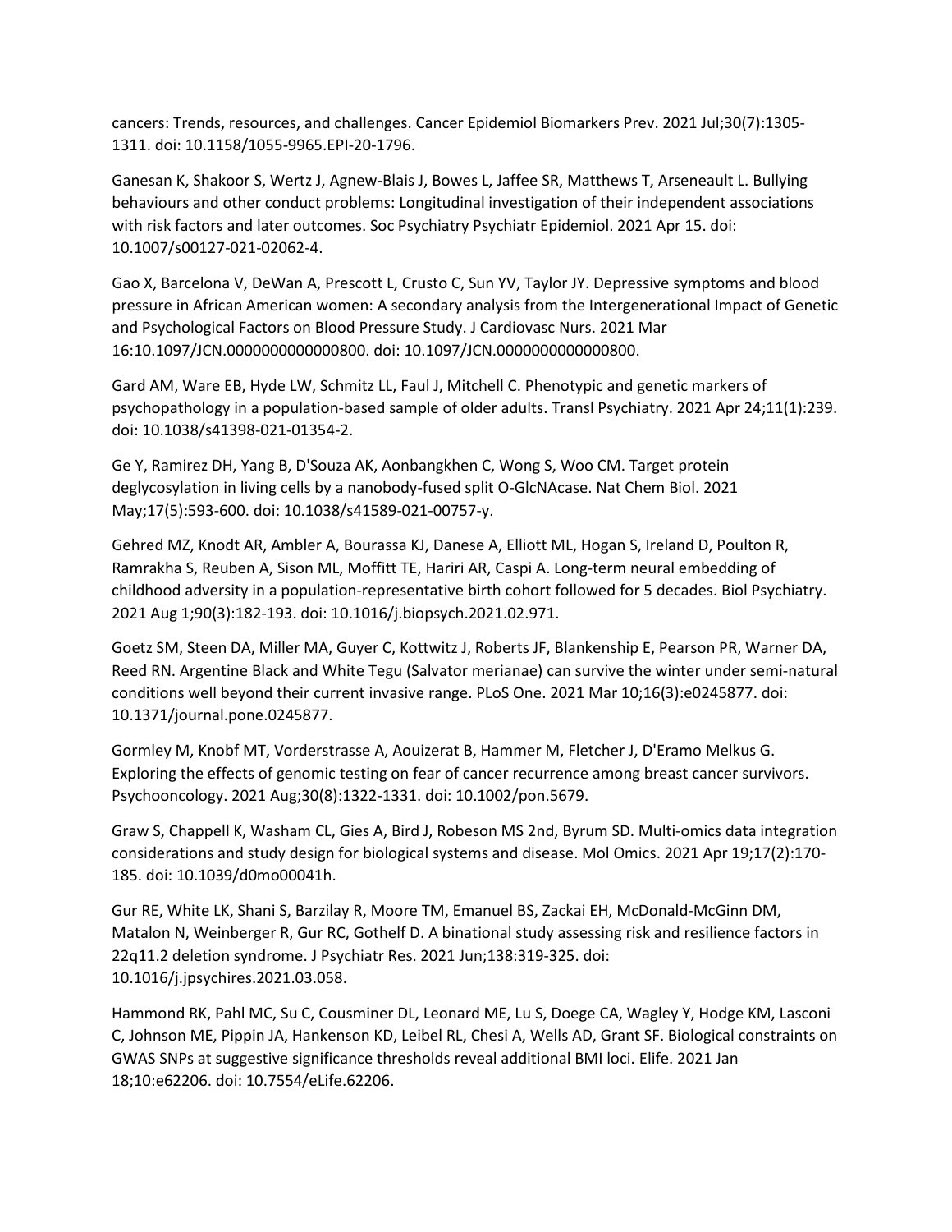cancers: Trends, resources, and challenges. Cancer Epidemiol Biomarkers Prev. 2021 Jul;30(7):1305-1311. doi: 10.1158/1055-9965.EPI-20-1796.

Ganesan K, Shakoor S, Wertz J, Agnew-Blais J, Bowes L, Jaffee SR, Matthews T, Arseneault L. Bullying behaviours and other conduct problems: Longitudinal investigation of their independent associations with risk factors and later outcomes. Soc Psychiatry Psychiatr Epidemiol. 2021 Apr 15. doi: 10.1007/s00127-021-02062-4.

Gao X, Barcelona V, DeWan A, Prescott L, Crusto C, Sun YV, Taylor JY. Depressive symptoms and blood pressure in African American women: A secondary analysis from the Intergenerational Impact of Genetic and Psychological Factors on Blood Pressure Study. J Cardiovasc Nurs. 2021 Mar 16:10.1097/JCN.0000000000000800. doi: 10.1097/JCN.0000000000000800.

Gard AM, Ware EB, Hyde LW, Schmitz LL, Faul J, Mitchell C. Phenotypic and genetic markers of psychopathology in a population-based sample of older adults. Transl Psychiatry. 2021 Apr 24;11(1):239. doi: 10.1038/s41398-021-01354-2.

Ge Y, Ramirez DH, Yang B, D'Souza AK, Aonbangkhen C, Wong S, Woo CM. Target protein deglycosylation in living cells by a nanobody-fused split O-GlcNAcase. Nat Chem Biol. 2021 May;17(5):593-600. doi: 10.1038/s41589-021-00757-y.

Gehred MZ, Knodt AR, Ambler A, Bourassa KJ, Danese A, Elliott ML, Hogan S, Ireland D, Poulton R, Ramrakha S, Reuben A, Sison ML, Moffitt TE, Hariri AR, Caspi A. Long-term neural embedding of childhood adversity in a population-representative birth cohort followed for 5 decades. Biol Psychiatry. 2021 Aug 1;90(3):182-193. doi: 10.1016/j.biopsych.2021.02.971.

Goetz SM, Steen DA, Miller MA, Guyer C, Kottwitz J, Roberts JF, Blankenship E, Pearson PR, Warner DA, Reed RN. Argentine Black and White Tegu (Salvator merianae) can survive the winter under semi-natural conditions well beyond their current invasive range. PLoS One. 2021 Mar 10;16(3):e0245877. doi: 10.1371/journal.pone.0245877.

Gormley M, Knobf MT, Vorderstrasse A, Aouizerat B, Hammer M, Fletcher J, D'Eramo Melkus G. Exploring the effects of genomic testing on fear of cancer recurrence among breast cancer survivors. Psychooncology. 2021 Aug;30(8):1322-1331. doi: 10.1002/pon.5679.

Graw S, Chappell K, Washam CL, Gies A, Bird J, Robeson MS 2nd, Byrum SD. Multi-omics data integration considerations and study design for biological systems and disease. Mol Omics. 2021 Apr 19;17(2):170-185. doi: 10.1039/d0mo00041h.

Gur RE, White LK, Shani S, Barzilay R, Moore TM, Emanuel BS, Zackai EH, McDonald-McGinn DM, Matalon N, Weinberger R, Gur RC, Gothelf D. A binational study assessing risk and resilience factors in 22q11.2 deletion syndrome. J Psychiatr Res. 2021 Jun;138:319-325. doi: 10.1016/j.jpsychires.2021.03.058.

Hammond RK, Pahl MC, Su C, Cousminer DL, Leonard ME, Lu S, Doege CA, Wagley Y, Hodge KM, Lasconi C, Johnson ME, Pippin JA, Hankenson KD, Leibel RL, Chesi A, Wells AD, Grant SF. Biological constraints on GWAS SNPs at suggestive significance thresholds reveal additional BMI loci. Elife. 2021 Jan 18;10:e62206. doi: 10.7554/eLife.62206.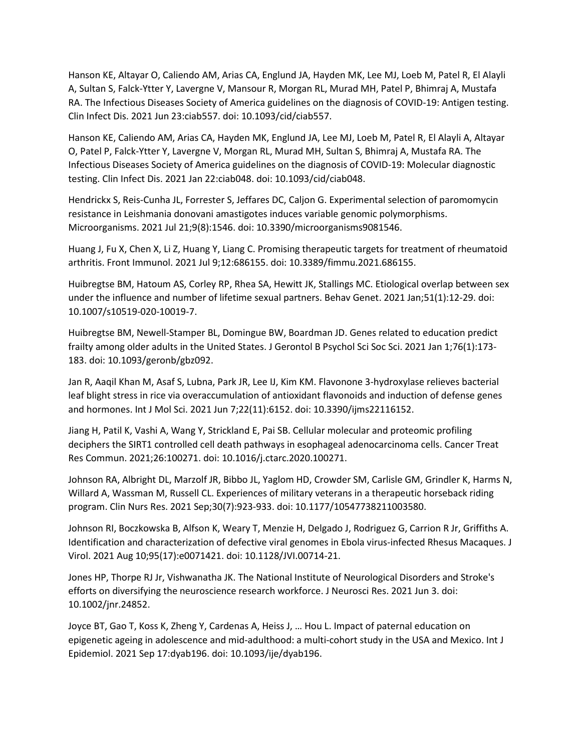Hanson KE, Altayar O, Caliendo AM, Arias CA, Englund JA, Hayden MK, Lee MJ, Loeb M, Patel R, El Alayli A, Sultan S, Falck-Ytter Y, Lavergne V, Mansour R, Morgan RL, Murad MH, Patel P, Bhimraj A, Mustafa RA. The Infectious Diseases Society of America guidelines on the diagnosis of COVID-19: Antigen testing. Clin Infect Dis. 2021 Jun 23:ciab557. doi: 10.1093/cid/ciab557.

Hanson KE, Caliendo AM, Arias CA, Hayden MK, Englund JA, Lee MJ, Loeb M, Patel R, El Alayli A, Altayar O, Patel P, Falck-Ytter Y, Lavergne V, Morgan RL, Murad MH, Sultan S, Bhimraj A, Mustafa RA. The Infectious Diseases Society of America guidelines on the diagnosis of COVID-19: Molecular diagnostic testing. Clin Infect Dis. 2021 Jan 22:ciab048. doi: 10.1093/cid/ciab048.

Hendrickx S, Reis-Cunha JL, Forrester S, Jeffares DC, Caljon G. Experimental selection of paromomycin resistance in Leishmania donovani amastigotes induces variable genomic polymorphisms. Microorganisms. 2021 Jul 21;9(8):1546. doi: 10.3390/microorganisms9081546.

Huang J, Fu X, Chen X, Li Z, Huang Y, Liang C. Promising therapeutic targets for treatment of rheumatoid arthritis. Front Immunol. 2021 Jul 9;12:686155. doi: 10.3389/fimmu.2021.686155.

Huibregtse BM, Hatoum AS, Corley RP, Rhea SA, Hewitt JK, Stallings MC. Etiological overlap between sex under the influence and number of lifetime sexual partners. Behav Genet. 2021 Jan;51(1):12-29. doi: 10.1007/s10519-020-10019-7.

Huibregtse BM, Newell-Stamper BL, Domingue BW, Boardman JD. Genes related to education predict frailty among older adults in the United States. J Gerontol B Psychol Sci Soc Sci. 2021 Jan 1;76(1):173-183. doi: 10.1093/geronb/gbz092.

Jan R, Aaqil Khan M, Asaf S, Lubna, Park JR, Lee IJ, Kim KM. Flavonone 3-hydroxylase relieves bacterial leaf blight stress in rice via overaccumulation of antioxidant flavonoids and induction of defense genes and hormones. Int J Mol Sci. 2021 Jun 7;22(11):6152. doi: 10.3390/ijms22116152.

Jiang H, Patil K, Vashi A, Wang Y, Strickland E, Pai SB. Cellular molecular and proteomic profiling deciphers the SIRT1 controlled cell death pathways in esophageal adenocarcinoma cells. Cancer Treat Res Commun. 2021;26:100271. doi: 10.1016/j.ctarc.2020.100271.

Johnson RA, Albright DL, Marzolf JR, Bibbo JL, Yaglom HD, Crowder SM, Carlisle GM, Grindler K, Harms N, Willard A, Wassman M, Russell CL. Experiences of military veterans in a therapeutic horseback riding program. Clin Nurs Res. 2021 Sep;30(7):923-933. doi: 10.1177/10547738211003580.

Johnson RI, Boczkowska B, Alfson K, Weary T, Menzie H, Delgado J, Rodriguez G, Carrion R Jr, Griffiths A. Identification and characterization of defective viral genomes in Ebola virus-infected Rhesus Macaques. J Virol. 2021 Aug 10;95(17):e0071421. doi: 10.1128/JVI.00714-21.

Jones HP, Thorpe RJ Jr, Vishwanatha JK. The National Institute of Neurological Disorders and Stroke's efforts on diversifying the neuroscience research workforce. J Neurosci Res. 2021 Jun 3. doi: 10.1002/jnr.24852.

Joyce BT, Gao T, Koss K, Zheng Y, Cardenas A, Heiss J, … Hou L. Impact of paternal education on epigenetic ageing in adolescence and mid-adulthood: a multi-cohort study in the USA and Mexico. Int J Epidemiol. 2021 Sep 17:dyab196. doi: 10.1093/ije/dyab196.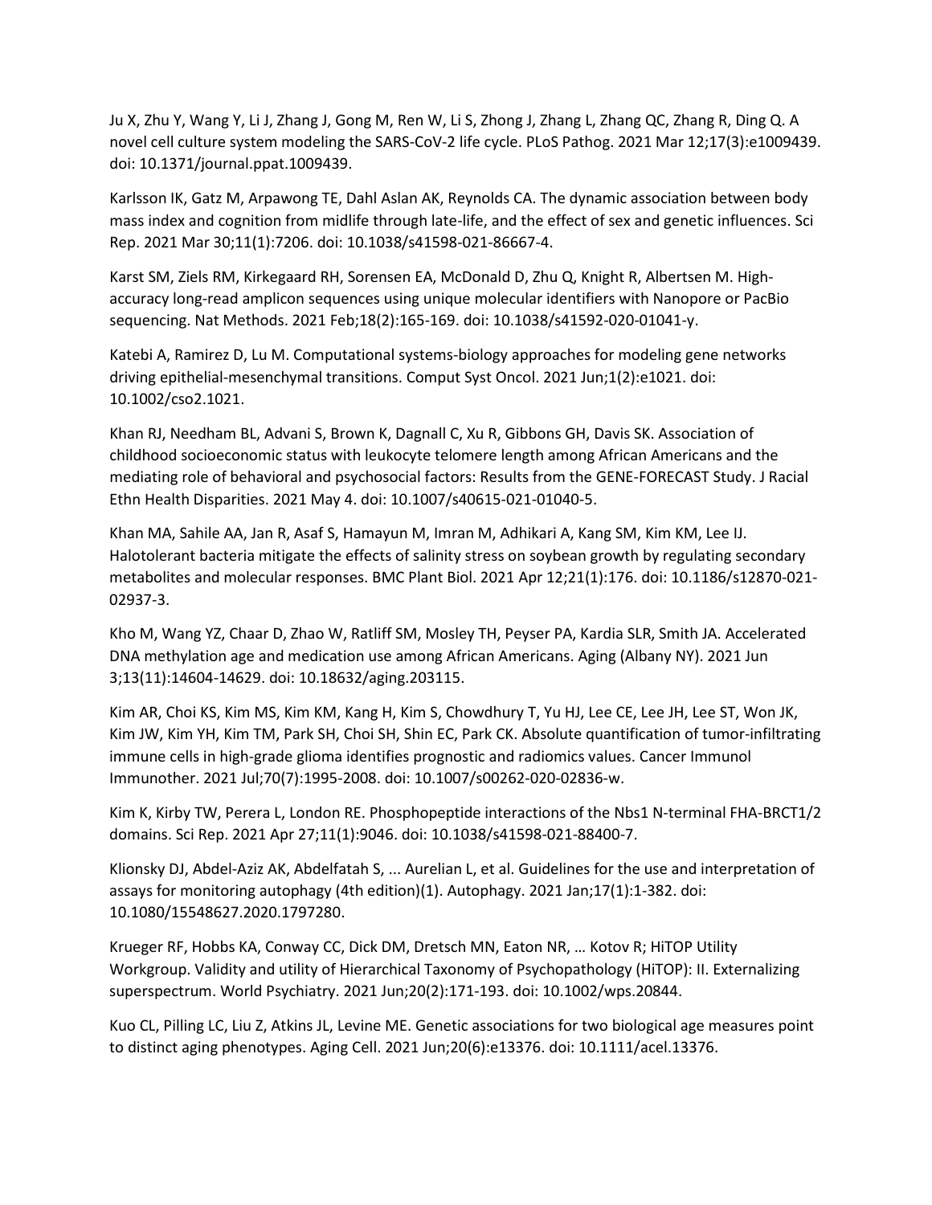Ju X, Zhu Y, Wang Y, Li J, Zhang J, Gong M, Ren W, Li S, Zhong J, Zhang L, Zhang QC, Zhang R, Ding Q. A novel cell culture system modeling the SARS-CoV-2 life cycle. PLoS Pathog. 2021 Mar 12;17(3):e1009439. doi: 10.1371/journal.ppat.1009439.

Karlsson IK, Gatz M, Arpawong TE, Dahl Aslan AK, Reynolds CA. The dynamic association between body mass index and cognition from midlife through late-life, and the effect of sex and genetic influences. Sci Rep. 2021 Mar 30;11(1):7206. doi: 10.1038/s41598-021-86667-4.

Karst SM, Ziels RM, Kirkegaard RH, Sorensen EA, McDonald D, Zhu Q, Knight R, Albertsen M. High-accuracy long-read amplicon sequences using unique molecular identifiers with Nanopore or PacBio sequencing. Nat Methods. 2021 Feb;18(2):165-169. doi: 10.1038/s41592-020-01041-y.

Katebi A, Ramirez D, Lu M. Computational systems-biology approaches for modeling gene networks driving epithelial-mesenchymal transitions. Comput Syst Oncol. 2021 Jun;1(2):e1021. doi: 10.1002/cso2.1021.

Khan RJ, Needham BL, Advani S, Brown K, Dagnall C, Xu R, Gibbons GH, Davis SK. Association of childhood socioeconomic status with leukocyte telomere length among African Americans and the mediating role of behavioral and psychosocial factors: Results from the GENE-FORECAST Study. J Racial Ethn Health Disparities. 2021 May 4. doi: 10.1007/s40615-021-01040-5.

Khan MA, Sahile AA, Jan R, Asaf S, Hamayun M, Imran M, Adhikari A, Kang SM, Kim KM, Lee IJ. Halotolerant bacteria mitigate the effects of salinity stress on soybean growth by regulating secondary metabolites and molecular responses. BMC Plant Biol. 2021 Apr 12;21(1):176. doi: 10.1186/s12870-021-02937-3.

Kho M, Wang YZ, Chaar D, Zhao W, Ratliff SM, Mosley TH, Peyser PA, Kardia SLR, Smith JA. Accelerated DNA methylation age and medication use among African Americans. Aging (Albany NY). 2021 Jun 3;13(11):14604-14629. doi: 10.18632/aging.203115.

Kim AR, Choi KS, Kim MS, Kim KM, Kang H, Kim S, Chowdhury T, Yu HJ, Lee CE, Lee JH, Lee ST, Won JK, Kim JW, Kim YH, Kim TM, Park SH, Choi SH, Shin EC, Park CK. Absolute quantification of tumor-infiltrating immune cells in high-grade glioma identifies prognostic and radiomics values. Cancer Immunol Immunother. 2021 Jul;70(7):1995-2008. doi: 10.1007/s00262-020-02836-w.

Kim K, Kirby TW, Perera L, London RE. Phosphopeptide interactions of the Nbs1 N-terminal FHA-BRCT1/2 domains. Sci Rep. 2021 Apr 27;11(1):9046. doi: 10.1038/s41598-021-88400-7.

Klionsky DJ, Abdel-Aziz AK, Abdelfatah S, ... Aurelian L, et al. Guidelines for the use and interpretation of assays for monitoring autophagy (4th edition)(1). Autophagy. 2021 Jan;17(1):1-382. doi: 10.1080/15548627.2020.1797280.

Krueger RF, Hobbs KA, Conway CC, Dick DM, Dretsch MN, Eaton NR, … Kotov R; HiTOP Utility Workgroup. Validity and utility of Hierarchical Taxonomy of Psychopathology (HiTOP): II. Externalizing superspectrum. World Psychiatry. 2021 Jun;20(2):171-193. doi: 10.1002/wps.20844.

Kuo CL, Pilling LC, Liu Z, Atkins JL, Levine ME. Genetic associations for two biological age measures point to distinct aging phenotypes. Aging Cell. 2021 Jun;20(6):e13376. doi: 10.1111/acel.13376.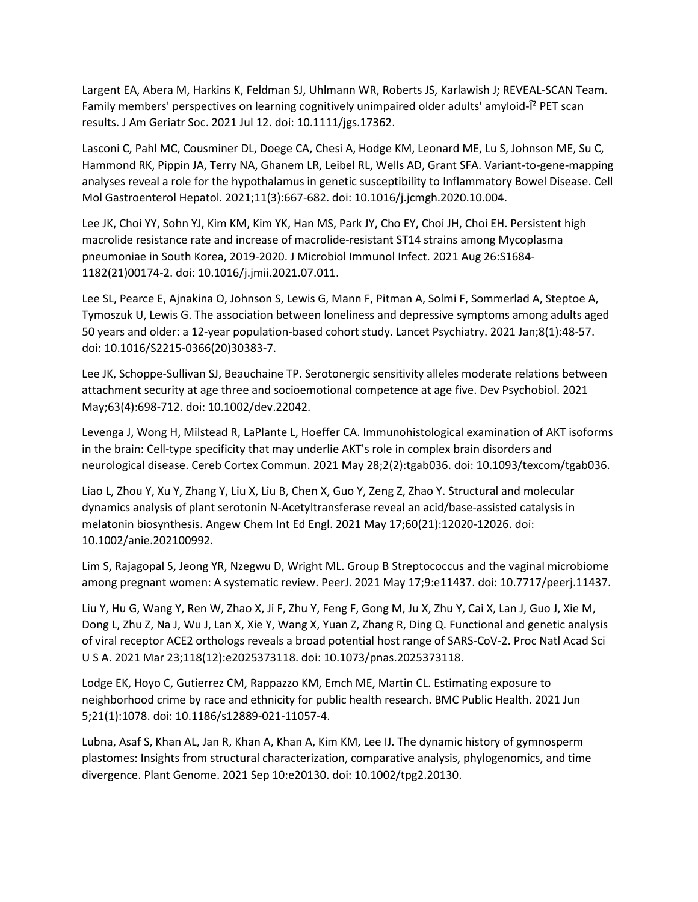Largent EA, Abera M, Harkins K, Feldman SJ, Uhlmann WR, Roberts JS, Karlawish J; REVEAL-SCAN Team. Family members' perspectives on learning cognitively unimpaired older adults' amyloid-Î² PET scan results. J Am Geriatr Soc. 2021 Jul 12. doi: 10.1111/jgs.17362.

Lasconi C, Pahl MC, Cousminer DL, Doege CA, Chesi A, Hodge KM, Leonard ME, Lu S, Johnson ME, Su C, Hammond RK, Pippin JA, Terry NA, Ghanem LR, Leibel RL, Wells AD, Grant SFA. Variant-to-gene-mapping analyses reveal a role for the hypothalamus in genetic susceptibility to Inflammatory Bowel Disease. Cell Mol Gastroenterol Hepatol. 2021;11(3):667-682. doi: 10.1016/j.jcmgh.2020.10.004.

Lee JK, Choi YY, Sohn YJ, Kim KM, Kim YK, Han MS, Park JY, Cho EY, Choi JH, Choi EH. Persistent high macrolide resistance rate and increase of macrolide-resistant ST14 strains among Mycoplasma pneumoniae in South Korea, 2019-2020. J Microbiol Immunol Infect. 2021 Aug 26:S1684-1182(21)00174-2. doi: 10.1016/j.jmii.2021.07.011.

Lee SL, Pearce E, Ajnakina O, Johnson S, Lewis G, Mann F, Pitman A, Solmi F, Sommerlad A, Steptoe A, Tymoszuk U, Lewis G. The association between loneliness and depressive symptoms among adults aged 50 years and older: a 12-year population-based cohort study. Lancet Psychiatry. 2021 Jan;8(1):48-57. doi: 10.1016/S2215-0366(20)30383-7.

Lee JK, Schoppe-Sullivan SJ, Beauchaine TP. Serotonergic sensitivity alleles moderate relations between attachment security at age three and socioemotional competence at age five. Dev Psychobiol. 2021 May;63(4):698-712. doi: 10.1002/dev.22042.

Levenga J, Wong H, Milstead R, LaPlante L, Hoeffer CA. Immunohistological examination of AKT isoforms in the brain: Cell-type specificity that may underlie AKT's role in complex brain disorders and neurological disease. Cereb Cortex Commun. 2021 May 28;2(2):tgab036. doi: 10.1093/texcom/tgab036.

Liao L, Zhou Y, Xu Y, Zhang Y, Liu X, Liu B, Chen X, Guo Y, Zeng Z, Zhao Y. Structural and molecular dynamics analysis of plant serotonin N-Acetyltransferase reveal an acid/base-assisted catalysis in melatonin biosynthesis. Angew Chem Int Ed Engl. 2021 May 17;60(21):12020-12026. doi: 10.1002/anie.202100992.

Lim S, Rajagopal S, Jeong YR, Nzegwu D, Wright ML. Group B Streptococcus and the vaginal microbiome among pregnant women: A systematic review. PeerJ. 2021 May 17;9:e11437. doi: 10.7717/peerj.11437.

Liu Y, Hu G, Wang Y, Ren W, Zhao X, Ji F, Zhu Y, Feng F, Gong M, Ju X, Zhu Y, Cai X, Lan J, Guo J, Xie M, Dong L, Zhu Z, Na J, Wu J, Lan X, Xie Y, Wang X, Yuan Z, Zhang R, Ding Q. Functional and genetic analysis of viral receptor ACE2 orthologs reveals a broad potential host range of SARS-CoV-2. Proc Natl Acad Sci U S A. 2021 Mar 23;118(12):e2025373118. doi: 10.1073/pnas.2025373118.

Lodge EK, Hoyo C, Gutierrez CM, Rappazzo KM, Emch ME, Martin CL. Estimating exposure to neighborhood crime by race and ethnicity for public health research. BMC Public Health. 2021 Jun 5;21(1):1078. doi: 10.1186/s12889-021-11057-4.

Lubna, Asaf S, Khan AL, Jan R, Khan A, Khan A, Kim KM, Lee IJ. The dynamic history of gymnosperm plastomes: Insights from structural characterization, comparative analysis, phylogenomics, and time divergence. Plant Genome. 2021 Sep 10:e20130. doi: 10.1002/tpg2.20130.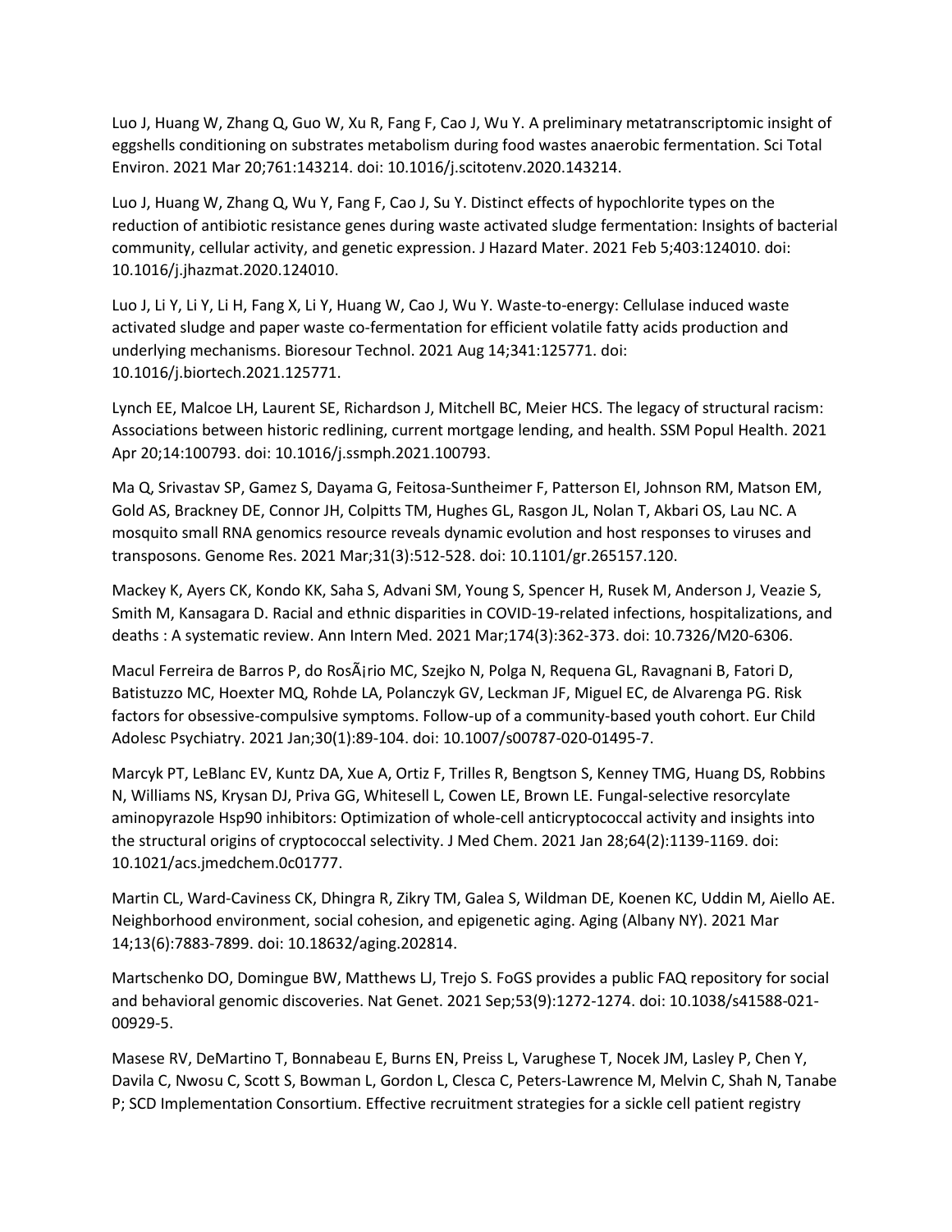Luo J, Huang W, Zhang Q, Guo W, Xu R, Fang F, Cao J, Wu Y. A preliminary metatranscriptomic insight of eggshells conditioning on substrates metabolism during food wastes anaerobic fermentation. Sci Total Environ. 2021 Mar 20;761:143214. doi: 10.1016/j.scitotenv.2020.143214.

Luo J, Huang W, Zhang Q, Wu Y, Fang F, Cao J, Su Y. Distinct effects of hypochlorite types on the reduction of antibiotic resistance genes during waste activated sludge fermentation: Insights of bacterial community, cellular activity, and genetic expression. J Hazard Mater. 2021 Feb 5;403:124010. doi: 10.1016/j.jhazmat.2020.124010.

Luo J, Li Y, Li Y, Li H, Fang X, Li Y, Huang W, Cao J, Wu Y. Waste-to-energy: Cellulase induced waste activated sludge and paper waste co-fermentation for efficient volatile fatty acids production and underlying mechanisms. Bioresour Technol. 2021 Aug 14;341:125771. doi: 10.1016/j.biortech.2021.125771.

Lynch EE, Malcoe LH, Laurent SE, Richardson J, Mitchell BC, Meier HCS. The legacy of structural racism: Associations between historic redlining, current mortgage lending, and health. SSM Popul Health. 2021 Apr 20;14:100793. doi: 10.1016/j.ssmph.2021.100793.

Ma Q, Srivastav SP, Gamez S, Dayama G, Feitosa-Suntheimer F, Patterson EI, Johnson RM, Matson EM, Gold AS, Brackney DE, Connor JH, Colpitts TM, Hughes GL, Rasgon JL, Nolan T, Akbari OS, Lau NC. A mosquito small RNA genomics resource reveals dynamic evolution and host responses to viruses and transposons. Genome Res. 2021 Mar;31(3):512-528. doi: 10.1101/gr.265157.120.

Mackey K, Ayers CK, Kondo KK, Saha S, Advani SM, Young S, Spencer H, Rusek M, Anderson J, Veazie S, Smith M, Kansagara D. Racial and ethnic disparities in COVID-19-related infections, hospitalizations, and deaths : A systematic review. Ann Intern Med. 2021 Mar;174(3):362-373. doi: 10.7326/M20-6306.

Macul Ferreira de Barros P, do RosÃ¡rio MC, Szejko N, Polga N, Requena GL, Ravagnani B, Fatori D, Batistuzzo MC, Hoexter MQ, Rohde LA, Polanczyk GV, Leckman JF, Miguel EC, de Alvarenga PG. Risk factors for obsessive-compulsive symptoms. Follow-up of a community-based youth cohort. Eur Child Adolesc Psychiatry. 2021 Jan;30(1):89-104. doi: 10.1007/s00787-020-01495-7.

Marcyk PT, LeBlanc EV, Kuntz DA, Xue A, Ortiz F, Trilles R, Bengtson S, Kenney TMG, Huang DS, Robbins N, Williams NS, Krysan DJ, Priva GG, Whitesell L, Cowen LE, Brown LE. Fungal-selective resorcylate aminopyrazole Hsp90 inhibitors: Optimization of whole-cell anticryptococcal activity and insights into the structural origins of cryptococcal selectivity. J Med Chem. 2021 Jan 28;64(2):1139-1169. doi: 10.1021/acs.jmedchem.0c01777.

Martin CL, Ward-Caviness CK, Dhingra R, Zikry TM, Galea S, Wildman DE, Koenen KC, Uddin M, Aiello AE. Neighborhood environment, social cohesion, and epigenetic aging. Aging (Albany NY). 2021 Mar 14;13(6):7883-7899. doi: 10.18632/aging.202814.

Martschenko DO, Domingue BW, Matthews LJ, Trejo S. FoGS provides a public FAQ repository for social and behavioral genomic discoveries. Nat Genet. 2021 Sep;53(9):1272-1274. doi: 10.1038/s41588-021-00929-5.

Masese RV, DeMartino T, Bonnabeau E, Burns EN, Preiss L, Varughese T, Nocek JM, Lasley P, Chen Y, Davila C, Nwosu C, Scott S, Bowman L, Gordon L, Clesca C, Peters-Lawrence M, Melvin C, Shah N, Tanabe P; SCD Implementation Consortium. Effective recruitment strategies for a sickle cell patient registry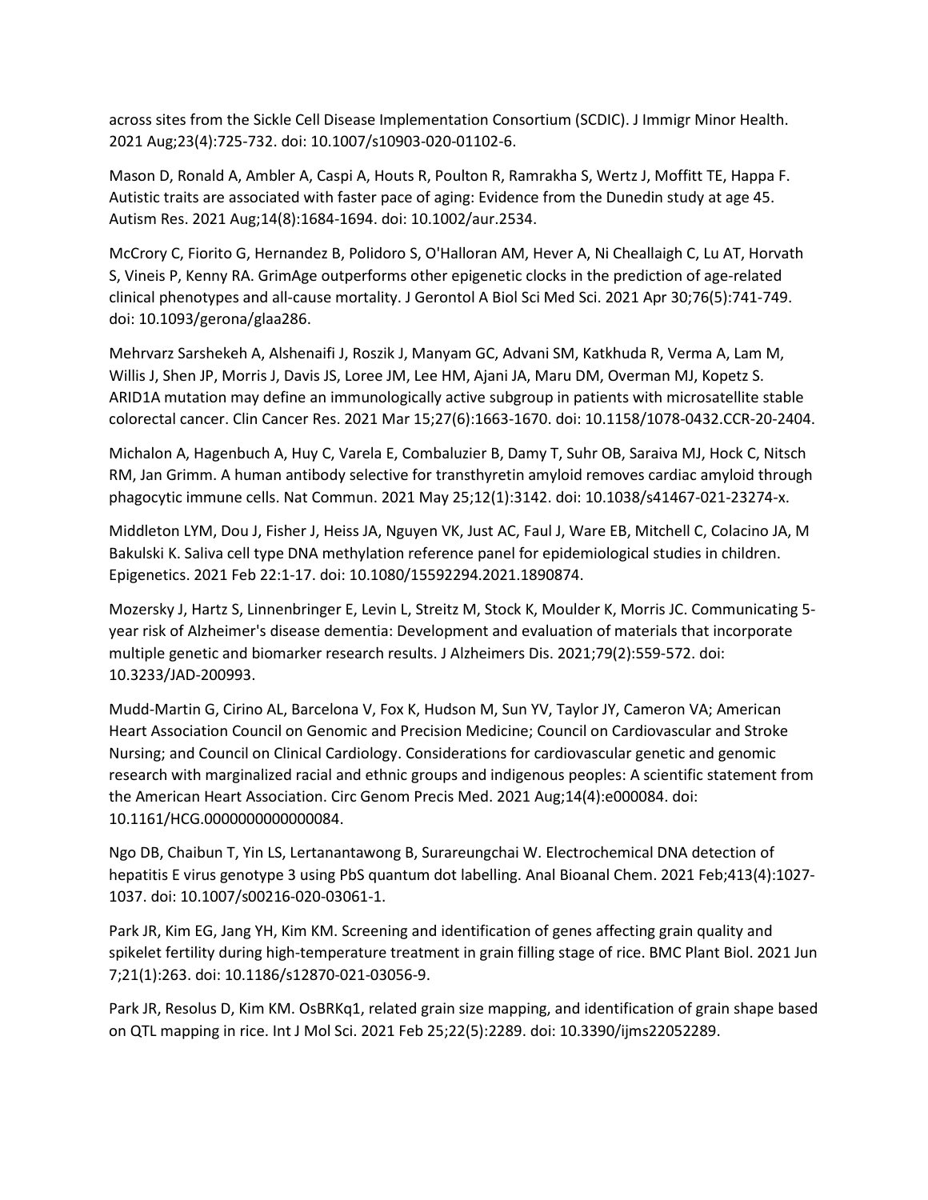across sites from the Sickle Cell Disease Implementation Consortium (SCDIC). J Immigr Minor Health. 2021 Aug;23(4):725-732. doi: 10.1007/s10903-020-01102-6.

Mason D, Ronald A, Ambler A, Caspi A, Houts R, Poulton R, Ramrakha S, Wertz J, Moffitt TE, Happa F. Autistic traits are associated with faster pace of aging: Evidence from the Dunedin study at age 45. Autism Res. 2021 Aug;14(8):1684-1694. doi: 10.1002/aur.2534.

McCrory C, Fiorito G, Hernandez B, Polidoro S, O'Halloran AM, Hever A, Ni Cheallaigh C, Lu AT, Horvath S, Vineis P, Kenny RA. GrimAge outperforms other epigenetic clocks in the prediction of age-related clinical phenotypes and all-cause mortality. J Gerontol A Biol Sci Med Sci. 2021 Apr 30;76(5):741-749. doi: 10.1093/gerona/glaa286.

Mehrvarz Sarshekeh A, Alshenaifi J, Roszik J, Manyam GC, Advani SM, Katkhuda R, Verma A, Lam M, Willis J, Shen JP, Morris J, Davis JS, Loree JM, Lee HM, Ajani JA, Maru DM, Overman MJ, Kopetz S. ARID1A mutation may define an immunologically active subgroup in patients with microsatellite stable colorectal cancer. Clin Cancer Res. 2021 Mar 15;27(6):1663-1670. doi: 10.1158/1078-0432.CCR-20-2404.

Michalon A, Hagenbuch A, Huy C, Varela E, Combaluzier B, Damy T, Suhr OB, Saraiva MJ, Hock C, Nitsch RM, Jan Grimm. A human antibody selective for transthyretin amyloid removes cardiac amyloid through phagocytic immune cells. Nat Commun. 2021 May 25;12(1):3142. doi: 10.1038/s41467-021-23274-x.

Middleton LYM, Dou J, Fisher J, Heiss JA, Nguyen VK, Just AC, Faul J, Ware EB, Mitchell C, Colacino JA, M Bakulski K. Saliva cell type DNA methylation reference panel for epidemiological studies in children. Epigenetics. 2021 Feb 22:1-17. doi: 10.1080/15592294.2021.1890874.

Mozersky J, Hartz S, Linnenbringer E, Levin L, Streitz M, Stock K, Moulder K, Morris JC. Communicating 5-year risk of Alzheimer's disease dementia: Development and evaluation of materials that incorporate multiple genetic and biomarker research results. J Alzheimers Dis. 2021;79(2):559-572. doi: 10.3233/JAD-200993.

Mudd-Martin G, Cirino AL, Barcelona V, Fox K, Hudson M, Sun YV, Taylor JY, Cameron VA; American Heart Association Council on Genomic and Precision Medicine; Council on Cardiovascular and Stroke Nursing; and Council on Clinical Cardiology. Considerations for cardiovascular genetic and genomic research with marginalized racial and ethnic groups and indigenous peoples: A scientific statement from the American Heart Association. Circ Genom Precis Med. 2021 Aug;14(4):e000084. doi: 10.1161/HCG.0000000000000084.

Ngo DB, Chaibun T, Yin LS, Lertanantawong B, Surareungchai W. Electrochemical DNA detection of hepatitis E virus genotype 3 using PbS quantum dot labelling. Anal Bioanal Chem. 2021 Feb;413(4):1027-1037. doi: 10.1007/s00216-020-03061-1.

Park JR, Kim EG, Jang YH, Kim KM. Screening and identification of genes affecting grain quality and spikelet fertility during high-temperature treatment in grain filling stage of rice. BMC Plant Biol. 2021 Jun 7;21(1):263. doi: 10.1186/s12870-021-03056-9.

Park JR, Resolus D, Kim KM. OsBRKq1, related grain size mapping, and identification of grain shape based on QTL mapping in rice. Int J Mol Sci. 2021 Feb 25;22(5):2289. doi: 10.3390/ijms22052289.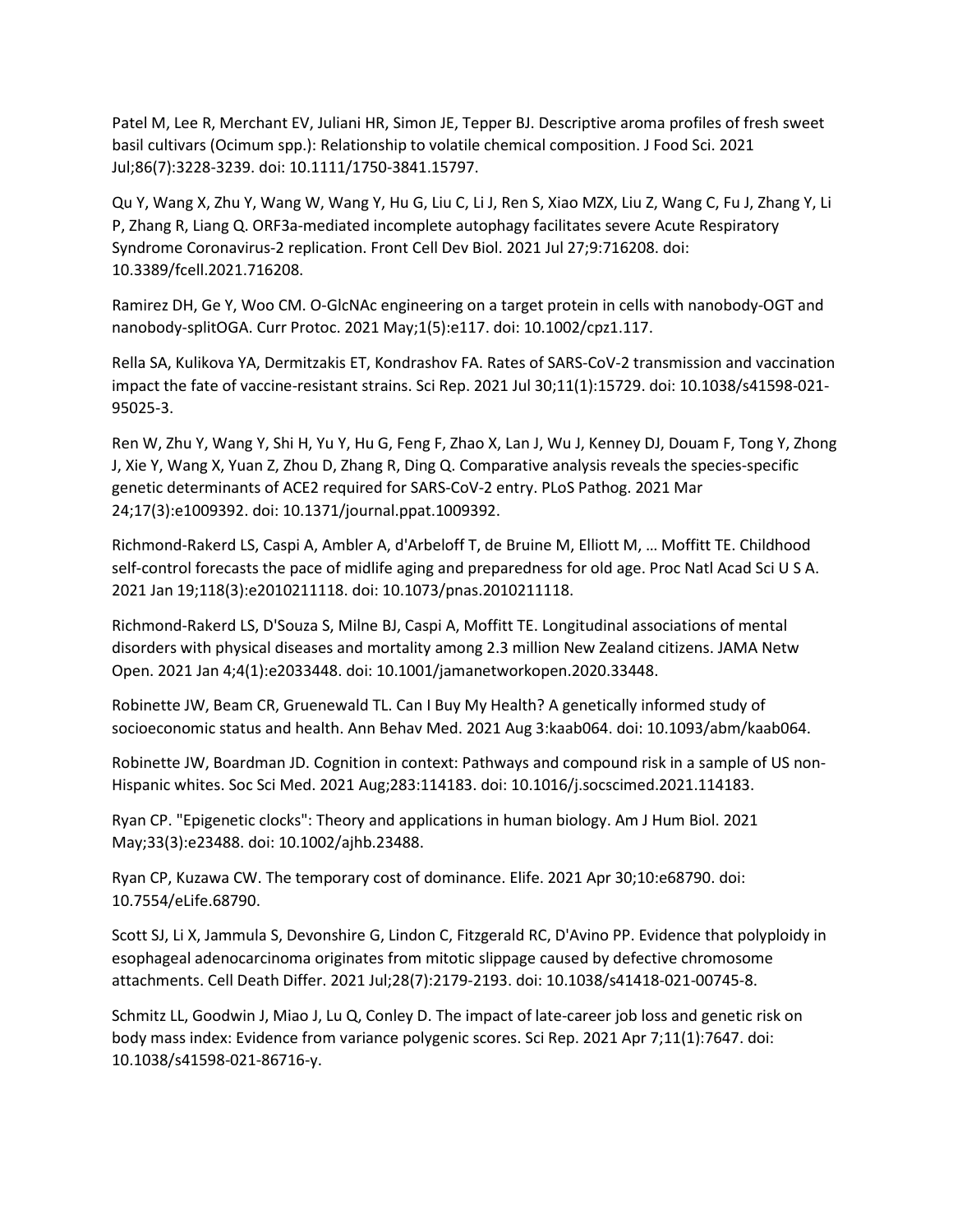Patel M, Lee R, Merchant EV, Juliani HR, Simon JE, Tepper BJ. Descriptive aroma profiles of fresh sweet basil cultivars (Ocimum spp.): Relationship to volatile chemical composition. J Food Sci. 2021 Jul;86(7):3228-3239. doi: 10.1111/1750-3841.15797.

Qu Y, Wang X, Zhu Y, Wang W, Wang Y, Hu G, Liu C, Li J, Ren S, Xiao MZX, Liu Z, Wang C, Fu J, Zhang Y, Li P, Zhang R, Liang Q. ORF3a-mediated incomplete autophagy facilitates severe Acute Respiratory Syndrome Coronavirus-2 replication. Front Cell Dev Biol. 2021 Jul 27;9:716208. doi: 10.3389/fcell.2021.716208.

Ramirez DH, Ge Y, Woo CM. O-GlcNAc engineering on a target protein in cells with nanobody-OGT and nanobody-splitOGA. Curr Protoc. 2021 May;1(5):e117. doi: 10.1002/cpz1.117.

Rella SA, Kulikova YA, Dermitzakis ET, Kondrashov FA. Rates of SARS-CoV-2 transmission and vaccination impact the fate of vaccine-resistant strains. Sci Rep. 2021 Jul 30;11(1):15729. doi: 10.1038/s41598-021-95025-3.

Ren W, Zhu Y, Wang Y, Shi H, Yu Y, Hu G, Feng F, Zhao X, Lan J, Wu J, Kenney DJ, Douam F, Tong Y, Zhong J, Xie Y, Wang X, Yuan Z, Zhou D, Zhang R, Ding Q. Comparative analysis reveals the species-specific genetic determinants of ACE2 required for SARS-CoV-2 entry. PLoS Pathog. 2021 Mar 24;17(3):e1009392. doi: 10.1371/journal.ppat.1009392.

Richmond-Rakerd LS, Caspi A, Ambler A, d'Arbeloff T, de Bruine M, Elliott M, … Moffitt TE. Childhood self-control forecasts the pace of midlife aging and preparedness for old age. Proc Natl Acad Sci U S A. 2021 Jan 19;118(3):e2010211118. doi: 10.1073/pnas.2010211118.

Richmond-Rakerd LS, D'Souza S, Milne BJ, Caspi A, Moffitt TE. Longitudinal associations of mental disorders with physical diseases and mortality among 2.3 million New Zealand citizens. JAMA Netw Open. 2021 Jan 4;4(1):e2033448. doi: 10.1001/jamanetworkopen.2020.33448.

Robinette JW, Beam CR, Gruenewald TL. Can I Buy My Health? A genetically informed study of socioeconomic status and health. Ann Behav Med. 2021 Aug 3:kaab064. doi: 10.1093/abm/kaab064.

Robinette JW, Boardman JD. Cognition in context: Pathways and compound risk in a sample of US non-Hispanic whites. Soc Sci Med. 2021 Aug;283:114183. doi: 10.1016/j.socscimed.2021.114183.

Ryan CP. "Epigenetic clocks": Theory and applications in human biology. Am J Hum Biol. 2021 May;33(3):e23488. doi: 10.1002/ajhb.23488.

Ryan CP, Kuzawa CW. The temporary cost of dominance. Elife. 2021 Apr 30;10:e68790. doi: 10.7554/eLife.68790.

Scott SJ, Li X, Jammula S, Devonshire G, Lindon C, Fitzgerald RC, D'Avino PP. Evidence that polyploidy in esophageal adenocarcinoma originates from mitotic slippage caused by defective chromosome attachments. Cell Death Differ. 2021 Jul;28(7):2179-2193. doi: 10.1038/s41418-021-00745-8.

Schmitz LL, Goodwin J, Miao J, Lu Q, Conley D. The impact of late-career job loss and genetic risk on body mass index: Evidence from variance polygenic scores. Sci Rep. 2021 Apr 7;11(1):7647. doi: 10.1038/s41598-021-86716-y.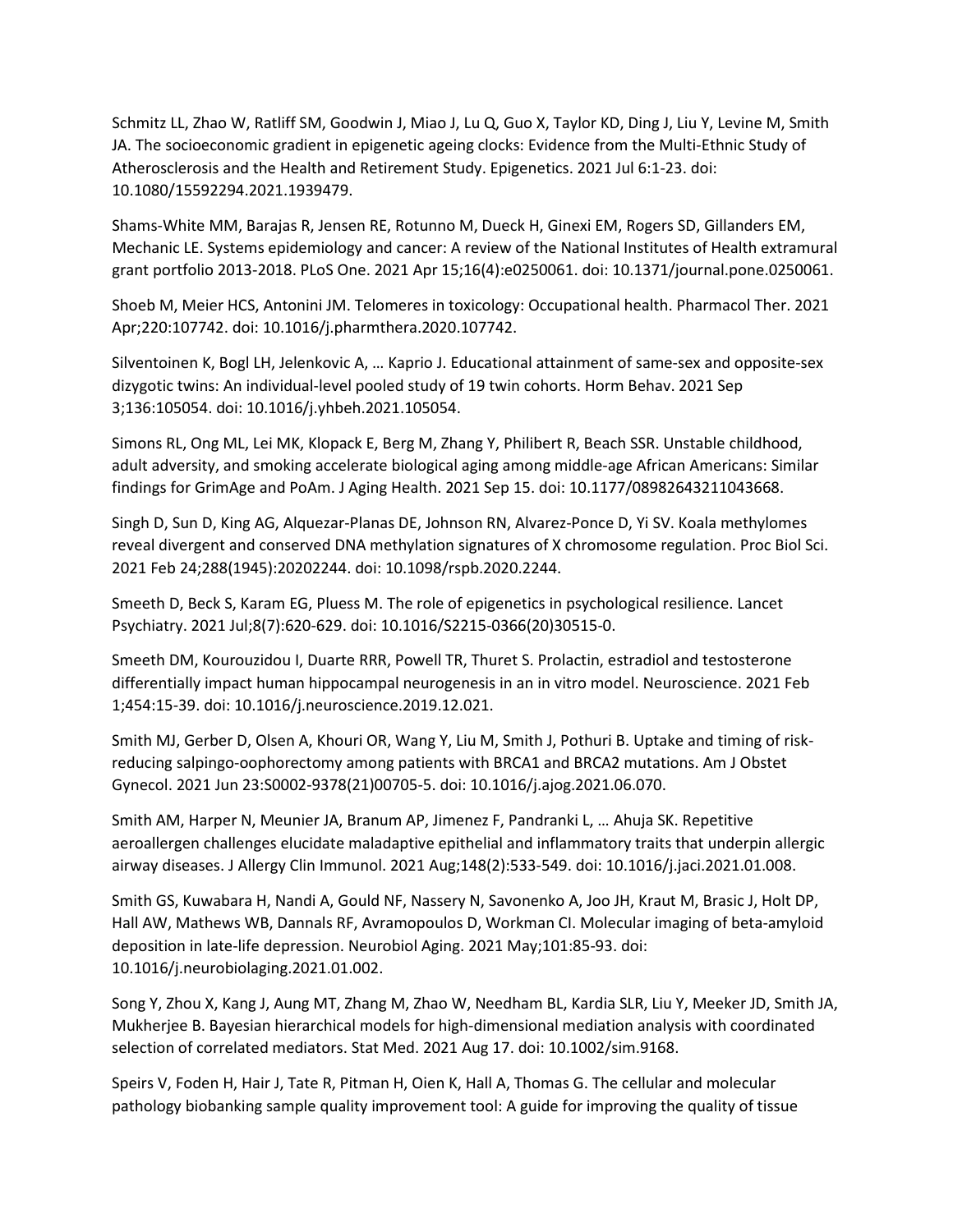Schmitz LL, Zhao W, Ratliff SM, Goodwin J, Miao J, Lu Q, Guo X, Taylor KD, Ding J, Liu Y, Levine M, Smith JA. The socioeconomic gradient in epigenetic ageing clocks: Evidence from the Multi-Ethnic Study of Atherosclerosis and the Health and Retirement Study. Epigenetics. 2021 Jul 6:1-23. doi: 10.1080/15592294.2021.1939479.

Shams-White MM, Barajas R, Jensen RE, Rotunno M, Dueck H, Ginexi EM, Rogers SD, Gillanders EM, Mechanic LE. Systems epidemiology and cancer: A review of the National Institutes of Health extramural grant portfolio 2013-2018. PLoS One. 2021 Apr 15;16(4):e0250061. doi: 10.1371/journal.pone.0250061.

Shoeb M, Meier HCS, Antonini JM. Telomeres in toxicology: Occupational health. Pharmacol Ther. 2021 Apr;220:107742. doi: 10.1016/j.pharmthera.2020.107742.

Silventoinen K, Bogl LH, Jelenkovic A, … Kaprio J. Educational attainment of same-sex and opposite-sex dizygotic twins: An individual-level pooled study of 19 twin cohorts. Horm Behav. 2021 Sep 3;136:105054. doi: 10.1016/j.yhbeh.2021.105054.

Simons RL, Ong ML, Lei MK, Klopack E, Berg M, Zhang Y, Philibert R, Beach SSR. Unstable childhood, adult adversity, and smoking accelerate biological aging among middle-age African Americans: Similar findings for GrimAge and PoAm. J Aging Health. 2021 Sep 15. doi: 10.1177/08982643211043668.

Singh D, Sun D, King AG, Alquezar-Planas DE, Johnson RN, Alvarez-Ponce D, Yi SV. Koala methylomes reveal divergent and conserved DNA methylation signatures of X chromosome regulation. Proc Biol Sci. 2021 Feb 24;288(1945):20202244. doi: 10.1098/rspb.2020.2244.

Smeeth D, Beck S, Karam EG, Pluess M. The role of epigenetics in psychological resilience. Lancet Psychiatry. 2021 Jul;8(7):620-629. doi: 10.1016/S2215-0366(20)30515-0.

Smeeth DM, Kourouzidou I, Duarte RRR, Powell TR, Thuret S. Prolactin, estradiol and testosterone differentially impact human hippocampal neurogenesis in an in vitro model. Neuroscience. 2021 Feb 1;454:15-39. doi: 10.1016/j.neuroscience.2019.12.021.

Smith MJ, Gerber D, Olsen A, Khouri OR, Wang Y, Liu M, Smith J, Pothuri B. Uptake and timing of risk-reducing salpingo-oophorectomy among patients with BRCA1 and BRCA2 mutations. Am J Obstet Gynecol. 2021 Jun 23:S0002-9378(21)00705-5. doi: 10.1016/j.ajog.2021.06.070.

Smith AM, Harper N, Meunier JA, Branum AP, Jimenez F, Pandranki L, … Ahuja SK. Repetitive aeroallergen challenges elucidate maladaptive epithelial and inflammatory traits that underpin allergic airway diseases. J Allergy Clin Immunol. 2021 Aug;148(2):533-549. doi: 10.1016/j.jaci.2021.01.008.

Smith GS, Kuwabara H, Nandi A, Gould NF, Nassery N, Savonenko A, Joo JH, Kraut M, Brasic J, Holt DP, Hall AW, Mathews WB, Dannals RF, Avramopoulos D, Workman CI. Molecular imaging of beta-amyloid deposition in late-life depression. Neurobiol Aging. 2021 May;101:85-93. doi: 10.1016/j.neurobiolaging.2021.01.002.

Song Y, Zhou X, Kang J, Aung MT, Zhang M, Zhao W, Needham BL, Kardia SLR, Liu Y, Meeker JD, Smith JA, Mukherjee B. Bayesian hierarchical models for high-dimensional mediation analysis with coordinated selection of correlated mediators. Stat Med. 2021 Aug 17. doi: 10.1002/sim.9168.

Speirs V, Foden H, Hair J, Tate R, Pitman H, Oien K, Hall A, Thomas G. The cellular and molecular pathology biobanking sample quality improvement tool: A guide for improving the quality of tissue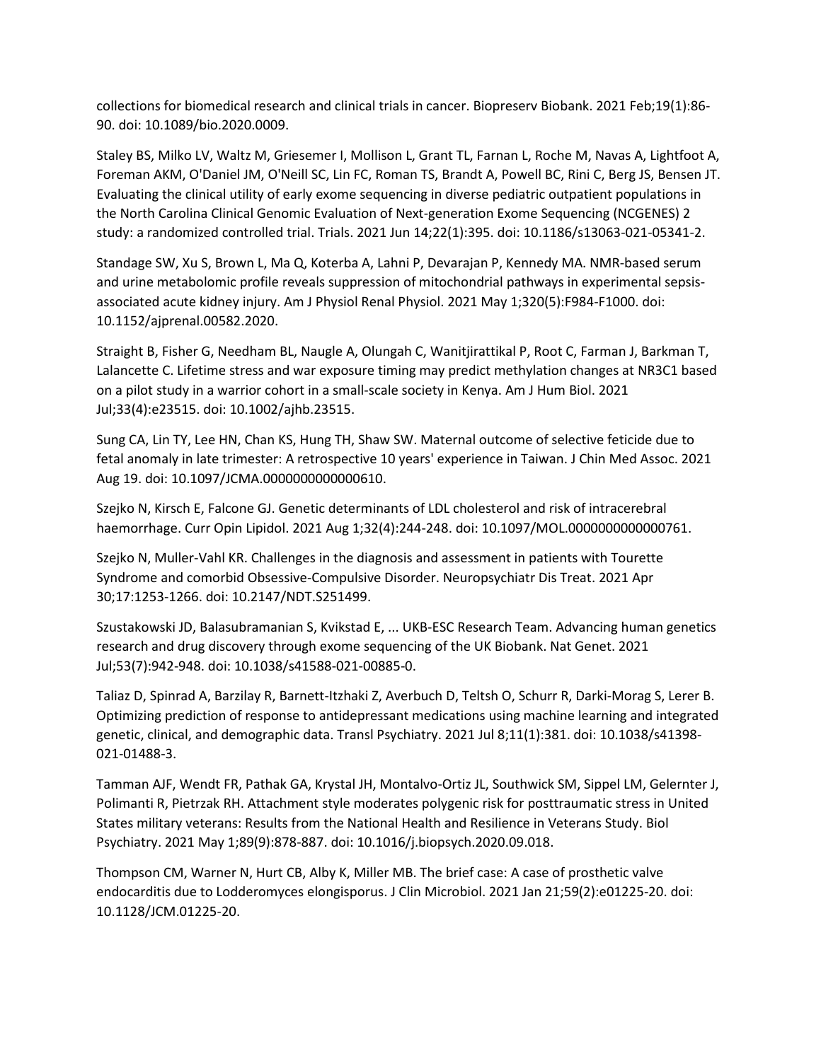collections for biomedical research and clinical trials in cancer. Biopreserv Biobank. 2021 Feb;19(1):86-90. doi: 10.1089/bio.2020.0009.

Staley BS, Milko LV, Waltz M, Griesemer I, Mollison L, Grant TL, Farnan L, Roche M, Navas A, Lightfoot A, Foreman AKM, O'Daniel JM, O'Neill SC, Lin FC, Roman TS, Brandt A, Powell BC, Rini C, Berg JS, Bensen JT. Evaluating the clinical utility of early exome sequencing in diverse pediatric outpatient populations in the North Carolina Clinical Genomic Evaluation of Next-generation Exome Sequencing (NCGENES) 2 study: a randomized controlled trial. Trials. 2021 Jun 14;22(1):395. doi: 10.1186/s13063-021-05341-2.

Standage SW, Xu S, Brown L, Ma Q, Koterba A, Lahni P, Devarajan P, Kennedy MA. NMR-based serum and urine metabolomic profile reveals suppression of mitochondrial pathways in experimental sepsis-associated acute kidney injury. Am J Physiol Renal Physiol. 2021 May 1;320(5):F984-F1000. doi: 10.1152/ajprenal.00582.2020.

Straight B, Fisher G, Needham BL, Naugle A, Olungah C, Wanitjirattikal P, Root C, Farman J, Barkman T, Lalancette C. Lifetime stress and war exposure timing may predict methylation changes at NR3C1 based on a pilot study in a warrior cohort in a small-scale society in Kenya. Am J Hum Biol. 2021 Jul;33(4):e23515. doi: 10.1002/ajhb.23515.

Sung CA, Lin TY, Lee HN, Chan KS, Hung TH, Shaw SW. Maternal outcome of selective feticide due to fetal anomaly in late trimester: A retrospective 10 years' experience in Taiwan. J Chin Med Assoc. 2021 Aug 19. doi: 10.1097/JCMA.0000000000000610.

Szejko N, Kirsch E, Falcone GJ. Genetic determinants of LDL cholesterol and risk of intracerebral haemorrhage. Curr Opin Lipidol. 2021 Aug 1;32(4):244-248. doi: 10.1097/MOL.0000000000000761.

Szejko N, Muller-Vahl KR. Challenges in the diagnosis and assessment in patients with Tourette Syndrome and comorbid Obsessive-Compulsive Disorder. Neuropsychiatr Dis Treat. 2021 Apr 30;17:1253-1266. doi: 10.2147/NDT.S251499.

Szustakowski JD, Balasubramanian S, Kvikstad E, ... UKB-ESC Research Team. Advancing human genetics research and drug discovery through exome sequencing of the UK Biobank. Nat Genet. 2021 Jul;53(7):942-948. doi: 10.1038/s41588-021-00885-0.

Taliaz D, Spinrad A, Barzilay R, Barnett-Itzhaki Z, Averbuch D, Teltsh O, Schurr R, Darki-Morag S, Lerer B. Optimizing prediction of response to antidepressant medications using machine learning and integrated genetic, clinical, and demographic data. Transl Psychiatry. 2021 Jul 8;11(1):381. doi: 10.1038/s41398-021-01488-3.

Tamman AJF, Wendt FR, Pathak GA, Krystal JH, Montalvo-Ortiz JL, Southwick SM, Sippel LM, Gelernter J, Polimanti R, Pietrzak RH. Attachment style moderates polygenic risk for posttraumatic stress in United States military veterans: Results from the National Health and Resilience in Veterans Study. Biol Psychiatry. 2021 May 1;89(9):878-887. doi: 10.1016/j.biopsych.2020.09.018.

Thompson CM, Warner N, Hurt CB, Alby K, Miller MB. The brief case: A case of prosthetic valve endocarditis due to Lodderomyces elongisporus. J Clin Microbiol. 2021 Jan 21;59(2):e01225-20. doi: 10.1128/JCM.01225-20.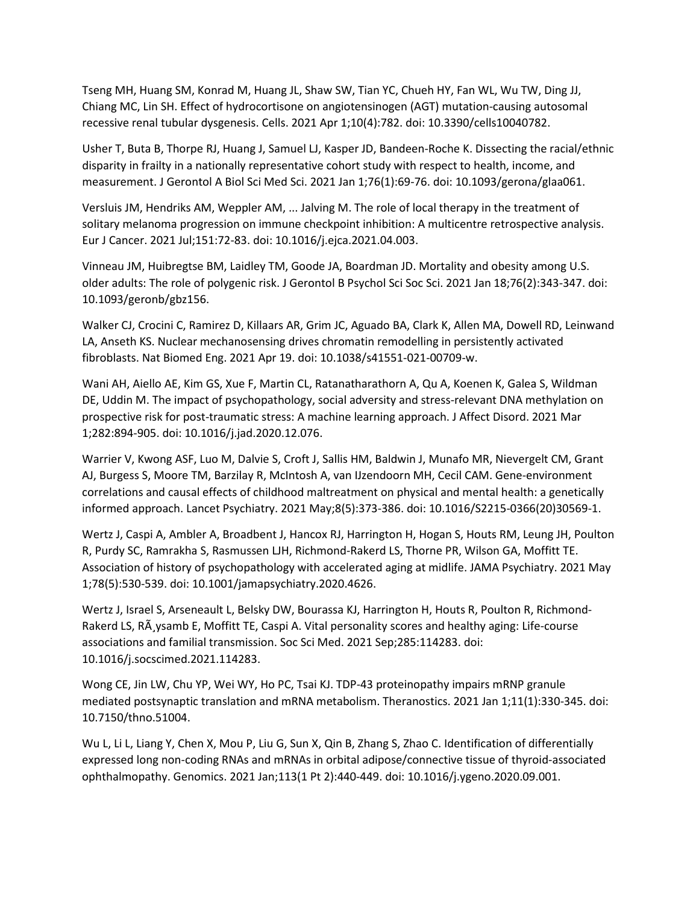Tseng MH, Huang SM, Konrad M, Huang JL, Shaw SW, Tian YC, Chueh HY, Fan WL, Wu TW, Ding JJ, Chiang MC, Lin SH. Effect of hydrocortisone on angiotensinogen (AGT) mutation-causing autosomal recessive renal tubular dysgenesis. Cells. 2021 Apr 1;10(4):782. doi: 10.3390/cells10040782.

Usher T, Buta B, Thorpe RJ, Huang J, Samuel LJ, Kasper JD, Bandeen-Roche K. Dissecting the racial/ethnic disparity in frailty in a nationally representative cohort study with respect to health, income, and measurement. J Gerontol A Biol Sci Med Sci. 2021 Jan 1;76(1):69-76. doi: 10.1093/gerona/glaa061.

Versluis JM, Hendriks AM, Weppler AM, ... Jalving M. The role of local therapy in the treatment of solitary melanoma progression on immune checkpoint inhibition: A multicentre retrospective analysis. Eur J Cancer. 2021 Jul;151:72-83. doi: 10.1016/j.ejca.2021.04.003.

Vinneau JM, Huibregtse BM, Laidley TM, Goode JA, Boardman JD. Mortality and obesity among U.S. older adults: The role of polygenic risk. J Gerontol B Psychol Sci Soc Sci. 2021 Jan 18;76(2):343-347. doi: 10.1093/geronb/gbz156.

Walker CJ, Crocini C, Ramirez D, Killaars AR, Grim JC, Aguado BA, Clark K, Allen MA, Dowell RD, Leinwand LA, Anseth KS. Nuclear mechanosensing drives chromatin remodelling in persistently activated fibroblasts. Nat Biomed Eng. 2021 Apr 19. doi: 10.1038/s41551-021-00709-w.

Wani AH, Aiello AE, Kim GS, Xue F, Martin CL, Ratanatharathorn A, Qu A, Koenen K, Galea S, Wildman DE, Uddin M. The impact of psychopathology, social adversity and stress-relevant DNA methylation on prospective risk for post-traumatic stress: A machine learning approach. J Affect Disord. 2021 Mar 1;282:894-905. doi: 10.1016/j.jad.2020.12.076.

Warrier V, Kwong ASF, Luo M, Dalvie S, Croft J, Sallis HM, Baldwin J, Munafo MR, Nievergelt CM, Grant AJ, Burgess S, Moore TM, Barzilay R, McIntosh A, van IJzendoorn MH, Cecil CAM. Gene-environment correlations and causal effects of childhood maltreatment on physical and mental health: a genetically informed approach. Lancet Psychiatry. 2021 May;8(5):373-386. doi: 10.1016/S2215-0366(20)30569-1.

Wertz J, Caspi A, Ambler A, Broadbent J, Hancox RJ, Harrington H, Hogan S, Houts RM, Leung JH, Poulton R, Purdy SC, Ramrakha S, Rasmussen LJH, Richmond-Rakerd LS, Thorne PR, Wilson GA, Moffitt TE. Association of history of psychopathology with accelerated aging at midlife. JAMA Psychiatry. 2021 May 1;78(5):530-539. doi: 10.1001/jamapsychiatry.2020.4626.

Wertz J, Israel S, Arseneault L, Belsky DW, Bourassa KJ, Harrington H, Houts R, Poulton R, Richmond-Rakerd LS, RÃ¸ysamb E, Moffitt TE, Caspi A. Vital personality scores and healthy aging: Life-course associations and familial transmission. Soc Sci Med. 2021 Sep;285:114283. doi: 10.1016/j.socscimed.2021.114283.

Wong CE, Jin LW, Chu YP, Wei WY, Ho PC, Tsai KJ. TDP-43 proteinopathy impairs mRNP granule mediated postsynaptic translation and mRNA metabolism. Theranostics. 2021 Jan 1;11(1):330-345. doi: 10.7150/thno.51004.

Wu L, Li L, Liang Y, Chen X, Mou P, Liu G, Sun X, Qin B, Zhang S, Zhao C. Identification of differentially expressed long non-coding RNAs and mRNAs in orbital adipose/connective tissue of thyroid-associated ophthalmopathy. Genomics. 2021 Jan;113(1 Pt 2):440-449. doi: 10.1016/j.ygeno.2020.09.001.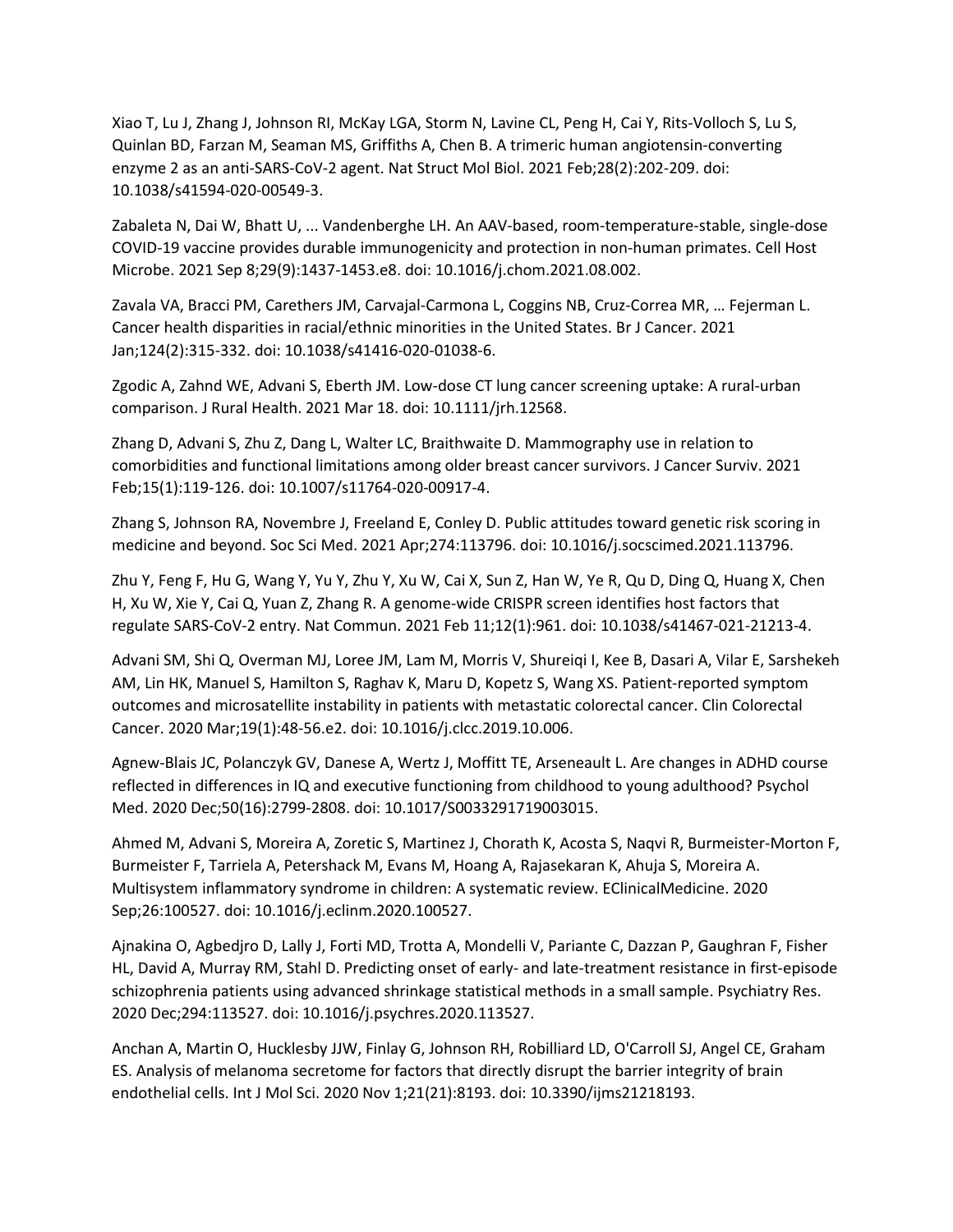Xiao T, Lu J, Zhang J, Johnson RI, McKay LGA, Storm N, Lavine CL, Peng H, Cai Y, Rits-Volloch S, Lu S, Quinlan BD, Farzan M, Seaman MS, Griffiths A, Chen B. A trimeric human angiotensin-converting enzyme 2 as an anti-SARS-CoV-2 agent. Nat Struct Mol Biol. 2021 Feb;28(2):202-209. doi: 10.1038/s41594-020-00549-3.

Zabaleta N, Dai W, Bhatt U, ... Vandenberghe LH. An AAV-based, room-temperature-stable, single-dose COVID-19 vaccine provides durable immunogenicity and protection in non-human primates. Cell Host Microbe. 2021 Sep 8;29(9):1437-1453.e8. doi: 10.1016/j.chom.2021.08.002.

Zavala VA, Bracci PM, Carethers JM, Carvajal-Carmona L, Coggins NB, Cruz-Correa MR, … Fejerman L. Cancer health disparities in racial/ethnic minorities in the United States. Br J Cancer. 2021 Jan;124(2):315-332. doi: 10.1038/s41416-020-01038-6.

Zgodic A, Zahnd WE, Advani S, Eberth JM. Low-dose CT lung cancer screening uptake: A rural-urban comparison. J Rural Health. 2021 Mar 18. doi: 10.1111/jrh.12568.

Zhang D, Advani S, Zhu Z, Dang L, Walter LC, Braithwaite D. Mammography use in relation to comorbidities and functional limitations among older breast cancer survivors. J Cancer Surviv. 2021 Feb;15(1):119-126. doi: 10.1007/s11764-020-00917-4.

Zhang S, Johnson RA, Novembre J, Freeland E, Conley D. Public attitudes toward genetic risk scoring in medicine and beyond. Soc Sci Med. 2021 Apr;274:113796. doi: 10.1016/j.socscimed.2021.113796.

Zhu Y, Feng F, Hu G, Wang Y, Yu Y, Zhu Y, Xu W, Cai X, Sun Z, Han W, Ye R, Qu D, Ding Q, Huang X, Chen H, Xu W, Xie Y, Cai Q, Yuan Z, Zhang R. A genome-wide CRISPR screen identifies host factors that regulate SARS-CoV-2 entry. Nat Commun. 2021 Feb 11;12(1):961. doi: 10.1038/s41467-021-21213-4.

Advani SM, Shi Q, Overman MJ, Loree JM, Lam M, Morris V, Shureiqi I, Kee B, Dasari A, Vilar E, Sarshekeh AM, Lin HK, Manuel S, Hamilton S, Raghav K, Maru D, Kopetz S, Wang XS. Patient-reported symptom outcomes and microsatellite instability in patients with metastatic colorectal cancer. Clin Colorectal Cancer. 2020 Mar;19(1):48-56.e2. doi: 10.1016/j.clcc.2019.10.006.

Agnew-Blais JC, Polanczyk GV, Danese A, Wertz J, Moffitt TE, Arseneault L. Are changes in ADHD course reflected in differences in IQ and executive functioning from childhood to young adulthood? Psychol Med. 2020 Dec;50(16):2799-2808. doi: 10.1017/S0033291719003015.

Ahmed M, Advani S, Moreira A, Zoretic S, Martinez J, Chorath K, Acosta S, Naqvi R, Burmeister-Morton F, Burmeister F, Tarriela A, Petershack M, Evans M, Hoang A, Rajasekaran K, Ahuja S, Moreira A. Multisystem inflammatory syndrome in children: A systematic review. EClinicalMedicine. 2020 Sep;26:100527. doi: 10.1016/j.eclinm.2020.100527.

Ajnakina O, Agbedjro D, Lally J, Forti MD, Trotta A, Mondelli V, Pariante C, Dazzan P, Gaughran F, Fisher HL, David A, Murray RM, Stahl D. Predicting onset of early- and late-treatment resistance in first-episode schizophrenia patients using advanced shrinkage statistical methods in a small sample. Psychiatry Res. 2020 Dec;294:113527. doi: 10.1016/j.psychres.2020.113527.

Anchan A, Martin O, Hucklesby JJW, Finlay G, Johnson RH, Robilliard LD, O'Carroll SJ, Angel CE, Graham ES. Analysis of melanoma secretome for factors that directly disrupt the barrier integrity of brain endothelial cells. Int J Mol Sci. 2020 Nov 1;21(21):8193. doi: 10.3390/ijms21218193.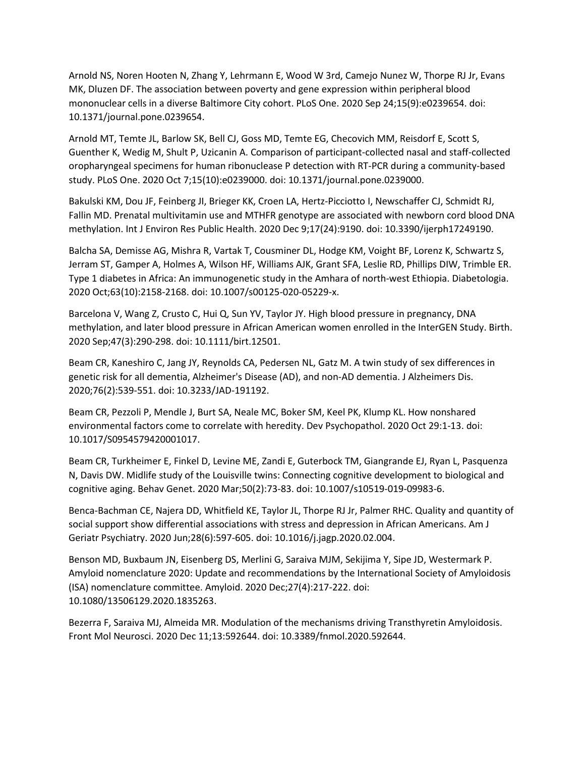Arnold NS, Noren Hooten N, Zhang Y, Lehrmann E, Wood W 3rd, Camejo Nunez W, Thorpe RJ Jr, Evans MK, Dluzen DF. The association between poverty and gene expression within peripheral blood mononuclear cells in a diverse Baltimore City cohort. PLoS One. 2020 Sep 24;15(9):e0239654. doi: 10.1371/journal.pone.0239654.

Arnold MT, Temte JL, Barlow SK, Bell CJ, Goss MD, Temte EG, Checovich MM, Reisdorf E, Scott S, Guenther K, Wedig M, Shult P, Uzicanin A. Comparison of participant-collected nasal and staff-collected oropharyngeal specimens for human ribonuclease P detection with RT-PCR during a community-based study. PLoS One. 2020 Oct 7;15(10):e0239000. doi: 10.1371/journal.pone.0239000.

Bakulski KM, Dou JF, Feinberg JI, Brieger KK, Croen LA, Hertz-Picciotto I, Newschaffer CJ, Schmidt RJ, Fallin MD. Prenatal multivitamin use and MTHFR genotype are associated with newborn cord blood DNA methylation. Int J Environ Res Public Health. 2020 Dec 9;17(24):9190. doi: 10.3390/ijerph17249190.

Balcha SA, Demisse AG, Mishra R, Vartak T, Cousminer DL, Hodge KM, Voight BF, Lorenz K, Schwartz S, Jerram ST, Gamper A, Holmes A, Wilson HF, Williams AJK, Grant SFA, Leslie RD, Phillips DIW, Trimble ER. Type 1 diabetes in Africa: An immunogenetic study in the Amhara of north-west Ethiopia. Diabetologia. 2020 Oct;63(10):2158-2168. doi: 10.1007/s00125-020-05229-x.

Barcelona V, Wang Z, Crusto C, Hui Q, Sun YV, Taylor JY. High blood pressure in pregnancy, DNA methylation, and later blood pressure in African American women enrolled in the InterGEN Study. Birth. 2020 Sep;47(3):290-298. doi: 10.1111/birt.12501.

Beam CR, Kaneshiro C, Jang JY, Reynolds CA, Pedersen NL, Gatz M. A twin study of sex differences in genetic risk for all dementia, Alzheimer's Disease (AD), and non-AD dementia. J Alzheimers Dis. 2020;76(2):539-551. doi: 10.3233/JAD-191192.

Beam CR, Pezzoli P, Mendle J, Burt SA, Neale MC, Boker SM, Keel PK, Klump KL. How nonshared environmental factors come to correlate with heredity. Dev Psychopathol. 2020 Oct 29:1-13. doi: 10.1017/S0954579420001017.

Beam CR, Turkheimer E, Finkel D, Levine ME, Zandi E, Guterbock TM, Giangrande EJ, Ryan L, Pasquenza N, Davis DW. Midlife study of the Louisville twins: Connecting cognitive development to biological and cognitive aging. Behav Genet. 2020 Mar;50(2):73-83. doi: 10.1007/s10519-019-09983-6.

Benca-Bachman CE, Najera DD, Whitfield KE, Taylor JL, Thorpe RJ Jr, Palmer RHC. Quality and quantity of social support show differential associations with stress and depression in African Americans. Am J Geriatr Psychiatry. 2020 Jun;28(6):597-605. doi: 10.1016/j.jagp.2020.02.004.

Benson MD, Buxbaum JN, Eisenberg DS, Merlini G, Saraiva MJM, Sekijima Y, Sipe JD, Westermark P. Amyloid nomenclature 2020: Update and recommendations by the International Society of Amyloidosis (ISA) nomenclature committee. Amyloid. 2020 Dec;27(4):217-222. doi: 10.1080/13506129.2020.1835263.

Bezerra F, Saraiva MJ, Almeida MR. Modulation of the mechanisms driving Transthyretin Amyloidosis. Front Mol Neurosci. 2020 Dec 11;13:592644. doi: 10.3389/fnmol.2020.592644.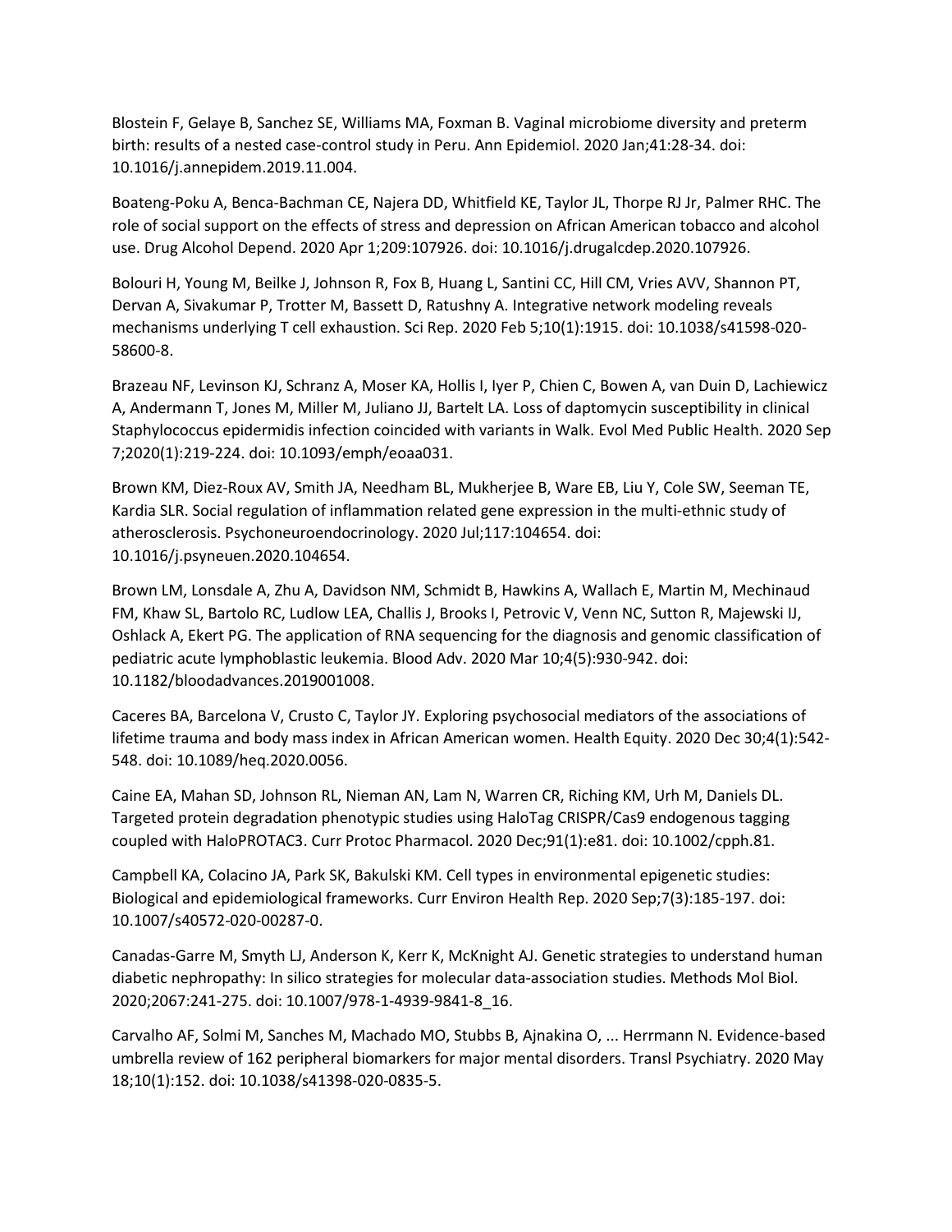Blostein F, Gelaye B, Sanchez SE, Williams MA, Foxman B. Vaginal microbiome diversity and preterm birth: results of a nested case-control study in Peru. Ann Epidemiol. 2020 Jan;41:28-34. doi: 10.1016/j.annepidem.2019.11.004.

Boateng-Poku A, Benca-Bachman CE, Najera DD, Whitfield KE, Taylor JL, Thorpe RJ Jr, Palmer RHC. The role of social support on the effects of stress and depression on African American tobacco and alcohol use. Drug Alcohol Depend. 2020 Apr 1;209:107926. doi: 10.1016/j.drugalcdep.2020.107926.

Bolouri H, Young M, Beilke J, Johnson R, Fox B, Huang L, Santini CC, Hill CM, Vries AVV, Shannon PT, Dervan A, Sivakumar P, Trotter M, Bassett D, Ratushny A. Integrative network modeling reveals mechanisms underlying T cell exhaustion. Sci Rep. 2020 Feb 5;10(1):1915. doi: 10.1038/s41598-020-58600-8.

Brazeau NF, Levinson KJ, Schranz A, Moser KA, Hollis I, Iyer P, Chien C, Bowen A, van Duin D, Lachiewicz A, Andermann T, Jones M, Miller M, Juliano JJ, Bartelt LA. Loss of daptomycin susceptibility in clinical Staphylococcus epidermidis infection coincided with variants in WalK. Evol Med Public Health. 2020 Sep 7;2020(1):219-224. doi: 10.1093/emph/eoaa031.

Brown KM, Diez-Roux AV, Smith JA, Needham BL, Mukherjee B, Ware EB, Liu Y, Cole SW, Seeman TE, Kardia SLR. Social regulation of inflammation related gene expression in the multi-ethnic study of atherosclerosis. Psychoneuroendocrinology. 2020 Jul;117:104654. doi: 10.1016/j.psyneuen.2020.104654.

Brown LM, Lonsdale A, Zhu A, Davidson NM, Schmidt B, Hawkins A, Wallach E, Martin M, Mechinaud FM, Khaw SL, Bartolo RC, Ludlow LEA, Challis J, Brooks I, Petrovic V, Venn NC, Sutton R, Majewski IJ, Oshlack A, Ekert PG. The application of RNA sequencing for the diagnosis and genomic classification of pediatric acute lymphoblastic leukemia. Blood Adv. 2020 Mar 10;4(5):930-942. doi: 10.1182/bloodadvances.2019001008.

Caceres BA, Barcelona V, Crusto C, Taylor JY. Exploring psychosocial mediators of the associations of lifetime trauma and body mass index in African American women. Health Equity. 2020 Dec 30;4(1):542-548. doi: 10.1089/heq.2020.0056.

Caine EA, Mahan SD, Johnson RL, Nieman AN, Lam N, Warren CR, Riching KM, Urh M, Daniels DL. Targeted protein degradation phenotypic studies using HaloTag CRISPR/Cas9 endogenous tagging coupled with HaloPROTAC3. Curr Protoc Pharmacol. 2020 Dec;91(1):e81. doi: 10.1002/cpph.81.

Campbell KA, Colacino JA, Park SK, Bakulski KM. Cell types in environmental epigenetic studies: Biological and epidemiological frameworks. Curr Environ Health Rep. 2020 Sep;7(3):185-197. doi: 10.1007/s40572-020-00287-0.

Canadas-Garre M, Smyth LJ, Anderson K, Kerr K, McKnight AJ. Genetic strategies to understand human diabetic nephropathy: In silico strategies for molecular data-association studies. Methods Mol Biol. 2020;2067:241-275. doi: 10.1007/978-1-4939-9841-8_16.

Carvalho AF, Solmi M, Sanches M, Machado MO, Stubbs B, Ajnakina O, ... Herrmann N. Evidence-based umbrella review of 162 peripheral biomarkers for major mental disorders. Transl Psychiatry. 2020 May 18;10(1):152. doi: 10.1038/s41398-020-0835-5.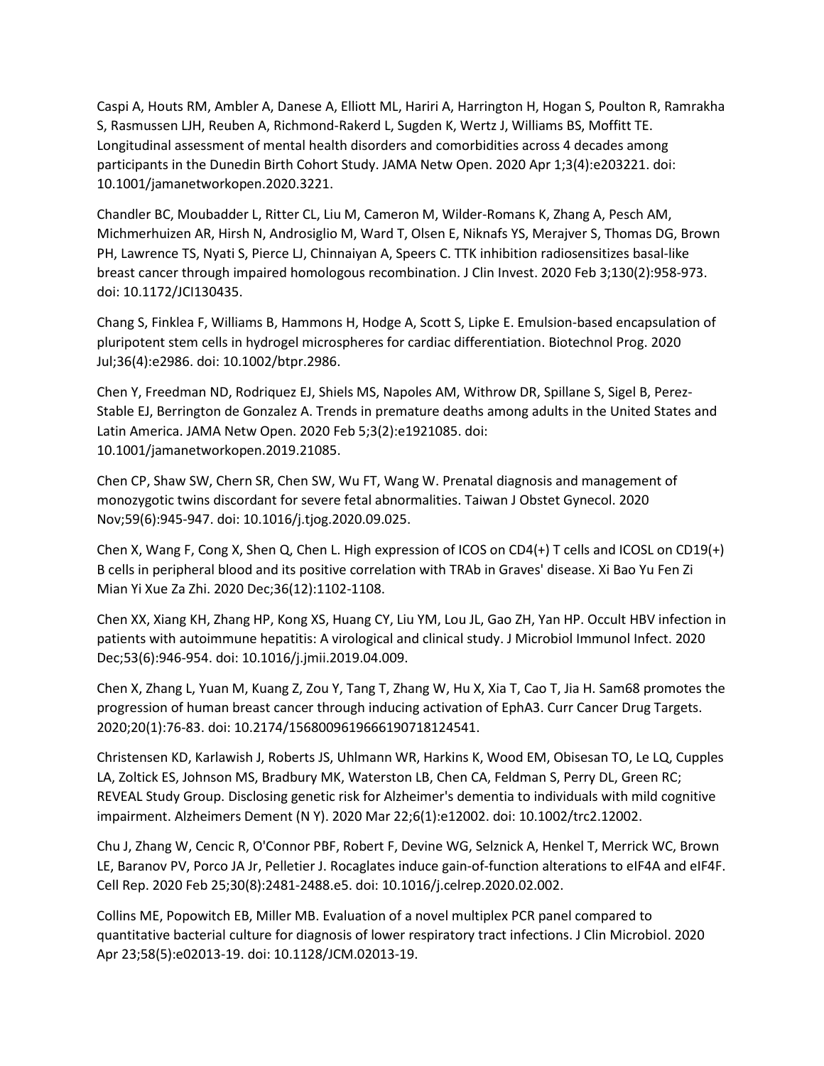Caspi A, Houts RM, Ambler A, Danese A, Elliott ML, Hariri A, Harrington H, Hogan S, Poulton R, Ramrakha S, Rasmussen LJH, Reuben A, Richmond-Rakerd L, Sugden K, Wertz J, Williams BS, Moffitt TE. Longitudinal assessment of mental health disorders and comorbidities across 4 decades among participants in the Dunedin Birth Cohort Study. JAMA Netw Open. 2020 Apr 1;3(4):e203221. doi: 10.1001/jamanetworkopen.2020.3221.

Chandler BC, Moubadder L, Ritter CL, Liu M, Cameron M, Wilder-Romans K, Zhang A, Pesch AM, Michmerhuizen AR, Hirsh N, Androsiglio M, Ward T, Olsen E, Niknafs YS, Merajver S, Thomas DG, Brown PH, Lawrence TS, Nyati S, Pierce LJ, Chinnaiyan A, Speers C. TTK inhibition radiosensitizes basal-like breast cancer through impaired homologous recombination. J Clin Invest. 2020 Feb 3;130(2):958-973. doi: 10.1172/JCI130435.

Chang S, Finklea F, Williams B, Hammons H, Hodge A, Scott S, Lipke E. Emulsion-based encapsulation of pluripotent stem cells in hydrogel microspheres for cardiac differentiation. Biotechnol Prog. 2020 Jul;36(4):e2986. doi: 10.1002/btpr.2986.

Chen Y, Freedman ND, Rodriquez EJ, Shiels MS, Napoles AM, Withrow DR, Spillane S, Sigel B, Perez-Stable EJ, Berrington de Gonzalez A. Trends in premature deaths among adults in the United States and Latin America. JAMA Netw Open. 2020 Feb 5;3(2):e1921085. doi: 10.1001/jamanetworkopen.2019.21085.

Chen CP, Shaw SW, Chern SR, Chen SW, Wu FT, Wang W. Prenatal diagnosis and management of monozygotic twins discordant for severe fetal abnormalities. Taiwan J Obstet Gynecol. 2020 Nov;59(6):945-947. doi: 10.1016/j.tjog.2020.09.025.

Chen X, Wang F, Cong X, Shen Q, Chen L. High expression of ICOS on CD4(+) T cells and ICOSL on CD19(+) B cells in peripheral blood and its positive correlation with TRAb in Graves' disease. Xi Bao Yu Fen Zi Mian Yi Xue Za Zhi. 2020 Dec;36(12):1102-1108.

Chen XX, Xiang KH, Zhang HP, Kong XS, Huang CY, Liu YM, Lou JL, Gao ZH, Yan HP. Occult HBV infection in patients with autoimmune hepatitis: A virological and clinical study. J Microbiol Immunol Infect. 2020 Dec;53(6):946-954. doi: 10.1016/j.jmii.2019.04.009.

Chen X, Zhang L, Yuan M, Kuang Z, Zou Y, Tang T, Zhang W, Hu X, Xia T, Cao T, Jia H. Sam68 promotes the progression of human breast cancer through inducing activation of EphA3. Curr Cancer Drug Targets. 2020;20(1):76-83. doi: 10.2174/1568009619666190718124541.

Christensen KD, Karlawish J, Roberts JS, Uhlmann WR, Harkins K, Wood EM, Obisesan TO, Le LQ, Cupples LA, Zoltick ES, Johnson MS, Bradbury MK, Waterston LB, Chen CA, Feldman S, Perry DL, Green RC; REVEAL Study Group. Disclosing genetic risk for Alzheimer's dementia to individuals with mild cognitive impairment. Alzheimers Dement (N Y). 2020 Mar 22;6(1):e12002. doi: 10.1002/trc2.12002.

Chu J, Zhang W, Cencic R, O'Connor PBF, Robert F, Devine WG, Selznick A, Henkel T, Merrick WC, Brown LE, Baranov PV, Porco JA Jr, Pelletier J. Rocaglates induce gain-of-function alterations to eIF4A and eIF4F. Cell Rep. 2020 Feb 25;30(8):2481-2488.e5. doi: 10.1016/j.celrep.2020.02.002.

Collins ME, Popowitch EB, Miller MB. Evaluation of a novel multiplex PCR panel compared to quantitative bacterial culture for diagnosis of lower respiratory tract infections. J Clin Microbiol. 2020 Apr 23;58(5):e02013-19. doi: 10.1128/JCM.02013-19.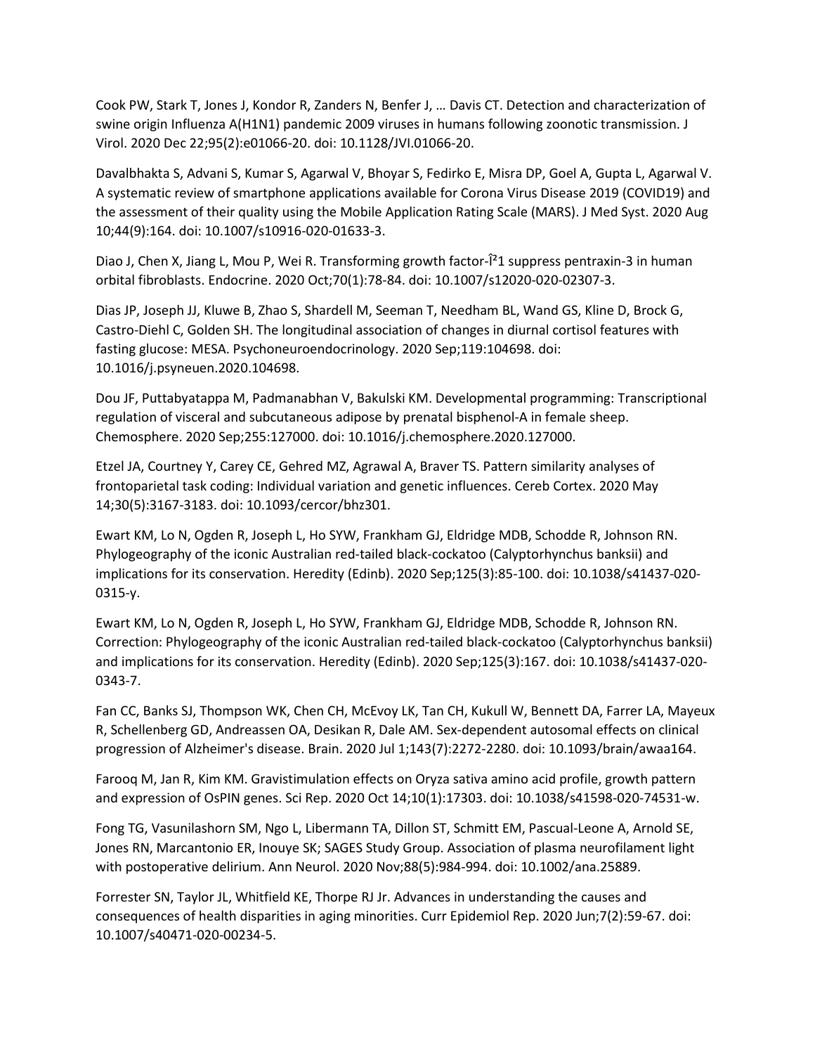Cook PW, Stark T, Jones J, Kondor R, Zanders N, Benfer J, … Davis CT. Detection and characterization of swine origin Influenza A(H1N1) pandemic 2009 viruses in humans following zoonotic transmission. J Virol. 2020 Dec 22;95(2):e01066-20. doi: 10.1128/JVI.01066-20.

Davalbhakta S, Advani S, Kumar S, Agarwal V, Bhoyar S, Fedirko E, Misra DP, Goel A, Gupta L, Agarwal V. A systematic review of smartphone applications available for Corona Virus Disease 2019 (COVID19) and the assessment of their quality using the Mobile Application Rating Scale (MARS). J Med Syst. 2020 Aug 10;44(9):164. doi: 10.1007/s10916-020-01633-3.

Diao J, Chen X, Jiang L, Mou P, Wei R. Transforming growth factor-Î²1 suppress pentraxin-3 in human orbital fibroblasts. Endocrine. 2020 Oct;70(1):78-84. doi: 10.1007/s12020-020-02307-3.

Dias JP, Joseph JJ, Kluwe B, Zhao S, Shardell M, Seeman T, Needham BL, Wand GS, Kline D, Brock G, Castro-Diehl C, Golden SH. The longitudinal association of changes in diurnal cortisol features with fasting glucose: MESA. Psychoneuroendocrinology. 2020 Sep;119:104698. doi: 10.1016/j.psyneuen.2020.104698.

Dou JF, Puttabyatappa M, Padmanabhan V, Bakulski KM. Developmental programming: Transcriptional regulation of visceral and subcutaneous adipose by prenatal bisphenol-A in female sheep. Chemosphere. 2020 Sep;255:127000. doi: 10.1016/j.chemosphere.2020.127000.

Etzel JA, Courtney Y, Carey CE, Gehred MZ, Agrawal A, Braver TS. Pattern similarity analyses of frontoparietal task coding: Individual variation and genetic influences. Cereb Cortex. 2020 May 14;30(5):3167-3183. doi: 10.1093/cercor/bhz301.

Ewart KM, Lo N, Ogden R, Joseph L, Ho SYW, Frankham GJ, Eldridge MDB, Schodde R, Johnson RN. Phylogeography of the iconic Australian red-tailed black-cockatoo (Calyptorhynchus banksii) and implications for its conservation. Heredity (Edinb). 2020 Sep;125(3):85-100. doi: 10.1038/s41437-020-0315-y.

Ewart KM, Lo N, Ogden R, Joseph L, Ho SYW, Frankham GJ, Eldridge MDB, Schodde R, Johnson RN. Correction: Phylogeography of the iconic Australian red-tailed black-cockatoo (Calyptorhynchus banksii) and implications for its conservation. Heredity (Edinb). 2020 Sep;125(3):167. doi: 10.1038/s41437-020-0343-7.

Fan CC, Banks SJ, Thompson WK, Chen CH, McEvoy LK, Tan CH, Kukull W, Bennett DA, Farrer LA, Mayeux R, Schellenberg GD, Andreassen OA, Desikan R, Dale AM. Sex-dependent autosomal effects on clinical progression of Alzheimer's disease. Brain. 2020 Jul 1;143(7):2272-2280. doi: 10.1093/brain/awaa164.

Farooq M, Jan R, Kim KM. Gravistimulation effects on Oryza sativa amino acid profile, growth pattern and expression of OsPIN genes. Sci Rep. 2020 Oct 14;10(1):17303. doi: 10.1038/s41598-020-74531-w.

Fong TG, Vasunilashorn SM, Ngo L, Libermann TA, Dillon ST, Schmitt EM, Pascual-Leone A, Arnold SE, Jones RN, Marcantonio ER, Inouye SK; SAGES Study Group. Association of plasma neurofilament light with postoperative delirium. Ann Neurol. 2020 Nov;88(5):984-994. doi: 10.1002/ana.25889.

Forrester SN, Taylor JL, Whitfield KE, Thorpe RJ Jr. Advances in understanding the causes and consequences of health disparities in aging minorities. Curr Epidemiol Rep. 2020 Jun;7(2):59-67. doi: 10.1007/s40471-020-00234-5.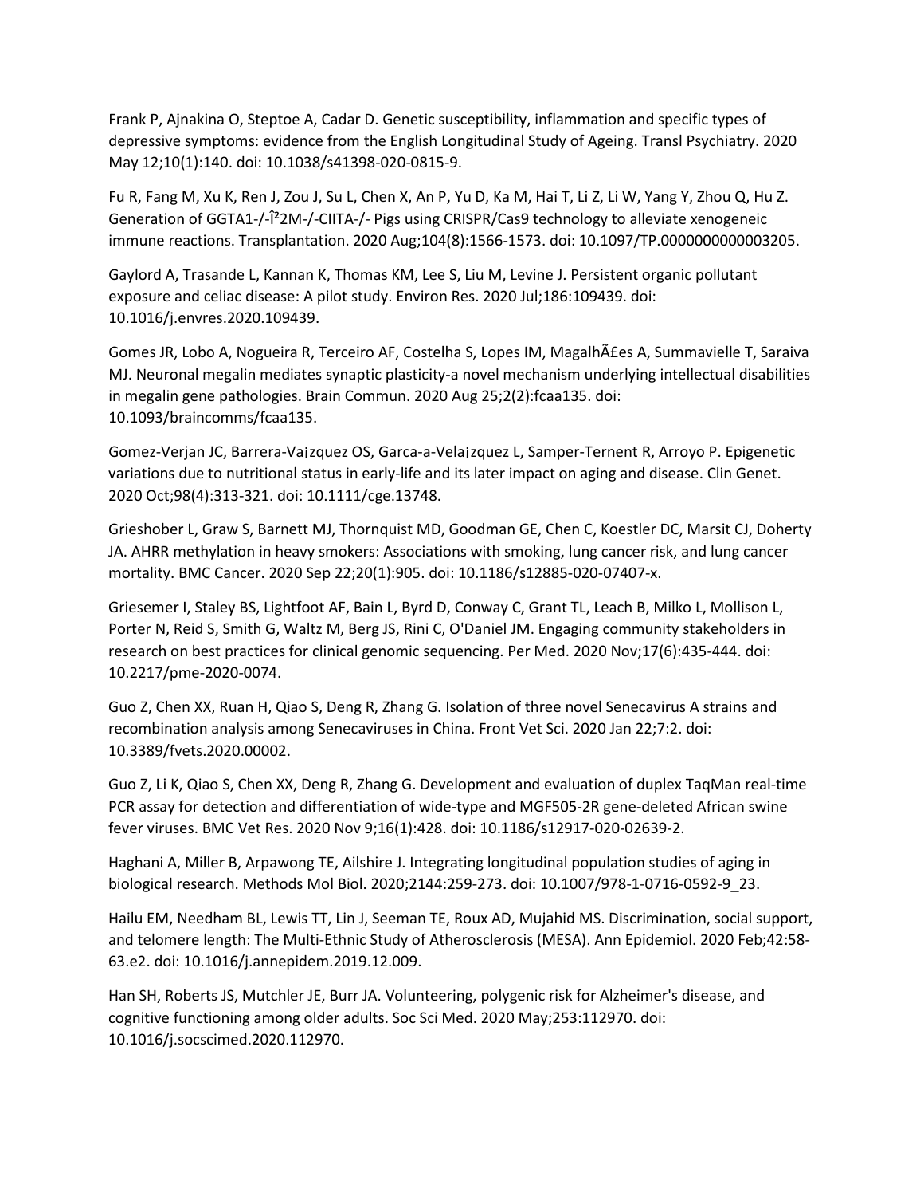Frank P, Ajnakina O, Steptoe A, Cadar D. Genetic susceptibility, inflammation and specific types of depressive symptoms: evidence from the English Longitudinal Study of Ageing. Transl Psychiatry. 2020 May 12;10(1):140. doi: 10.1038/s41398-020-0815-9.

Fu R, Fang M, Xu K, Ren J, Zou J, Su L, Chen X, An P, Yu D, Ka M, Hai T, Li Z, Li W, Yang Y, Zhou Q, Hu Z. Generation of GGTA1-/-Î²2M-/-CIITA-/- Pigs using CRISPR/Cas9 technology to alleviate xenogeneic immune reactions. Transplantation. 2020 Aug;104(8):1566-1573. doi: 10.1097/TP.0000000000003205.

Gaylord A, Trasande L, Kannan K, Thomas KM, Lee S, Liu M, Levine J. Persistent organic pollutant exposure and celiac disease: A pilot study. Environ Res. 2020 Jul;186:109439. doi: 10.1016/j.envres.2020.109439.

Gomes JR, Lobo A, Nogueira R, Terceiro AF, Costelha S, Lopes IM, MagalhÃ£es A, Summavielle T, Saraiva MJ. Neuronal megalin mediates synaptic plasticity-a novel mechanism underlying intellectual disabilities in megalin gene pathologies. Brain Commun. 2020 Aug 25;2(2):fcaa135. doi: 10.1093/braincomms/fcaa135.

Gomez-Verjan JC, Barrera-Va¡zquez OS, Garca-a-Vela¡zquez L, Samper-Ternent R, Arroyo P. Epigenetic variations due to nutritional status in early-life and its later impact on aging and disease. Clin Genet. 2020 Oct;98(4):313-321. doi: 10.1111/cge.13748.

Grieshober L, Graw S, Barnett MJ, Thornquist MD, Goodman GE, Chen C, Koestler DC, Marsit CJ, Doherty JA. AHRR methylation in heavy smokers: Associations with smoking, lung cancer risk, and lung cancer mortality. BMC Cancer. 2020 Sep 22;20(1):905. doi: 10.1186/s12885-020-07407-x.

Griesemer I, Staley BS, Lightfoot AF, Bain L, Byrd D, Conway C, Grant TL, Leach B, Milko L, Mollison L, Porter N, Reid S, Smith G, Waltz M, Berg JS, Rini C, O'Daniel JM. Engaging community stakeholders in research on best practices for clinical genomic sequencing. Per Med. 2020 Nov;17(6):435-444. doi: 10.2217/pme-2020-0074.

Guo Z, Chen XX, Ruan H, Qiao S, Deng R, Zhang G. Isolation of three novel Senecavirus A strains and recombination analysis among Senecaviruses in China. Front Vet Sci. 2020 Jan 22;7:2. doi: 10.3389/fvets.2020.00002.

Guo Z, Li K, Qiao S, Chen XX, Deng R, Zhang G. Development and evaluation of duplex TaqMan real-time PCR assay for detection and differentiation of wide-type and MGF505-2R gene-deleted African swine fever viruses. BMC Vet Res. 2020 Nov 9;16(1):428. doi: 10.1186/s12917-020-02639-2.

Haghani A, Miller B, Arpawong TE, Ailshire J. Integrating longitudinal population studies of aging in biological research. Methods Mol Biol. 2020;2144:259-273. doi: 10.1007/978-1-0716-0592-9_23.

Hailu EM, Needham BL, Lewis TT, Lin J, Seeman TE, Roux AD, Mujahid MS. Discrimination, social support, and telomere length: The Multi-Ethnic Study of Atherosclerosis (MESA). Ann Epidemiol. 2020 Feb;42:58-63.e2. doi: 10.1016/j.annepidem.2019.12.009.

Han SH, Roberts JS, Mutchler JE, Burr JA. Volunteering, polygenic risk for Alzheimer's disease, and cognitive functioning among older adults. Soc Sci Med. 2020 May;253:112970. doi: 10.1016/j.socscimed.2020.112970.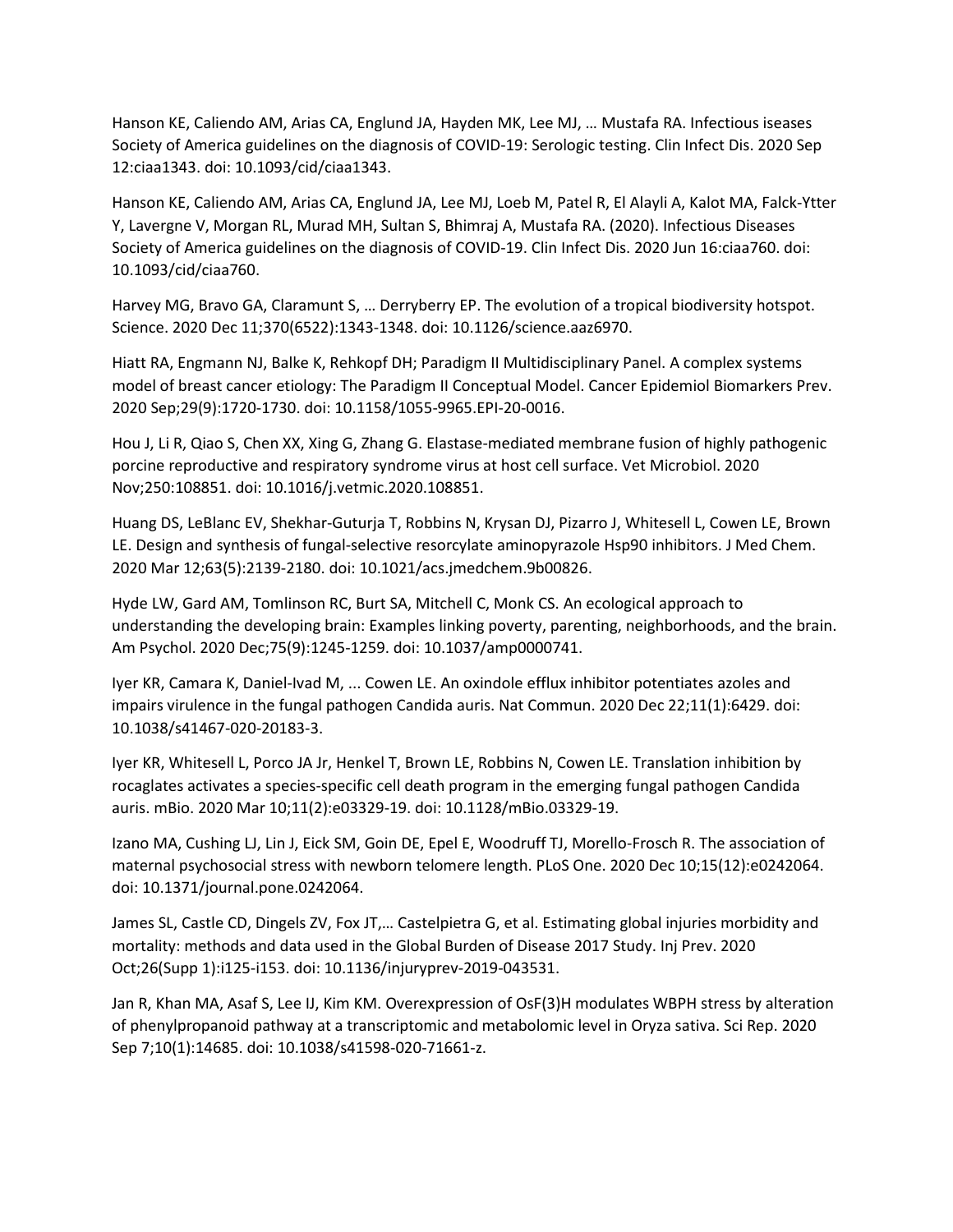Hanson KE, Caliendo AM, Arias CA, Englund JA, Hayden MK, Lee MJ, … Mustafa RA. Infectious iseases Society of America guidelines on the diagnosis of COVID-19: Serologic testing. Clin Infect Dis. 2020 Sep 12:ciaa1343. doi: 10.1093/cid/ciaa1343.

Hanson KE, Caliendo AM, Arias CA, Englund JA, Lee MJ, Loeb M, Patel R, El Alayli A, Kalot MA, Falck-Ytter Y, Lavergne V, Morgan RL, Murad MH, Sultan S, Bhimraj A, Mustafa RA. (2020). Infectious Diseases Society of America guidelines on the diagnosis of COVID-19. Clin Infect Dis. 2020 Jun 16:ciaa760. doi: 10.1093/cid/ciaa760.

Harvey MG, Bravo GA, Claramunt S, … Derryberry EP. The evolution of a tropical biodiversity hotspot. Science. 2020 Dec 11;370(6522):1343-1348. doi: 10.1126/science.aaz6970.

Hiatt RA, Engmann NJ, Balke K, Rehkopf DH; Paradigm II Multidisciplinary Panel. A complex systems model of breast cancer etiology: The Paradigm II Conceptual Model. Cancer Epidemiol Biomarkers Prev. 2020 Sep;29(9):1720-1730. doi: 10.1158/1055-9965.EPI-20-0016.

Hou J, Li R, Qiao S, Chen XX, Xing G, Zhang G. Elastase-mediated membrane fusion of highly pathogenic porcine reproductive and respiratory syndrome virus at host cell surface. Vet Microbiol. 2020 Nov;250:108851. doi: 10.1016/j.vetmic.2020.108851.

Huang DS, LeBlanc EV, Shekhar-Guturja T, Robbins N, Krysan DJ, Pizarro J, Whitesell L, Cowen LE, Brown LE. Design and synthesis of fungal-selective resorcylate aminopyrazole Hsp90 inhibitors. J Med Chem. 2020 Mar 12;63(5):2139-2180. doi: 10.1021/acs.jmedchem.9b00826.

Hyde LW, Gard AM, Tomlinson RC, Burt SA, Mitchell C, Monk CS. An ecological approach to understanding the developing brain: Examples linking poverty, parenting, neighborhoods, and the brain. Am Psychol. 2020 Dec;75(9):1245-1259. doi: 10.1037/amp0000741.

Iyer KR, Camara K, Daniel-Ivad M, ... Cowen LE. An oxindole efflux inhibitor potentiates azoles and impairs virulence in the fungal pathogen Candida auris. Nat Commun. 2020 Dec 22;11(1):6429. doi: 10.1038/s41467-020-20183-3.

Iyer KR, Whitesell L, Porco JA Jr, Henkel T, Brown LE, Robbins N, Cowen LE. Translation inhibition by rocaglates activates a species-specific cell death program in the emerging fungal pathogen Candida auris. mBio. 2020 Mar 10;11(2):e03329-19. doi: 10.1128/mBio.03329-19.

Izano MA, Cushing LJ, Lin J, Eick SM, Goin DE, Epel E, Woodruff TJ, Morello-Frosch R. The association of maternal psychosocial stress with newborn telomere length. PLoS One. 2020 Dec 10;15(12):e0242064. doi: 10.1371/journal.pone.0242064.

James SL, Castle CD, Dingels ZV, Fox JT,… Castelpietra G, et al. Estimating global injuries morbidity and mortality: methods and data used in the Global Burden of Disease 2017 Study. Inj Prev. 2020 Oct;26(Supp 1):i125-i153. doi: 10.1136/injuryprev-2019-043531.

Jan R, Khan MA, Asaf S, Lee IJ, Kim KM. Overexpression of OsF(3)H modulates WBPH stress by alteration of phenylpropanoid pathway at a transcriptomic and metabolomic level in Oryza sativa. Sci Rep. 2020 Sep 7;10(1):14685. doi: 10.1038/s41598-020-71661-z.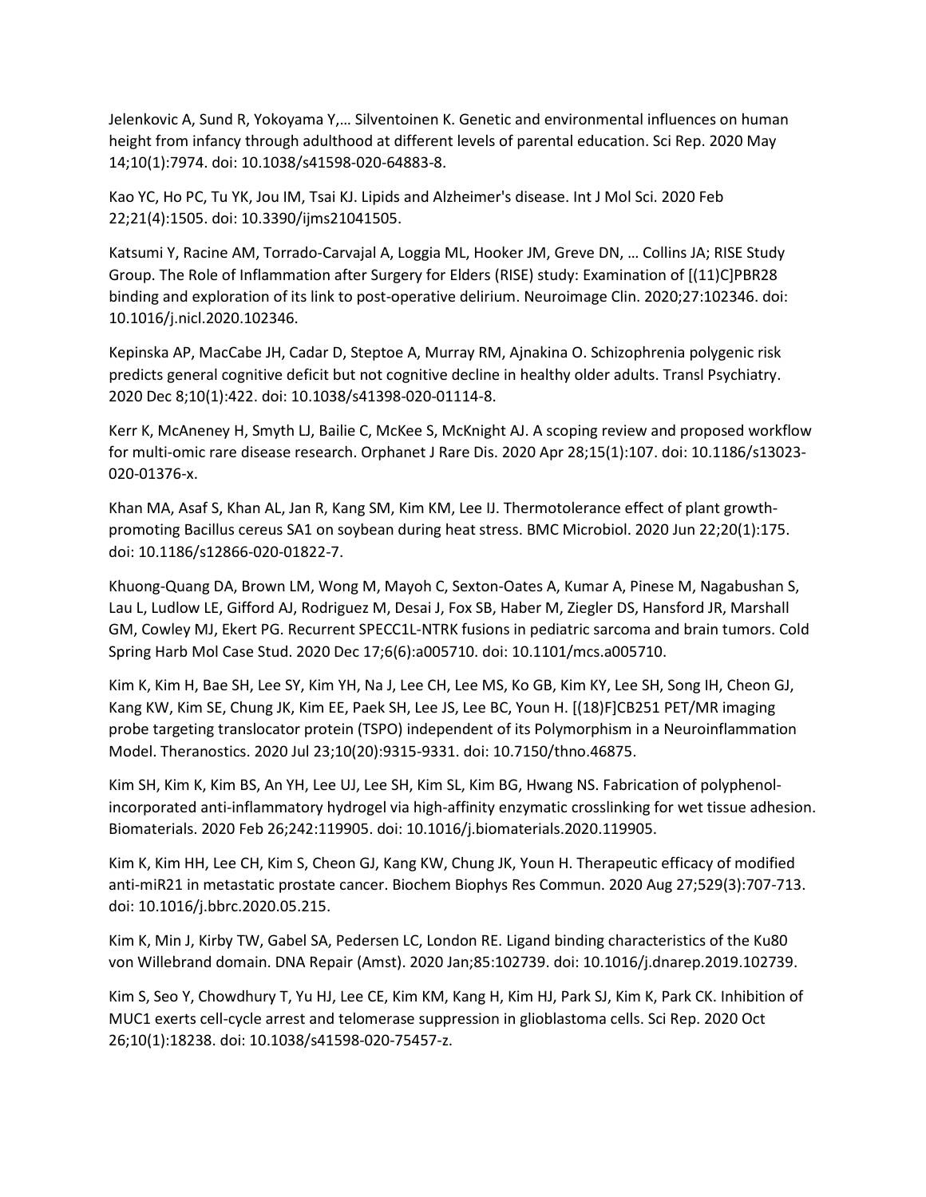Jelenkovic A, Sund R, Yokoyama Y,… Silventoinen K. Genetic and environmental influences on human height from infancy through adulthood at different levels of parental education. Sci Rep. 2020 May 14;10(1):7974. doi: 10.1038/s41598-020-64883-8.

Kao YC, Ho PC, Tu YK, Jou IM, Tsai KJ. Lipids and Alzheimer's disease. Int J Mol Sci. 2020 Feb 22;21(4):1505. doi: 10.3390/ijms21041505.

Katsumi Y, Racine AM, Torrado-Carvajal A, Loggia ML, Hooker JM, Greve DN, … Collins JA; RISE Study Group. The Role of Inflammation after Surgery for Elders (RISE) study: Examination of [(11)C]PBR28 binding and exploration of its link to post-operative delirium. Neuroimage Clin. 2020;27:102346. doi: 10.1016/j.nicl.2020.102346.

Kepinska AP, MacCabe JH, Cadar D, Steptoe A, Murray RM, Ajnakina O. Schizophrenia polygenic risk predicts general cognitive deficit but not cognitive decline in healthy older adults. Transl Psychiatry. 2020 Dec 8;10(1):422. doi: 10.1038/s41398-020-01114-8.

Kerr K, McAneney H, Smyth LJ, Bailie C, McKee S, McKnight AJ. A scoping review and proposed workflow for multi-omic rare disease research. Orphanet J Rare Dis. 2020 Apr 28;15(1):107. doi: 10.1186/s13023-020-01376-x.

Khan MA, Asaf S, Khan AL, Jan R, Kang SM, Kim KM, Lee IJ. Thermotolerance effect of plant growth-promoting Bacillus cereus SA1 on soybean during heat stress. BMC Microbiol. 2020 Jun 22;20(1):175. doi: 10.1186/s12866-020-01822-7.

Khuong-Quang DA, Brown LM, Wong M, Mayoh C, Sexton-Oates A, Kumar A, Pinese M, Nagabushan S, Lau L, Ludlow LE, Gifford AJ, Rodriguez M, Desai J, Fox SB, Haber M, Ziegler DS, Hansford JR, Marshall GM, Cowley MJ, Ekert PG. Recurrent SPECC1L-NTRK fusions in pediatric sarcoma and brain tumors. Cold Spring Harb Mol Case Stud. 2020 Dec 17;6(6):a005710. doi: 10.1101/mcs.a005710.

Kim K, Kim H, Bae SH, Lee SY, Kim YH, Na J, Lee CH, Lee MS, Ko GB, Kim KY, Lee SH, Song IH, Cheon GJ, Kang KW, Kim SE, Chung JK, Kim EE, Paek SH, Lee JS, Lee BC, Youn H. [(18)F]CB251 PET/MR imaging probe targeting translocator protein (TSPO) independent of its Polymorphism in a Neuroinflammation Model. Theranostics. 2020 Jul 23;10(20):9315-9331. doi: 10.7150/thno.46875.

Kim SH, Kim K, Kim BS, An YH, Lee UJ, Lee SH, Kim SL, Kim BG, Hwang NS. Fabrication of polyphenol-incorporated anti-inflammatory hydrogel via high-affinity enzymatic crosslinking for wet tissue adhesion. Biomaterials. 2020 Feb 26;242:119905. doi: 10.1016/j.biomaterials.2020.119905.

Kim K, Kim HH, Lee CH, Kim S, Cheon GJ, Kang KW, Chung JK, Youn H. Therapeutic efficacy of modified anti-miR21 in metastatic prostate cancer. Biochem Biophys Res Commun. 2020 Aug 27;529(3):707-713. doi: 10.1016/j.bbrc.2020.05.215.

Kim K, Min J, Kirby TW, Gabel SA, Pedersen LC, London RE. Ligand binding characteristics of the Ku80 von Willebrand domain. DNA Repair (Amst). 2020 Jan;85:102739. doi: 10.1016/j.dnarep.2019.102739.

Kim S, Seo Y, Chowdhury T, Yu HJ, Lee CE, Kim KM, Kang H, Kim HJ, Park SJ, Kim K, Park CK. Inhibition of MUC1 exerts cell-cycle arrest and telomerase suppression in glioblastoma cells. Sci Rep. 2020 Oct 26;10(1):18238. doi: 10.1038/s41598-020-75457-z.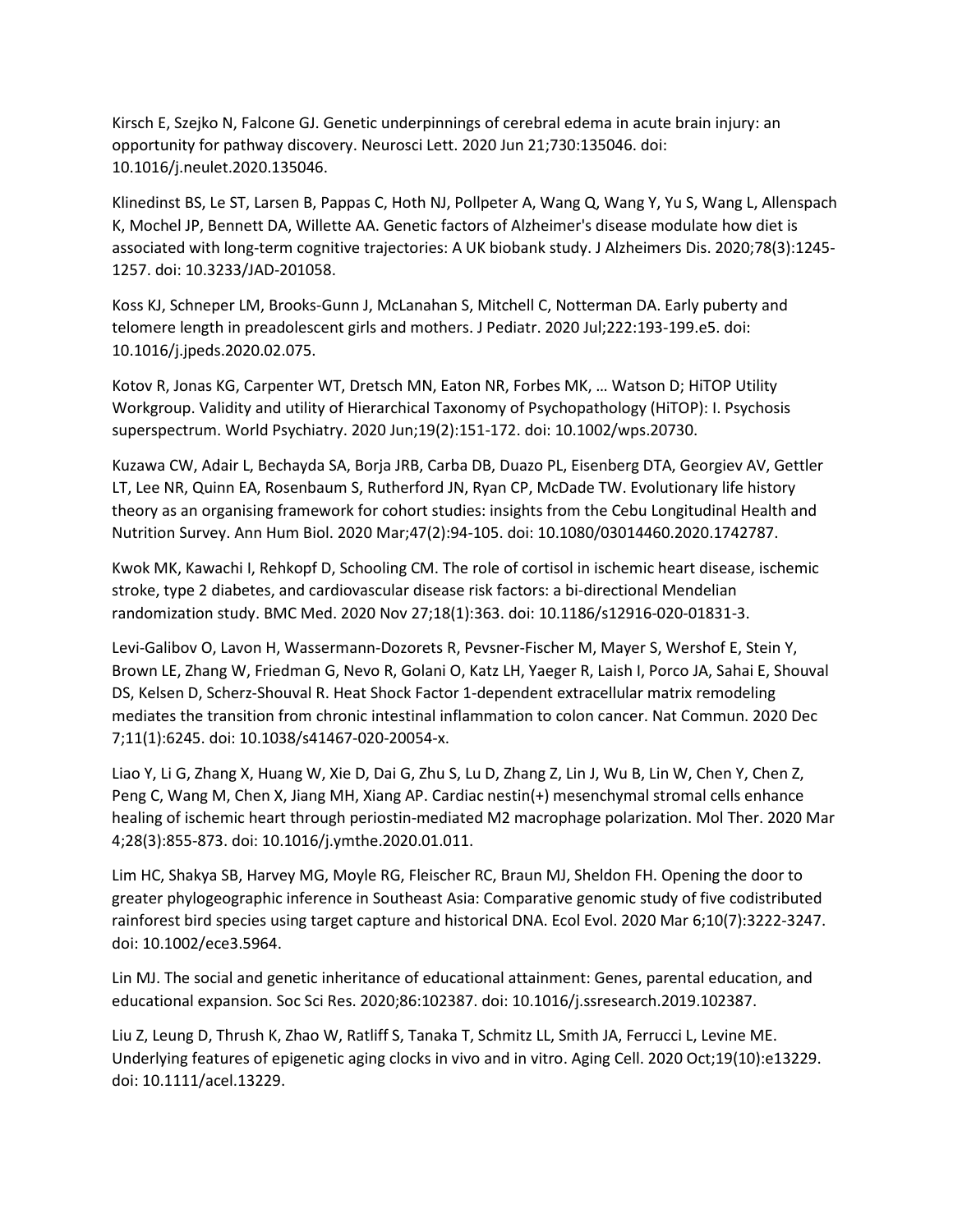Kirsch E, Szejko N, Falcone GJ. Genetic underpinnings of cerebral edema in acute brain injury: an opportunity for pathway discovery. Neurosci Lett. 2020 Jun 21;730:135046. doi: 10.1016/j.neulet.2020.135046.

Klinedinst BS, Le ST, Larsen B, Pappas C, Hoth NJ, Pollpeter A, Wang Q, Wang Y, Yu S, Wang L, Allenspach K, Mochel JP, Bennett DA, Willette AA. Genetic factors of Alzheimer's disease modulate how diet is associated with long-term cognitive trajectories: A UK biobank study. J Alzheimers Dis. 2020;78(3):1245-1257. doi: 10.3233/JAD-201058.

Koss KJ, Schneper LM, Brooks-Gunn J, McLanahan S, Mitchell C, Notterman DA. Early puberty and telomere length in preadolescent girls and mothers. J Pediatr. 2020 Jul;222:193-199.e5. doi: 10.1016/j.jpeds.2020.02.075.

Kotov R, Jonas KG, Carpenter WT, Dretsch MN, Eaton NR, Forbes MK, … Watson D; HiTOP Utility Workgroup. Validity and utility of Hierarchical Taxonomy of Psychopathology (HiTOP): I. Psychosis superspectrum. World Psychiatry. 2020 Jun;19(2):151-172. doi: 10.1002/wps.20730.

Kuzawa CW, Adair L, Bechayda SA, Borja JRB, Carba DB, Duazo PL, Eisenberg DTA, Georgiev AV, Gettler LT, Lee NR, Quinn EA, Rosenbaum S, Rutherford JN, Ryan CP, McDade TW. Evolutionary life history theory as an organising framework for cohort studies: insights from the Cebu Longitudinal Health and Nutrition Survey. Ann Hum Biol. 2020 Mar;47(2):94-105. doi: 10.1080/03014460.2020.1742787.

Kwok MK, Kawachi I, Rehkopf D, Schooling CM. The role of cortisol in ischemic heart disease, ischemic stroke, type 2 diabetes, and cardiovascular disease risk factors: a bi-directional Mendelian randomization study. BMC Med. 2020 Nov 27;18(1):363. doi: 10.1186/s12916-020-01831-3.

Levi-Galibov O, Lavon H, Wassermann-Dozorets R, Pevsner-Fischer M, Mayer S, Wershof E, Stein Y, Brown LE, Zhang W, Friedman G, Nevo R, Golani O, Katz LH, Yaeger R, Laish I, Porco JA, Sahai E, Shouval DS, Kelsen D, Scherz-Shouval R. Heat Shock Factor 1-dependent extracellular matrix remodeling mediates the transition from chronic intestinal inflammation to colon cancer. Nat Commun. 2020 Dec 7;11(1):6245. doi: 10.1038/s41467-020-20054-x.

Liao Y, Li G, Zhang X, Huang W, Xie D, Dai G, Zhu S, Lu D, Zhang Z, Lin J, Wu B, Lin W, Chen Y, Chen Z, Peng C, Wang M, Chen X, Jiang MH, Xiang AP. Cardiac nestin(+) mesenchymal stromal cells enhance healing of ischemic heart through periostin-mediated M2 macrophage polarization. Mol Ther. 2020 Mar 4;28(3):855-873. doi: 10.1016/j.ymthe.2020.01.011.

Lim HC, Shakya SB, Harvey MG, Moyle RG, Fleischer RC, Braun MJ, Sheldon FH. Opening the door to greater phylogeographic inference in Southeast Asia: Comparative genomic study of five codistributed rainforest bird species using target capture and historical DNA. Ecol Evol. 2020 Mar 6;10(7):3222-3247. doi: 10.1002/ece3.5964.

Lin MJ. The social and genetic inheritance of educational attainment: Genes, parental education, and educational expansion. Soc Sci Res. 2020;86:102387. doi: 10.1016/j.ssresearch.2019.102387.

Liu Z, Leung D, Thrush K, Zhao W, Ratliff S, Tanaka T, Schmitz LL, Smith JA, Ferrucci L, Levine ME. Underlying features of epigenetic aging clocks in vivo and in vitro. Aging Cell. 2020 Oct;19(10):e13229. doi: 10.1111/acel.13229.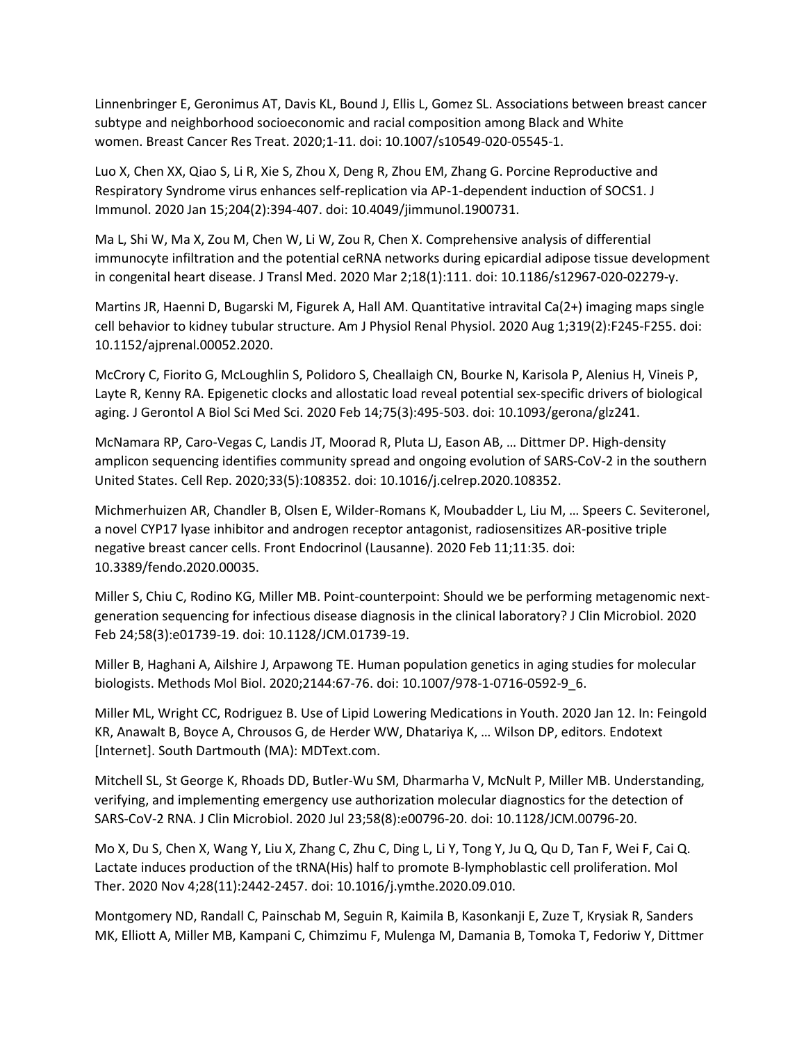Linnenbringer E, Geronimus AT, Davis KL, Bound J, Ellis L, Gomez SL. Associations between breast cancer subtype and neighborhood socioeconomic and racial composition among Black and White women. Breast Cancer Res Treat. 2020;1-11. doi: 10.1007/s10549-020-05545-1.

Luo X, Chen XX, Qiao S, Li R, Xie S, Zhou X, Deng R, Zhou EM, Zhang G. Porcine Reproductive and Respiratory Syndrome virus enhances self-replication via AP-1-dependent induction of SOCS1. J Immunol. 2020 Jan 15;204(2):394-407. doi: 10.4049/jimmunol.1900731.

Ma L, Shi W, Ma X, Zou M, Chen W, Li W, Zou R, Chen X. Comprehensive analysis of differential immunocyte infiltration and the potential ceRNA networks during epicardial adipose tissue development in congenital heart disease. J Transl Med. 2020 Mar 2;18(1):111. doi: 10.1186/s12967-020-02279-y.

Martins JR, Haenni D, Bugarski M, Figurek A, Hall AM. Quantitative intravital Ca(2+) imaging maps single cell behavior to kidney tubular structure. Am J Physiol Renal Physiol. 2020 Aug 1;319(2):F245-F255. doi: 10.1152/ajprenal.00052.2020.

McCrory C, Fiorito G, McLoughlin S, Polidoro S, Cheallaigh CN, Bourke N, Karisola P, Alenius H, Vineis P, Layte R, Kenny RA. Epigenetic clocks and allostatic load reveal potential sex-specific drivers of biological aging. J Gerontol A Biol Sci Med Sci. 2020 Feb 14;75(3):495-503. doi: 10.1093/gerona/glz241.

McNamara RP, Caro-Vegas C, Landis JT, Moorad R, Pluta LJ, Eason AB, … Dittmer DP. High-density amplicon sequencing identifies community spread and ongoing evolution of SARS-CoV-2 in the southern United States. Cell Rep. 2020;33(5):108352. doi: 10.1016/j.celrep.2020.108352.

Michmerhuizen AR, Chandler B, Olsen E, Wilder-Romans K, Moubadder L, Liu M, … Speers C. Seviteronel, a novel CYP17 lyase inhibitor and androgen receptor antagonist, radiosensitizes AR-positive triple negative breast cancer cells. Front Endocrinol (Lausanne). 2020 Feb 11;11:35. doi: 10.3389/fendo.2020.00035.

Miller S, Chiu C, Rodino KG, Miller MB. Point-counterpoint: Should we be performing metagenomic next-generation sequencing for infectious disease diagnosis in the clinical laboratory? J Clin Microbiol. 2020 Feb 24;58(3):e01739-19. doi: 10.1128/JCM.01739-19.

Miller B, Haghani A, Ailshire J, Arpawong TE. Human population genetics in aging studies for molecular biologists. Methods Mol Biol. 2020;2144:67-76. doi: 10.1007/978-1-0716-0592-9_6.

Miller ML, Wright CC, Rodriguez B. Use of Lipid Lowering Medications in Youth. 2020 Jan 12. In: Feingold KR, Anawalt B, Boyce A, Chrousos G, de Herder WW, Dhatariya K, … Wilson DP, editors. Endotext [Internet]. South Dartmouth (MA): MDText.com.

Mitchell SL, St George K, Rhoads DD, Butler-Wu SM, Dharmarha V, McNult P, Miller MB. Understanding, verifying, and implementing emergency use authorization molecular diagnostics for the detection of SARS-CoV-2 RNA. J Clin Microbiol. 2020 Jul 23;58(8):e00796-20. doi: 10.1128/JCM.00796-20.

Mo X, Du S, Chen X, Wang Y, Liu X, Zhang C, Zhu C, Ding L, Li Y, Tong Y, Ju Q, Qu D, Tan F, Wei F, Cai Q. Lactate induces production of the tRNA(His) half to promote B-lymphoblastic cell proliferation. Mol Ther. 2020 Nov 4;28(11):2442-2457. doi: 10.1016/j.ymthe.2020.09.010.

Montgomery ND, Randall C, Painschab M, Seguin R, Kaimila B, Kasonkanji E, Zuze T, Krysiak R, Sanders MK, Elliott A, Miller MB, Kampani C, Chimzimu F, Mulenga M, Damania B, Tomoka T, Fedoriw Y, Dittmer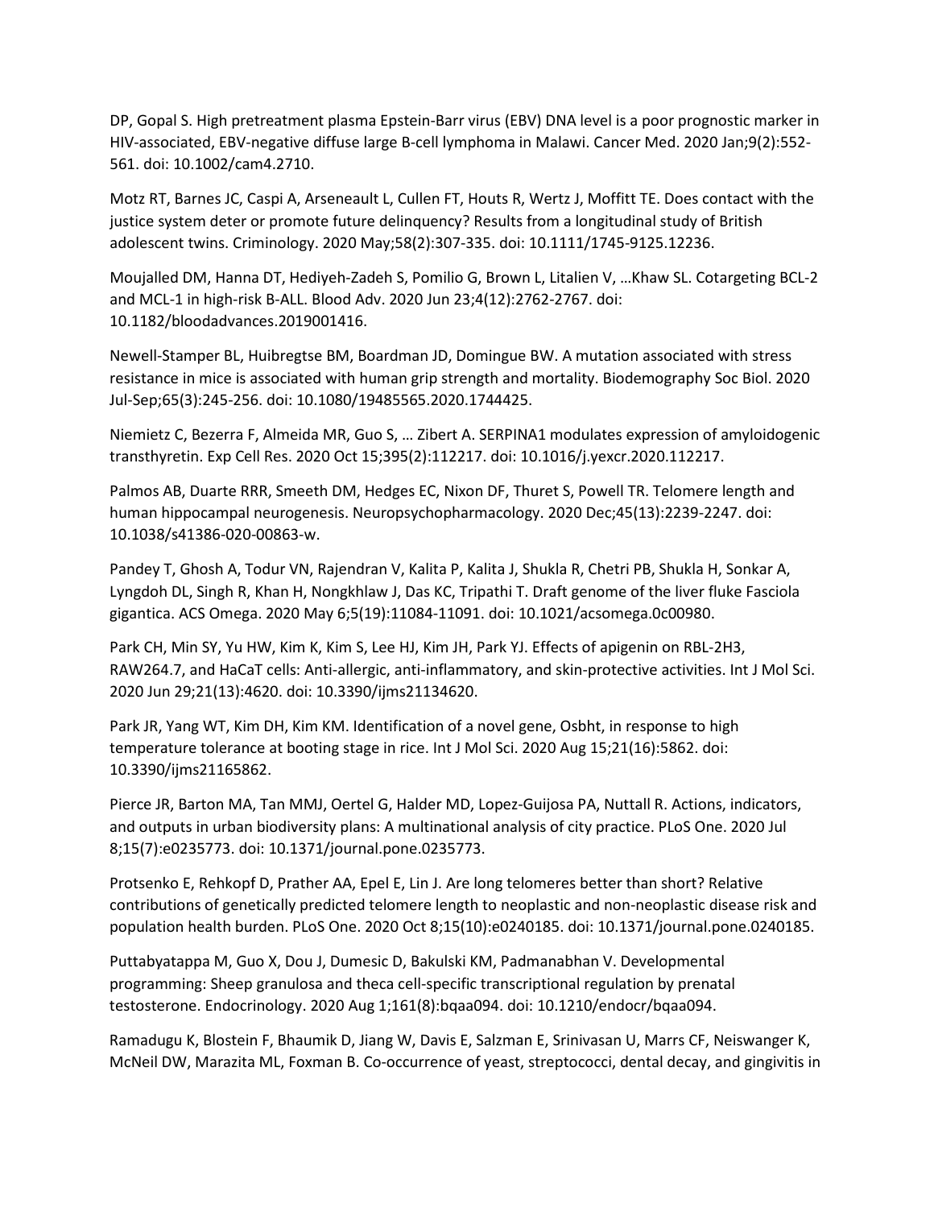DP, Gopal S. High pretreatment plasma Epstein-Barr virus (EBV) DNA level is a poor prognostic marker in HIV-associated, EBV-negative diffuse large B-cell lymphoma in Malawi. Cancer Med. 2020 Jan;9(2):552-561. doi: 10.1002/cam4.2710.

Motz RT, Barnes JC, Caspi A, Arseneault L, Cullen FT, Houts R, Wertz J, Moffitt TE. Does contact with the justice system deter or promote future delinquency? Results from a longitudinal study of British adolescent twins. Criminology. 2020 May;58(2):307-335. doi: 10.1111/1745-9125.12236.

Moujalled DM, Hanna DT, Hediyeh-Zadeh S, Pomilio G, Brown L, Litalien V, …Khaw SL. Cotargeting BCL-2 and MCL-1 in high-risk B-ALL. Blood Adv. 2020 Jun 23;4(12):2762-2767. doi: 10.1182/bloodadvances.2019001416.

Newell-Stamper BL, Huibregtse BM, Boardman JD, Domingue BW. A mutation associated with stress resistance in mice is associated with human grip strength and mortality. Biodemography Soc Biol. 2020 Jul-Sep;65(3):245-256. doi: 10.1080/19485565.2020.1744425.

Niemietz C, Bezerra F, Almeida MR, Guo S, … Zibert A. SERPINA1 modulates expression of amyloidogenic transthyretin. Exp Cell Res. 2020 Oct 15;395(2):112217. doi: 10.1016/j.yexcr.2020.112217.

Palmos AB, Duarte RRR, Smeeth DM, Hedges EC, Nixon DF, Thuret S, Powell TR. Telomere length and human hippocampal neurogenesis. Neuropsychopharmacology. 2020 Dec;45(13):2239-2247. doi: 10.1038/s41386-020-00863-w.

Pandey T, Ghosh A, Todur VN, Rajendran V, Kalita P, Kalita J, Shukla R, Chetri PB, Shukla H, Sonkar A, Lyngdoh DL, Singh R, Khan H, Nongkhlaw J, Das KC, Tripathi T. Draft genome of the liver fluke Fasciola gigantica. ACS Omega. 2020 May 6;5(19):11084-11091. doi: 10.1021/acsomega.0c00980.

Park CH, Min SY, Yu HW, Kim K, Kim S, Lee HJ, Kim JH, Park YJ. Effects of apigenin on RBL-2H3, RAW264.7, and HaCaT cells: Anti-allergic, anti-inflammatory, and skin-protective activities. Int J Mol Sci. 2020 Jun 29;21(13):4620. doi: 10.3390/ijms21134620.

Park JR, Yang WT, Kim DH, Kim KM. Identification of a novel gene, Osbht, in response to high temperature tolerance at booting stage in rice. Int J Mol Sci. 2020 Aug 15;21(16):5862. doi: 10.3390/ijms21165862.

Pierce JR, Barton MA, Tan MMJ, Oertel G, Halder MD, Lopez-Guijosa PA, Nuttall R. Actions, indicators, and outputs in urban biodiversity plans: A multinational analysis of city practice. PLoS One. 2020 Jul 8;15(7):e0235773. doi: 10.1371/journal.pone.0235773.

Protsenko E, Rehkopf D, Prather AA, Epel E, Lin J. Are long telomeres better than short? Relative contributions of genetically predicted telomere length to neoplastic and non-neoplastic disease risk and population health burden. PLoS One. 2020 Oct 8;15(10):e0240185. doi: 10.1371/journal.pone.0240185.

Puttabyatappa M, Guo X, Dou J, Dumesic D, Bakulski KM, Padmanabhan V. Developmental programming: Sheep granulosa and theca cell-specific transcriptional regulation by prenatal testosterone. Endocrinology. 2020 Aug 1;161(8):bqaa094. doi: 10.1210/endocr/bqaa094.

Ramadugu K, Blostein F, Bhaumik D, Jiang W, Davis E, Salzman E, Srinivasan U, Marrs CF, Neiswanger K, McNeil DW, Marazita ML, Foxman B. Co-occurrence of yeast, streptococci, dental decay, and gingivitis in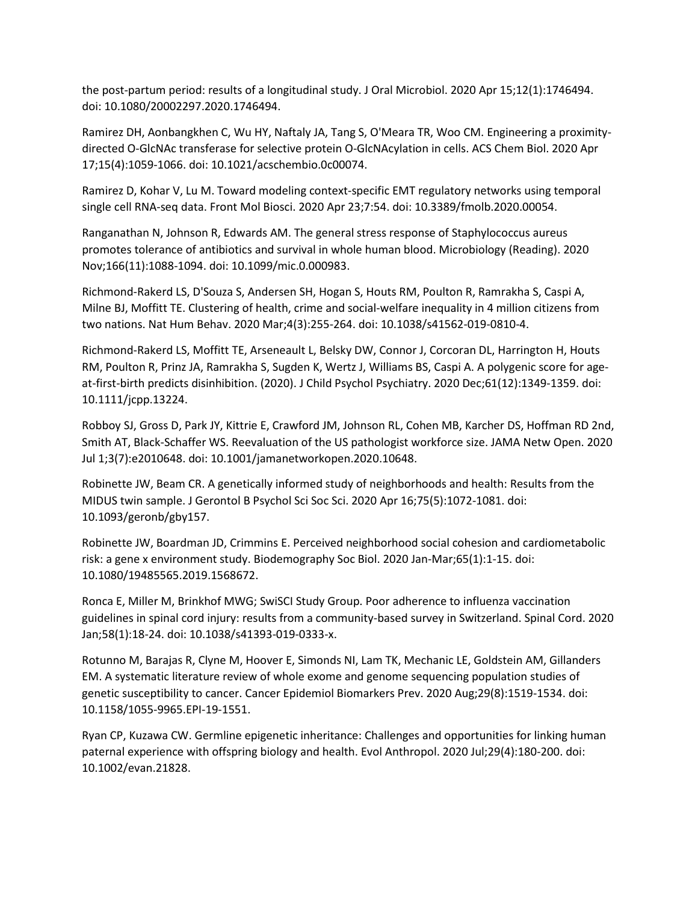the post-partum period: results of a longitudinal study. J Oral Microbiol. 2020 Apr 15;12(1):1746494. doi: 10.1080/20002297.2020.1746494.

Ramirez DH, Aonbangkhen C, Wu HY, Naftaly JA, Tang S, O'Meara TR, Woo CM. Engineering a proximity-directed O-GlcNAc transferase for selective protein O-GlcNAcylation in cells. ACS Chem Biol. 2020 Apr 17;15(4):1059-1066. doi: 10.1021/acschembio.0c00074.

Ramirez D, Kohar V, Lu M. Toward modeling context-specific EMT regulatory networks using temporal single cell RNA-seq data. Front Mol Biosci. 2020 Apr 23;7:54. doi: 10.3389/fmolb.2020.00054.

Ranganathan N, Johnson R, Edwards AM. The general stress response of Staphylococcus aureus promotes tolerance of antibiotics and survival in whole human blood. Microbiology (Reading). 2020 Nov;166(11):1088-1094. doi: 10.1099/mic.0.000983.

Richmond-Rakerd LS, D'Souza S, Andersen SH, Hogan S, Houts RM, Poulton R, Ramrakha S, Caspi A, Milne BJ, Moffitt TE. Clustering of health, crime and social-welfare inequality in 4 million citizens from two nations. Nat Hum Behav. 2020 Mar;4(3):255-264. doi: 10.1038/s41562-019-0810-4.

Richmond-Rakerd LS, Moffitt TE, Arseneault L, Belsky DW, Connor J, Corcoran DL, Harrington H, Houts RM, Poulton R, Prinz JA, Ramrakha S, Sugden K, Wertz J, Williams BS, Caspi A. A polygenic score for age-at-first-birth predicts disinhibition. (2020). J Child Psychol Psychiatry. 2020 Dec;61(12):1349-1359. doi: 10.1111/jcpp.13224.

Robboy SJ, Gross D, Park JY, Kittrie E, Crawford JM, Johnson RL, Cohen MB, Karcher DS, Hoffman RD 2nd, Smith AT, Black-Schaffer WS. Reevaluation of the US pathologist workforce size. JAMA Netw Open. 2020 Jul 1;3(7):e2010648. doi: 10.1001/jamanetworkopen.2020.10648.

Robinette JW, Beam CR. A genetically informed study of neighborhoods and health: Results from the MIDUS twin sample. J Gerontol B Psychol Sci Soc Sci. 2020 Apr 16;75(5):1072-1081. doi: 10.1093/geronb/gby157.

Robinette JW, Boardman JD, Crimmins E. Perceived neighborhood social cohesion and cardiometabolic risk: a gene x environment study. Biodemography Soc Biol. 2020 Jan-Mar;65(1):1-15. doi: 10.1080/19485565.2019.1568672.

Ronca E, Miller M, Brinkhof MWG; SwiSCI Study Group. Poor adherence to influenza vaccination guidelines in spinal cord injury: results from a community-based survey in Switzerland. Spinal Cord. 2020 Jan;58(1):18-24. doi: 10.1038/s41393-019-0333-x.

Rotunno M, Barajas R, Clyne M, Hoover E, Simonds NI, Lam TK, Mechanic LE, Goldstein AM, Gillanders EM. A systematic literature review of whole exome and genome sequencing population studies of genetic susceptibility to cancer. Cancer Epidemiol Biomarkers Prev. 2020 Aug;29(8):1519-1534. doi: 10.1158/1055-9965.EPI-19-1551.

Ryan CP, Kuzawa CW. Germline epigenetic inheritance: Challenges and opportunities for linking human paternal experience with offspring biology and health. Evol Anthropol. 2020 Jul;29(4):180-200. doi: 10.1002/evan.21828.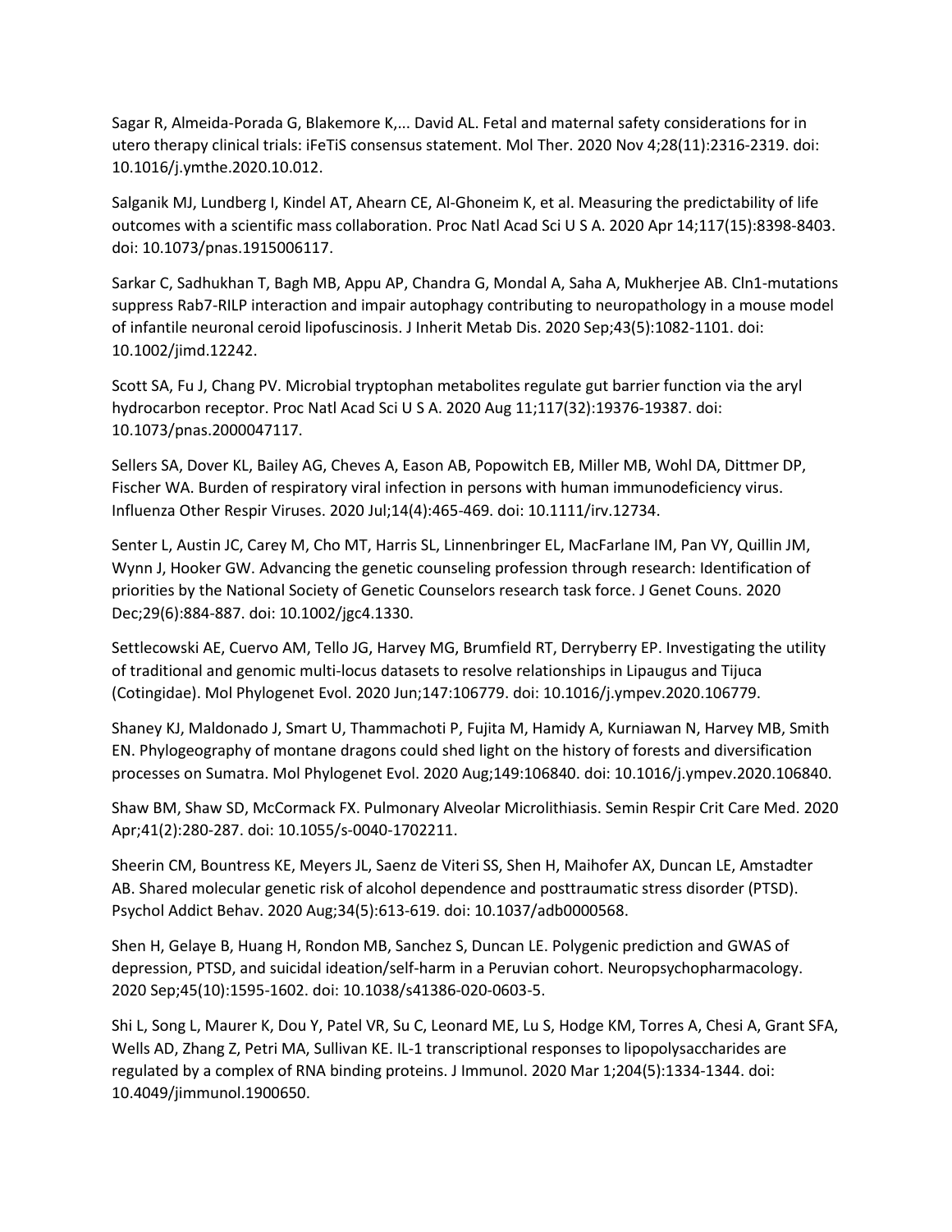Sagar R, Almeida-Porada G, Blakemore K,... David AL. Fetal and maternal safety considerations for in utero therapy clinical trials: iFeTiS consensus statement. Mol Ther. 2020 Nov 4;28(11):2316-2319. doi: 10.1016/j.ymthe.2020.10.012.

Salganik MJ, Lundberg I, Kindel AT, Ahearn CE, Al-Ghoneim K, et al. Measuring the predictability of life outcomes with a scientific mass collaboration. Proc Natl Acad Sci U S A. 2020 Apr 14;117(15):8398-8403. doi: 10.1073/pnas.1915006117.

Sarkar C, Sadhukhan T, Bagh MB, Appu AP, Chandra G, Mondal A, Saha A, Mukherjee AB. Cln1-mutations suppress Rab7-RILP interaction and impair autophagy contributing to neuropathology in a mouse model of infantile neuronal ceroid lipofuscinosis. J Inherit Metab Dis. 2020 Sep;43(5):1082-1101. doi: 10.1002/jimd.12242.

Scott SA, Fu J, Chang PV. Microbial tryptophan metabolites regulate gut barrier function via the aryl hydrocarbon receptor. Proc Natl Acad Sci U S A. 2020 Aug 11;117(32):19376-19387. doi: 10.1073/pnas.2000047117.

Sellers SA, Dover KL, Bailey AG, Cheves A, Eason AB, Popowitch EB, Miller MB, Wohl DA, Dittmer DP, Fischer WA. Burden of respiratory viral infection in persons with human immunodeficiency virus. Influenza Other Respir Viruses. 2020 Jul;14(4):465-469. doi: 10.1111/irv.12734.

Senter L, Austin JC, Carey M, Cho MT, Harris SL, Linnenbringer EL, MacFarlane IM, Pan VY, Quillin JM, Wynn J, Hooker GW. Advancing the genetic counseling profession through research: Identification of priorities by the National Society of Genetic Counselors research task force. J Genet Couns. 2020 Dec;29(6):884-887. doi: 10.1002/jgc4.1330.

Settlecowski AE, Cuervo AM, Tello JG, Harvey MG, Brumfield RT, Derryberry EP. Investigating the utility of traditional and genomic multi-locus datasets to resolve relationships in Lipaugus and Tijuca (Cotingidae). Mol Phylogenet Evol. 2020 Jun;147:106779. doi: 10.1016/j.ympev.2020.106779.

Shaney KJ, Maldonado J, Smart U, Thammachoti P, Fujita M, Hamidy A, Kurniawan N, Harvey MB, Smith EN. Phylogeography of montane dragons could shed light on the history of forests and diversification processes on Sumatra. Mol Phylogenet Evol. 2020 Aug;149:106840. doi: 10.1016/j.ympev.2020.106840.

Shaw BM, Shaw SD, McCormack FX. Pulmonary Alveolar Microlithiasis. Semin Respir Crit Care Med. 2020 Apr;41(2):280-287. doi: 10.1055/s-0040-1702211.

Sheerin CM, Bountress KE, Meyers JL, Saenz de Viteri SS, Shen H, Maihofer AX, Duncan LE, Amstadter AB. Shared molecular genetic risk of alcohol dependence and posttraumatic stress disorder (PTSD). Psychol Addict Behav. 2020 Aug;34(5):613-619. doi: 10.1037/adb0000568.

Shen H, Gelaye B, Huang H, Rondon MB, Sanchez S, Duncan LE. Polygenic prediction and GWAS of depression, PTSD, and suicidal ideation/self-harm in a Peruvian cohort. Neuropsychopharmacology. 2020 Sep;45(10):1595-1602. doi: 10.1038/s41386-020-0603-5.

Shi L, Song L, Maurer K, Dou Y, Patel VR, Su C, Leonard ME, Lu S, Hodge KM, Torres A, Chesi A, Grant SFA, Wells AD, Zhang Z, Petri MA, Sullivan KE. IL-1 transcriptional responses to lipopolysaccharides are regulated by a complex of RNA binding proteins. J Immunol. 2020 Mar 1;204(5):1334-1344. doi: 10.4049/jimmunol.1900650.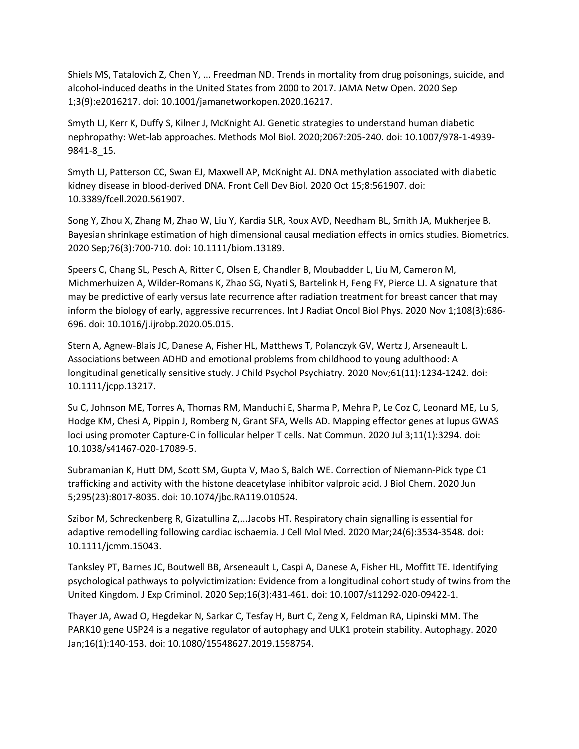Shiels MS, Tatalovich Z, Chen Y, ... Freedman ND. Trends in mortality from drug poisonings, suicide, and alcohol-induced deaths in the United States from 2000 to 2017. JAMA Netw Open. 2020 Sep 1;3(9):e2016217. doi: 10.1001/jamanetworkopen.2020.16217.

Smyth LJ, Kerr K, Duffy S, Kilner J, McKnight AJ. Genetic strategies to understand human diabetic nephropathy: Wet-lab approaches. Methods Mol Biol. 2020;2067:205-240. doi: 10.1007/978-1-4939-9841-8_15.

Smyth LJ, Patterson CC, Swan EJ, Maxwell AP, McKnight AJ. DNA methylation associated with diabetic kidney disease in blood-derived DNA. Front Cell Dev Biol. 2020 Oct 15;8:561907. doi: 10.3389/fcell.2020.561907.

Song Y, Zhou X, Zhang M, Zhao W, Liu Y, Kardia SLR, Roux AVD, Needham BL, Smith JA, Mukherjee B. Bayesian shrinkage estimation of high dimensional causal mediation effects in omics studies. Biometrics. 2020 Sep;76(3):700-710. doi: 10.1111/biom.13189.

Speers C, Chang SL, Pesch A, Ritter C, Olsen E, Chandler B, Moubadder L, Liu M, Cameron M, Michmerhuizen A, Wilder-Romans K, Zhao SG, Nyati S, Bartelink H, Feng FY, Pierce LJ. A signature that may be predictive of early versus late recurrence after radiation treatment for breast cancer that may inform the biology of early, aggressive recurrences. Int J Radiat Oncol Biol Phys. 2020 Nov 1;108(3):686-696. doi: 10.1016/j.ijrobp.2020.05.015.

Stern A, Agnew-Blais JC, Danese A, Fisher HL, Matthews T, Polanczyk GV, Wertz J, Arseneault L. Associations between ADHD and emotional problems from childhood to young adulthood: A longitudinal genetically sensitive study. J Child Psychol Psychiatry. 2020 Nov;61(11):1234-1242. doi: 10.1111/jcpp.13217.

Su C, Johnson ME, Torres A, Thomas RM, Manduchi E, Sharma P, Mehra P, Le Coz C, Leonard ME, Lu S, Hodge KM, Chesi A, Pippin J, Romberg N, Grant SFA, Wells AD. Mapping effector genes at lupus GWAS loci using promoter Capture-C in follicular helper T cells. Nat Commun. 2020 Jul 3;11(1):3294. doi: 10.1038/s41467-020-17089-5.

Subramanian K, Hutt DM, Scott SM, Gupta V, Mao S, Balch WE. Correction of Niemann-Pick type C1 trafficking and activity with the histone deacetylase inhibitor valproic acid. J Biol Chem. 2020 Jun 5;295(23):8017-8035. doi: 10.1074/jbc.RA119.010524.

Szibor M, Schreckenberg R, Gizatullina Z,...Jacobs HT. Respiratory chain signalling is essential for adaptive remodelling following cardiac ischaemia. J Cell Mol Med. 2020 Mar;24(6):3534-3548. doi: 10.1111/jcmm.15043.

Tanksley PT, Barnes JC, Boutwell BB, Arseneault L, Caspi A, Danese A, Fisher HL, Moffitt TE. Identifying psychological pathways to polyvictimization: Evidence from a longitudinal cohort study of twins from the United Kingdom. J Exp Criminol. 2020 Sep;16(3):431-461. doi: 10.1007/s11292-020-09422-1.

Thayer JA, Awad O, Hegdekar N, Sarkar C, Tesfay H, Burt C, Zeng X, Feldman RA, Lipinski MM. The PARK10 gene USP24 is a negative regulator of autophagy and ULK1 protein stability. Autophagy. 2020 Jan;16(1):140-153. doi: 10.1080/15548627.2019.1598754.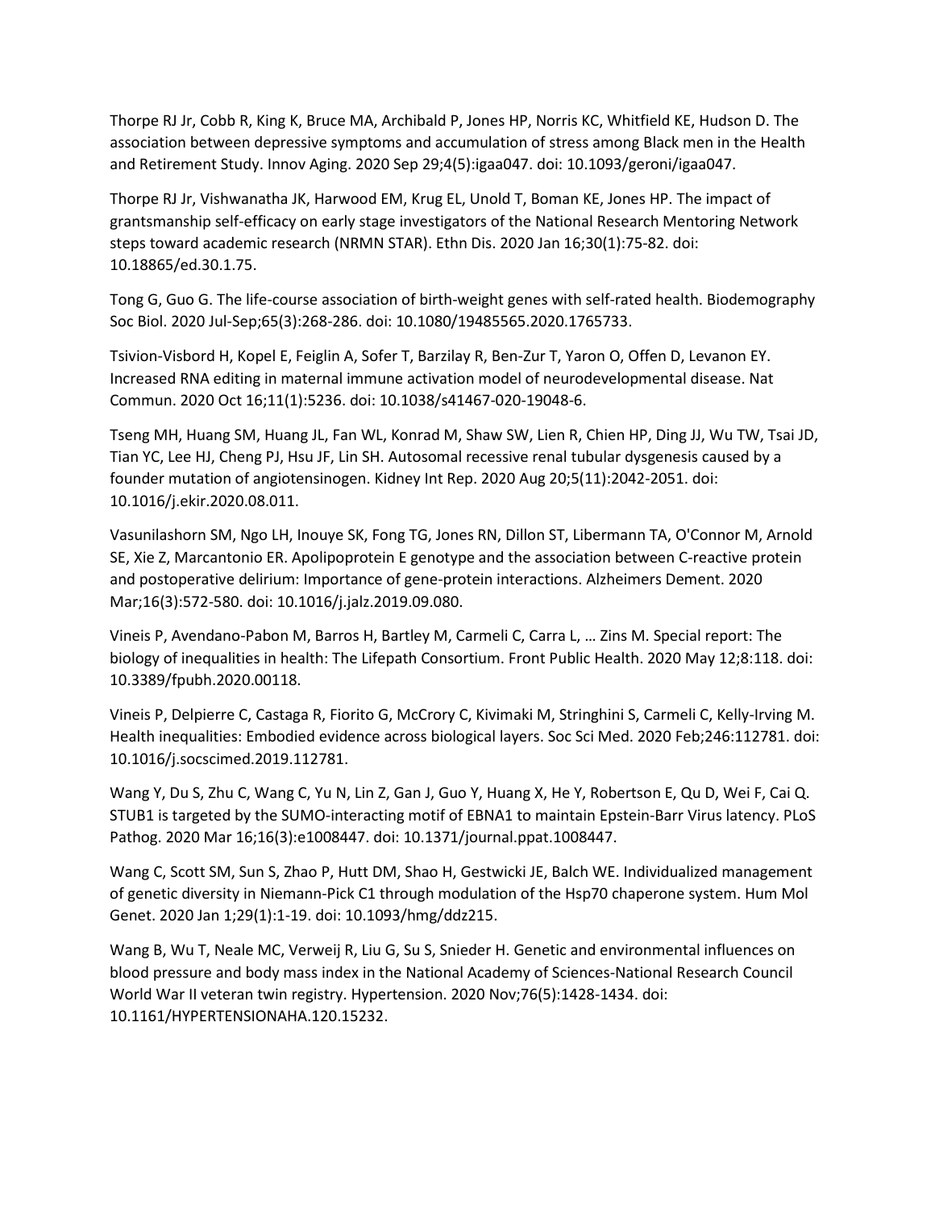Thorpe RJ Jr, Cobb R, King K, Bruce MA, Archibald P, Jones HP, Norris KC, Whitfield KE, Hudson D. The association between depressive symptoms and accumulation of stress among Black men in the Health and Retirement Study. Innov Aging. 2020 Sep 29;4(5):igaa047. doi: 10.1093/geroni/igaa047.

Thorpe RJ Jr, Vishwanatha JK, Harwood EM, Krug EL, Unold T, Boman KE, Jones HP. The impact of grantsmanship self-efficacy on early stage investigators of the National Research Mentoring Network steps toward academic research (NRMN STAR). Ethn Dis. 2020 Jan 16;30(1):75-82. doi: 10.18865/ed.30.1.75.

Tong G, Guo G. The life-course association of birth-weight genes with self-rated health. Biodemography Soc Biol. 2020 Jul-Sep;65(3):268-286. doi: 10.1080/19485565.2020.1765733.

Tsivion-Visbord H, Kopel E, Feiglin A, Sofer T, Barzilay R, Ben-Zur T, Yaron O, Offen D, Levanon EY. Increased RNA editing in maternal immune activation model of neurodevelopmental disease. Nat Commun. 2020 Oct 16;11(1):5236. doi: 10.1038/s41467-020-19048-6.

Tseng MH, Huang SM, Huang JL, Fan WL, Konrad M, Shaw SW, Lien R, Chien HP, Ding JJ, Wu TW, Tsai JD, Tian YC, Lee HJ, Cheng PJ, Hsu JF, Lin SH. Autosomal recessive renal tubular dysgenesis caused by a founder mutation of angiotensinogen. Kidney Int Rep. 2020 Aug 20;5(11):2042-2051. doi: 10.1016/j.ekir.2020.08.011.

Vasunilashorn SM, Ngo LH, Inouye SK, Fong TG, Jones RN, Dillon ST, Libermann TA, O'Connor M, Arnold SE, Xie Z, Marcantonio ER. Apolipoprotein E genotype and the association between C-reactive protein and postoperative delirium: Importance of gene-protein interactions. Alzheimers Dement. 2020 Mar;16(3):572-580. doi: 10.1016/j.jalz.2019.09.080.

Vineis P, Avendano-Pabon M, Barros H, Bartley M, Carmeli C, Carra L, … Zins M. Special report: The biology of inequalities in health: The Lifepath Consortium. Front Public Health. 2020 May 12;8:118. doi: 10.3389/fpubh.2020.00118.

Vineis P, Delpierre C, Castaga R, Fiorito G, McCrory C, Kivimaki M, Stringhini S, Carmeli C, Kelly-Irving M. Health inequalities: Embodied evidence across biological layers. Soc Sci Med. 2020 Feb;246:112781. doi: 10.1016/j.socscimed.2019.112781.

Wang Y, Du S, Zhu C, Wang C, Yu N, Lin Z, Gan J, Guo Y, Huang X, He Y, Robertson E, Qu D, Wei F, Cai Q. STUB1 is targeted by the SUMO-interacting motif of EBNA1 to maintain Epstein-Barr Virus latency. PLoS Pathog. 2020 Mar 16;16(3):e1008447. doi: 10.1371/journal.ppat.1008447.

Wang C, Scott SM, Sun S, Zhao P, Hutt DM, Shao H, Gestwicki JE, Balch WE. Individualized management of genetic diversity in Niemann-Pick C1 through modulation of the Hsp70 chaperone system. Hum Mol Genet. 2020 Jan 1;29(1):1-19. doi: 10.1093/hmg/ddz215.

Wang B, Wu T, Neale MC, Verweij R, Liu G, Su S, Snieder H. Genetic and environmental influences on blood pressure and body mass index in the National Academy of Sciences-National Research Council World War II veteran twin registry. Hypertension. 2020 Nov;76(5):1428-1434. doi: 10.1161/HYPERTENSIONAHA.120.15232.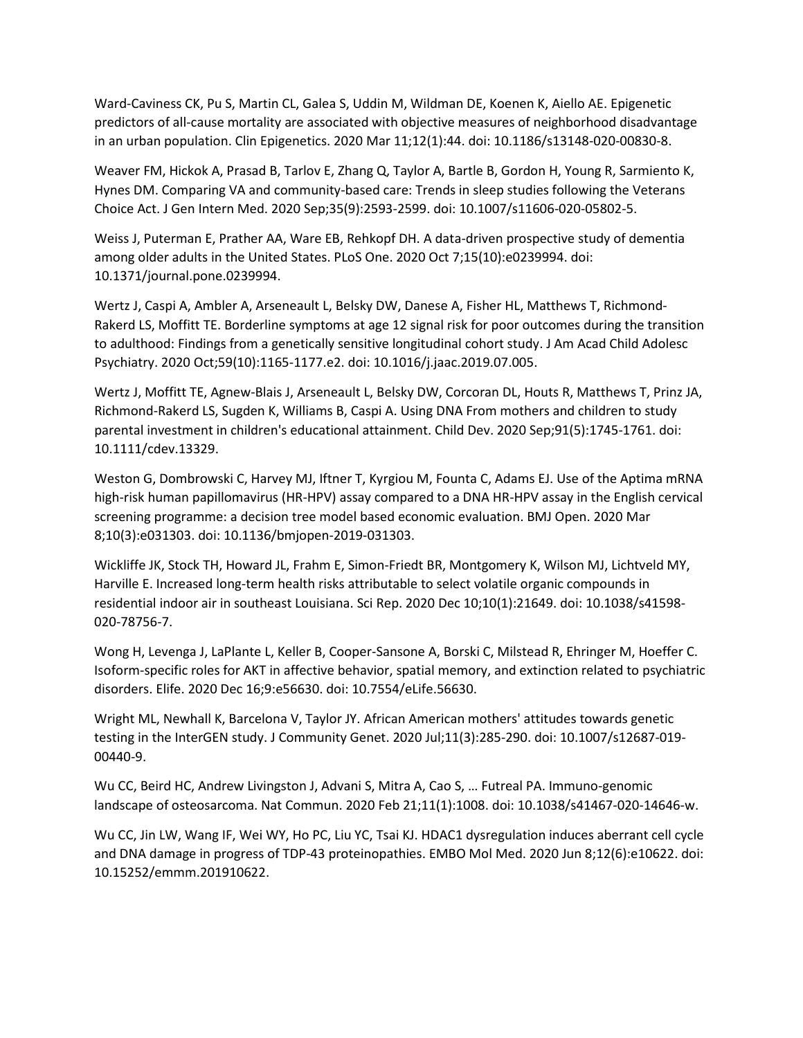Ward-Caviness CK, Pu S, Martin CL, Galea S, Uddin M, Wildman DE, Koenen K, Aiello AE. Epigenetic predictors of all-cause mortality are associated with objective measures of neighborhood disadvantage in an urban population. Clin Epigenetics. 2020 Mar 11;12(1):44. doi: 10.1186/s13148-020-00830-8.

Weaver FM, Hickok A, Prasad B, Tarlov E, Zhang Q, Taylor A, Bartle B, Gordon H, Young R, Sarmiento K, Hynes DM. Comparing VA and community-based care: Trends in sleep studies following the Veterans Choice Act. J Gen Intern Med. 2020 Sep;35(9):2593-2599. doi: 10.1007/s11606-020-05802-5.

Weiss J, Puterman E, Prather AA, Ware EB, Rehkopf DH. A data-driven prospective study of dementia among older adults in the United States. PLoS One. 2020 Oct 7;15(10):e0239994. doi: 10.1371/journal.pone.0239994.

Wertz J, Caspi A, Ambler A, Arseneault L, Belsky DW, Danese A, Fisher HL, Matthews T, Richmond-Rakerd LS, Moffitt TE. Borderline symptoms at age 12 signal risk for poor outcomes during the transition to adulthood: Findings from a genetically sensitive longitudinal cohort study. J Am Acad Child Adolesc Psychiatry. 2020 Oct;59(10):1165-1177.e2. doi: 10.1016/j.jaac.2019.07.005.

Wertz J, Moffitt TE, Agnew-Blais J, Arseneault L, Belsky DW, Corcoran DL, Houts R, Matthews T, Prinz JA, Richmond-Rakerd LS, Sugden K, Williams B, Caspi A. Using DNA From mothers and children to study parental investment in children's educational attainment. Child Dev. 2020 Sep;91(5):1745-1761. doi: 10.1111/cdev.13329.

Weston G, Dombrowski C, Harvey MJ, Iftner T, Kyrgiou M, Founta C, Adams EJ. Use of the Aptima mRNA high-risk human papillomavirus (HR-HPV) assay compared to a DNA HR-HPV assay in the English cervical screening programme: a decision tree model based economic evaluation. BMJ Open. 2020 Mar 8;10(3):e031303. doi: 10.1136/bmjopen-2019-031303.

Wickliffe JK, Stock TH, Howard JL, Frahm E, Simon-Friedt BR, Montgomery K, Wilson MJ, Lichtveld MY, Harville E. Increased long-term health risks attributable to select volatile organic compounds in residential indoor air in southeast Louisiana. Sci Rep. 2020 Dec 10;10(1):21649. doi: 10.1038/s41598-020-78756-7.

Wong H, Levenga J, LaPlante L, Keller B, Cooper-Sansone A, Borski C, Milstead R, Ehringer M, Hoeffer C. Isoform-specific roles for AKT in affective behavior, spatial memory, and extinction related to psychiatric disorders. Elife. 2020 Dec 16;9:e56630. doi: 10.7554/eLife.56630.

Wright ML, Newhall K, Barcelona V, Taylor JY. African American mothers' attitudes towards genetic testing in the InterGEN study. J Community Genet. 2020 Jul;11(3):285-290. doi: 10.1007/s12687-019-00440-9.

Wu CC, Beird HC, Andrew Livingston J, Advani S, Mitra A, Cao S, … Futreal PA. Immuno-genomic landscape of osteosarcoma. Nat Commun. 2020 Feb 21;11(1):1008. doi: 10.1038/s41467-020-14646-w.

Wu CC, Jin LW, Wang IF, Wei WY, Ho PC, Liu YC, Tsai KJ. HDAC1 dysregulation induces aberrant cell cycle and DNA damage in progress of TDP-43 proteinopathies. EMBO Mol Med. 2020 Jun 8;12(6):e10622. doi: 10.15252/emmm.201910622.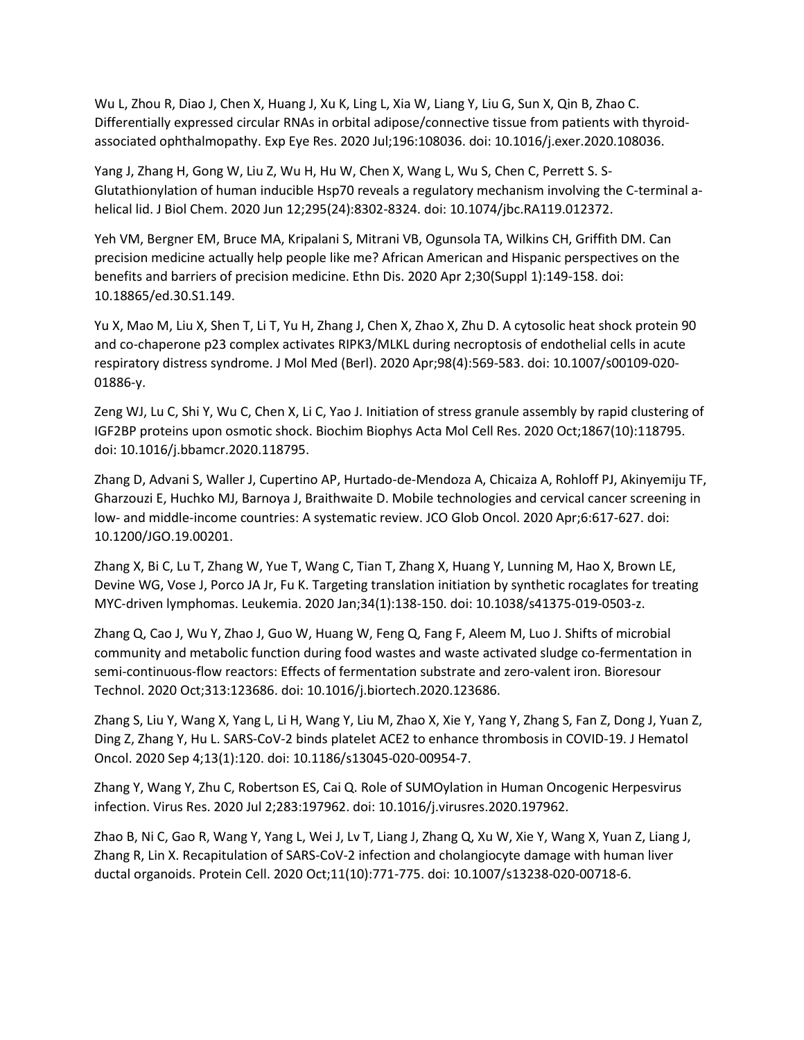Wu L, Zhou R, Diao J, Chen X, Huang J, Xu K, Ling L, Xia W, Liang Y, Liu G, Sun X, Qin B, Zhao C. Differentially expressed circular RNAs in orbital adipose/connective tissue from patients with thyroid-associated ophthalmopathy. Exp Eye Res. 2020 Jul;196:108036. doi: 10.1016/j.exer.2020.108036.

Yang J, Zhang H, Gong W, Liu Z, Wu H, Hu W, Chen X, Wang L, Wu S, Chen C, Perrett S. S-Glutathionylation of human inducible Hsp70 reveals a regulatory mechanism involving the C-terminal a-helical lid. J Biol Chem. 2020 Jun 12;295(24):8302-8324. doi: 10.1074/jbc.RA119.012372.

Yeh VM, Bergner EM, Bruce MA, Kripalani S, Mitrani VB, Ogunsola TA, Wilkins CH, Griffith DM. Can precision medicine actually help people like me? African American and Hispanic perspectives on the benefits and barriers of precision medicine. Ethn Dis. 2020 Apr 2;30(Suppl 1):149-158. doi: 10.18865/ed.30.S1.149.

Yu X, Mao M, Liu X, Shen T, Li T, Yu H, Zhang J, Chen X, Zhao X, Zhu D. A cytosolic heat shock protein 90 and co-chaperone p23 complex activates RIPK3/MLKL during necroptosis of endothelial cells in acute respiratory distress syndrome. J Mol Med (Berl). 2020 Apr;98(4):569-583. doi: 10.1007/s00109-020-01886-y.

Zeng WJ, Lu C, Shi Y, Wu C, Chen X, Li C, Yao J. Initiation of stress granule assembly by rapid clustering of IGF2BP proteins upon osmotic shock. Biochim Biophys Acta Mol Cell Res. 2020 Oct;1867(10):118795. doi: 10.1016/j.bbamcr.2020.118795.

Zhang D, Advani S, Waller J, Cupertino AP, Hurtado-de-Mendoza A, Chicaiza A, Rohloff PJ, Akinyemiju TF, Gharzouzi E, Huchko MJ, Barnoya J, Braithwaite D. Mobile technologies and cervical cancer screening in low- and middle-income countries: A systematic review. JCO Glob Oncol. 2020 Apr;6:617-627. doi: 10.1200/JGO.19.00201.

Zhang X, Bi C, Lu T, Zhang W, Yue T, Wang C, Tian T, Zhang X, Huang Y, Lunning M, Hao X, Brown LE, Devine WG, Vose J, Porco JA Jr, Fu K. Targeting translation initiation by synthetic rocaglates for treating MYC-driven lymphomas. Leukemia. 2020 Jan;34(1):138-150. doi: 10.1038/s41375-019-0503-z.

Zhang Q, Cao J, Wu Y, Zhao J, Guo W, Huang W, Feng Q, Fang F, Aleem M, Luo J. Shifts of microbial community and metabolic function during food wastes and waste activated sludge co-fermentation in semi-continuous-flow reactors: Effects of fermentation substrate and zero-valent iron. Bioresour Technol. 2020 Oct;313:123686. doi: 10.1016/j.biortech.2020.123686.

Zhang S, Liu Y, Wang X, Yang L, Li H, Wang Y, Liu M, Zhao X, Xie Y, Yang Y, Zhang S, Fan Z, Dong J, Yuan Z, Ding Z, Zhang Y, Hu L. SARS-CoV-2 binds platelet ACE2 to enhance thrombosis in COVID-19. J Hematol Oncol. 2020 Sep 4;13(1):120. doi: 10.1186/s13045-020-00954-7.

Zhang Y, Wang Y, Zhu C, Robertson ES, Cai Q. Role of SUMOylation in Human Oncogenic Herpesvirus infection. Virus Res. 2020 Jul 2;283:197962. doi: 10.1016/j.virusres.2020.197962.

Zhao B, Ni C, Gao R, Wang Y, Yang L, Wei J, Lv T, Liang J, Zhang Q, Xu W, Xie Y, Wang X, Yuan Z, Liang J, Zhang R, Lin X. Recapitulation of SARS-CoV-2 infection and cholangiocyte damage with human liver ductal organoids. Protein Cell. 2020 Oct;11(10):771-775. doi: 10.1007/s13238-020-00718-6.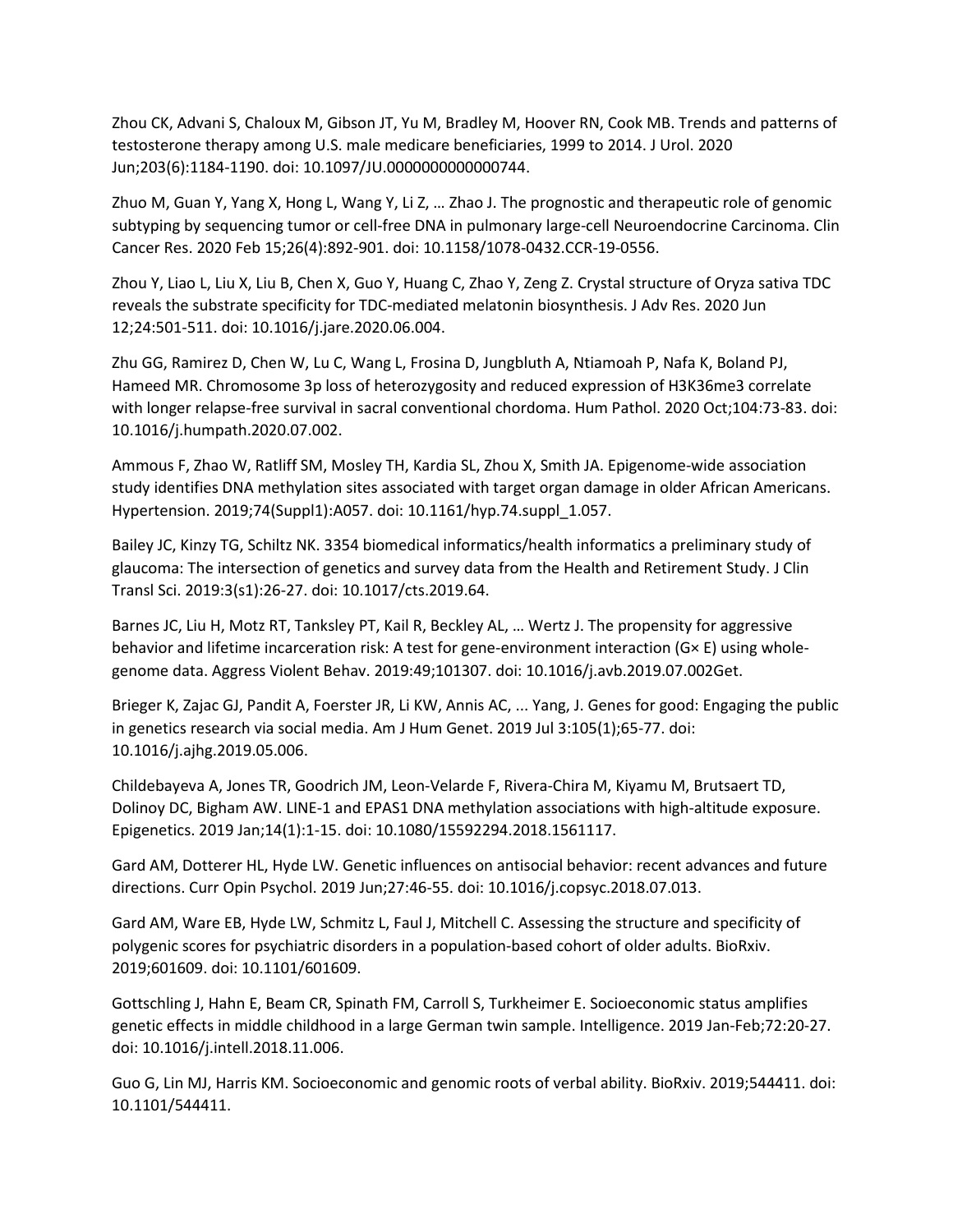Zhou CK, Advani S, Chaloux M, Gibson JT, Yu M, Bradley M, Hoover RN, Cook MB. Trends and patterns of testosterone therapy among U.S. male medicare beneficiaries, 1999 to 2014. J Urol. 2020 Jun;203(6):1184-1190. doi: 10.1097/JU.0000000000000744.

Zhuo M, Guan Y, Yang X, Hong L, Wang Y, Li Z, … Zhao J. The prognostic and therapeutic role of genomic subtyping by sequencing tumor or cell-free DNA in pulmonary large-cell Neuroendocrine Carcinoma. Clin Cancer Res. 2020 Feb 15;26(4):892-901. doi: 10.1158/1078-0432.CCR-19-0556.

Zhou Y, Liao L, Liu X, Liu B, Chen X, Guo Y, Huang C, Zhao Y, Zeng Z. Crystal structure of Oryza sativa TDC reveals the substrate specificity for TDC-mediated melatonin biosynthesis. J Adv Res. 2020 Jun 12;24:501-511. doi: 10.1016/j.jare.2020.06.004.

Zhu GG, Ramirez D, Chen W, Lu C, Wang L, Frosina D, Jungbluth A, Ntiamoah P, Nafa K, Boland PJ, Hameed MR. Chromosome 3p loss of heterozygosity and reduced expression of H3K36me3 correlate with longer relapse-free survival in sacral conventional chordoma. Hum Pathol. 2020 Oct;104:73-83. doi: 10.1016/j.humpath.2020.07.002.

Ammous F, Zhao W, Ratliff SM, Mosley TH, Kardia SL, Zhou X, Smith JA. Epigenome-wide association study identifies DNA methylation sites associated with target organ damage in older African Americans. Hypertension. 2019;74(Suppl1):A057. doi: 10.1161/hyp.74.suppl_1.057.

Bailey JC, Kinzy TG, Schiltz NK. 3354 biomedical informatics/health informatics a preliminary study of glaucoma: The intersection of genetics and survey data from the Health and Retirement Study. J Clin Transl Sci. 2019:3(s1):26-27. doi: 10.1017/cts.2019.64.

Barnes JC, Liu H, Motz RT, Tanksley PT, Kail R, Beckley AL, … Wertz J. The propensity for aggressive behavior and lifetime incarceration risk: A test for gene-environment interaction (G× E) using whole-genome data. Aggress Violent Behav. 2019:49;101307. doi: 10.1016/j.avb.2019.07.002Get.

Brieger K, Zajac GJ, Pandit A, Foerster JR, Li KW, Annis AC, ... Yang, J. Genes for good: Engaging the public in genetics research via social media. Am J Hum Genet. 2019 Jul 3:105(1);65-77. doi: 10.1016/j.ajhg.2019.05.006.

Childebayeva A, Jones TR, Goodrich JM, Leon-Velarde F, Rivera-Chira M, Kiyamu M, Brutsaert TD, Dolinoy DC, Bigham AW. LINE-1 and EPAS1 DNA methylation associations with high-altitude exposure. Epigenetics. 2019 Jan;14(1):1-15. doi: 10.1080/15592294.2018.1561117.

Gard AM, Dotterer HL, Hyde LW. Genetic influences on antisocial behavior: recent advances and future directions. Curr Opin Psychol. 2019 Jun;27:46-55. doi: 10.1016/j.copsyc.2018.07.013.

Gard AM, Ware EB, Hyde LW, Schmitz L, Faul J, Mitchell C. Assessing the structure and specificity of polygenic scores for psychiatric disorders in a population-based cohort of older adults. BioRxiv. 2019;601609. doi: 10.1101/601609.

Gottschling J, Hahn E, Beam CR, Spinath FM, Carroll S, Turkheimer E. Socioeconomic status amplifies genetic effects in middle childhood in a large German twin sample. Intelligence. 2019 Jan-Feb;72:20-27. doi: 10.1016/j.intell.2018.11.006.

Guo G, Lin MJ, Harris KM. Socioeconomic and genomic roots of verbal ability. BioRxiv. 2019;544411. doi: 10.1101/544411.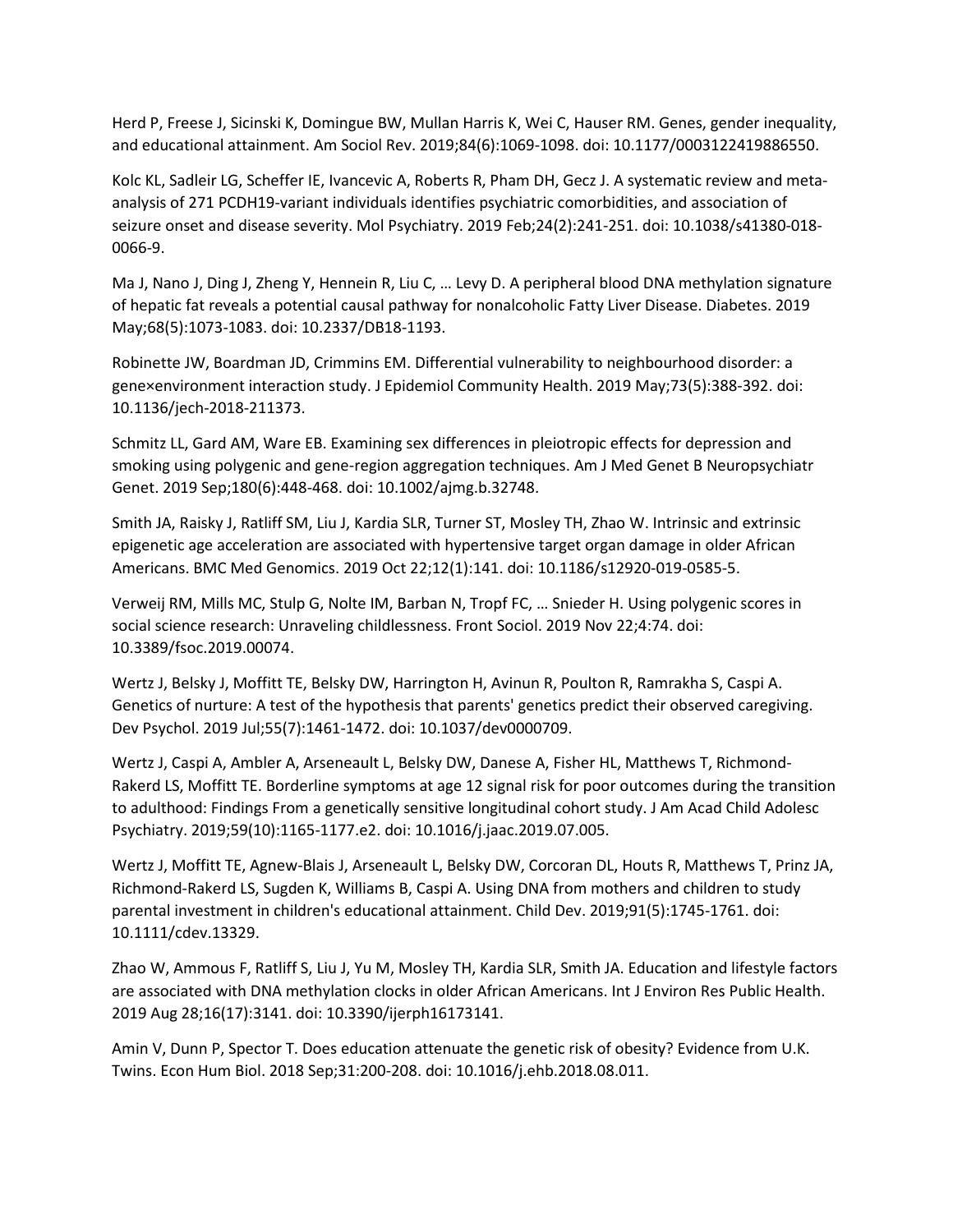Herd P, Freese J, Sicinski K, Domingue BW, Mullan Harris K, Wei C, Hauser RM. Genes, gender inequality, and educational attainment. Am Sociol Rev. 2019;84(6):1069-1098. doi: 10.1177/0003122419886550.

Kolc KL, Sadleir LG, Scheffer IE, Ivancevic A, Roberts R, Pham DH, Gecz J. A systematic review and meta-analysis of 271 PCDH19-variant individuals identifies psychiatric comorbidities, and association of seizure onset and disease severity. Mol Psychiatry. 2019 Feb;24(2):241-251. doi: 10.1038/s41380-018-0066-9.

Ma J, Nano J, Ding J, Zheng Y, Hennein R, Liu C, … Levy D. A peripheral blood DNA methylation signature of hepatic fat reveals a potential causal pathway for nonalcoholic Fatty Liver Disease. Diabetes. 2019 May;68(5):1073-1083. doi: 10.2337/DB18-1193.

Robinette JW, Boardman JD, Crimmins EM. Differential vulnerability to neighbourhood disorder: a gene×environment interaction study. J Epidemiol Community Health. 2019 May;73(5):388-392. doi: 10.1136/jech-2018-211373.

Schmitz LL, Gard AM, Ware EB. Examining sex differences in pleiotropic effects for depression and smoking using polygenic and gene-region aggregation techniques. Am J Med Genet B Neuropsychiatr Genet. 2019 Sep;180(6):448-468. doi: 10.1002/ajmg.b.32748.

Smith JA, Raisky J, Ratliff SM, Liu J, Kardia SLR, Turner ST, Mosley TH, Zhao W. Intrinsic and extrinsic epigenetic age acceleration are associated with hypertensive target organ damage in older African Americans. BMC Med Genomics. 2019 Oct 22;12(1):141. doi: 10.1186/s12920-019-0585-5.

Verweij RM, Mills MC, Stulp G, Nolte IM, Barban N, Tropf FC, … Snieder H. Using polygenic scores in social science research: Unraveling childlessness. Front Sociol. 2019 Nov 22;4:74. doi: 10.3389/fsoc.2019.00074.

Wertz J, Belsky J, Moffitt TE, Belsky DW, Harrington H, Avinun R, Poulton R, Ramrakha S, Caspi A. Genetics of nurture: A test of the hypothesis that parents' genetics predict their observed caregiving. Dev Psychol. 2019 Jul;55(7):1461-1472. doi: 10.1037/dev0000709.

Wertz J, Caspi A, Ambler A, Arseneault L, Belsky DW, Danese A, Fisher HL, Matthews T, Richmond-Rakerd LS, Moffitt TE. Borderline symptoms at age 12 signal risk for poor outcomes during the transition to adulthood: Findings From a genetically sensitive longitudinal cohort study. J Am Acad Child Adolesc Psychiatry. 2019;59(10):1165-1177.e2. doi: 10.1016/j.jaac.2019.07.005.

Wertz J, Moffitt TE, Agnew-Blais J, Arseneault L, Belsky DW, Corcoran DL, Houts R, Matthews T, Prinz JA, Richmond-Rakerd LS, Sugden K, Williams B, Caspi A. Using DNA from mothers and children to study parental investment in children's educational attainment. Child Dev. 2019;91(5):1745-1761. doi: 10.1111/cdev.13329.

Zhao W, Ammous F, Ratliff S, Liu J, Yu M, Mosley TH, Kardia SLR, Smith JA. Education and lifestyle factors are associated with DNA methylation clocks in older African Americans. Int J Environ Res Public Health. 2019 Aug 28;16(17):3141. doi: 10.3390/ijerph16173141.

Amin V, Dunn P, Spector T. Does education attenuate the genetic risk of obesity? Evidence from U.K. Twins. Econ Hum Biol. 2018 Sep;31:200-208. doi: 10.1016/j.ehb.2018.08.011.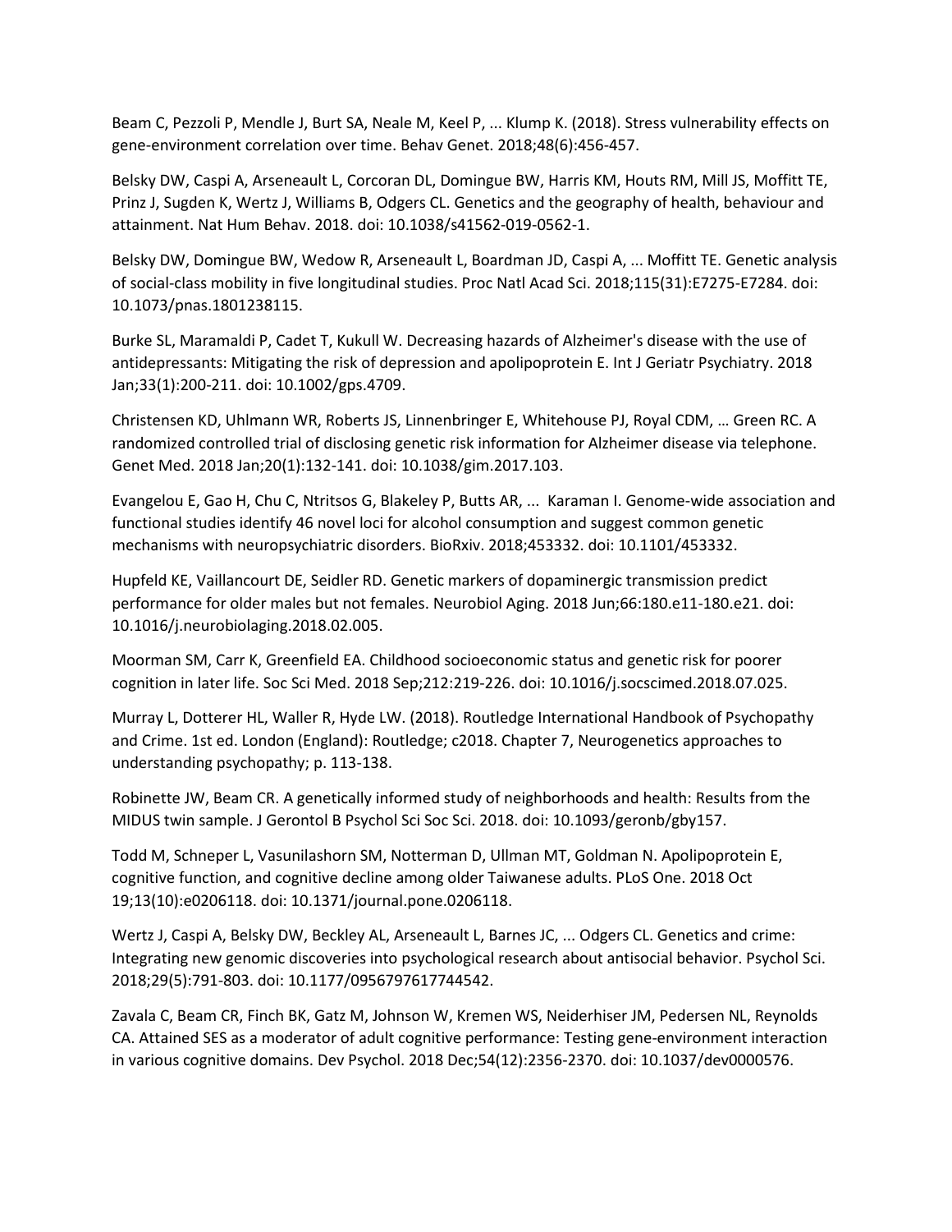Beam C, Pezzoli P, Mendle J, Burt SA, Neale M, Keel P, ... Klump K. (2018). Stress vulnerability effects on gene-environment correlation over time. Behav Genet. 2018;48(6):456-457.

Belsky DW, Caspi A, Arseneault L, Corcoran DL, Domingue BW, Harris KM, Houts RM, Mill JS, Moffitt TE, Prinz J, Sugden K, Wertz J, Williams B, Odgers CL. Genetics and the geography of health, behaviour and attainment. Nat Hum Behav. 2018. doi: 10.1038/s41562-019-0562-1.

Belsky DW, Domingue BW, Wedow R, Arseneault L, Boardman JD, Caspi A, ... Moffitt TE. Genetic analysis of social-class mobility in five longitudinal studies. Proc Natl Acad Sci. 2018;115(31):E7275-E7284. doi: 10.1073/pnas.1801238115.

Burke SL, Maramaldi P, Cadet T, Kukull W. Decreasing hazards of Alzheimer's disease with the use of antidepressants: Mitigating the risk of depression and apolipoprotein E. Int J Geriatr Psychiatry. 2018 Jan;33(1):200-211. doi: 10.1002/gps.4709.

Christensen KD, Uhlmann WR, Roberts JS, Linnenbringer E, Whitehouse PJ, Royal CDM, … Green RC. A randomized controlled trial of disclosing genetic risk information for Alzheimer disease via telephone. Genet Med. 2018 Jan;20(1):132-141. doi: 10.1038/gim.2017.103.

Evangelou E, Gao H, Chu C, Ntritsos G, Blakeley P, Butts AR, ... Karaman I. Genome-wide association and functional studies identify 46 novel loci for alcohol consumption and suggest common genetic mechanisms with neuropsychiatric disorders. BioRxiv. 2018;453332. doi: 10.1101/453332.

Hupfeld KE, Vaillancourt DE, Seidler RD. Genetic markers of dopaminergic transmission predict performance for older males but not females. Neurobiol Aging. 2018 Jun;66:180.e11-180.e21. doi: 10.1016/j.neurobiolaging.2018.02.005.

Moorman SM, Carr K, Greenfield EA. Childhood socioeconomic status and genetic risk for poorer cognition in later life. Soc Sci Med. 2018 Sep;212:219-226. doi: 10.1016/j.socscimed.2018.07.025.

Murray L, Dotterer HL, Waller R, Hyde LW. (2018). Routledge International Handbook of Psychopathy and Crime. 1st ed. London (England): Routledge; c2018. Chapter 7, Neurogenetics approaches to understanding psychopathy; p. 113-138.

Robinette JW, Beam CR. A genetically informed study of neighborhoods and health: Results from the MIDUS twin sample. J Gerontol B Psychol Sci Soc Sci. 2018. doi: 10.1093/geronb/gby157.

Todd M, Schneper L, Vasunilashorn SM, Notterman D, Ullman MT, Goldman N. Apolipoprotein E, cognitive function, and cognitive decline among older Taiwanese adults. PLoS One. 2018 Oct 19;13(10):e0206118. doi: 10.1371/journal.pone.0206118.

Wertz J, Caspi A, Belsky DW, Beckley AL, Arseneault L, Barnes JC, ... Odgers CL. Genetics and crime: Integrating new genomic discoveries into psychological research about antisocial behavior. Psychol Sci. 2018;29(5):791-803. doi: 10.1177/0956797617744542.

Zavala C, Beam CR, Finch BK, Gatz M, Johnson W, Kremen WS, Neiderhiser JM, Pedersen NL, Reynolds CA. Attained SES as a moderator of adult cognitive performance: Testing gene-environment interaction in various cognitive domains. Dev Psychol. 2018 Dec;54(12):2356-2370. doi: 10.1037/dev0000576.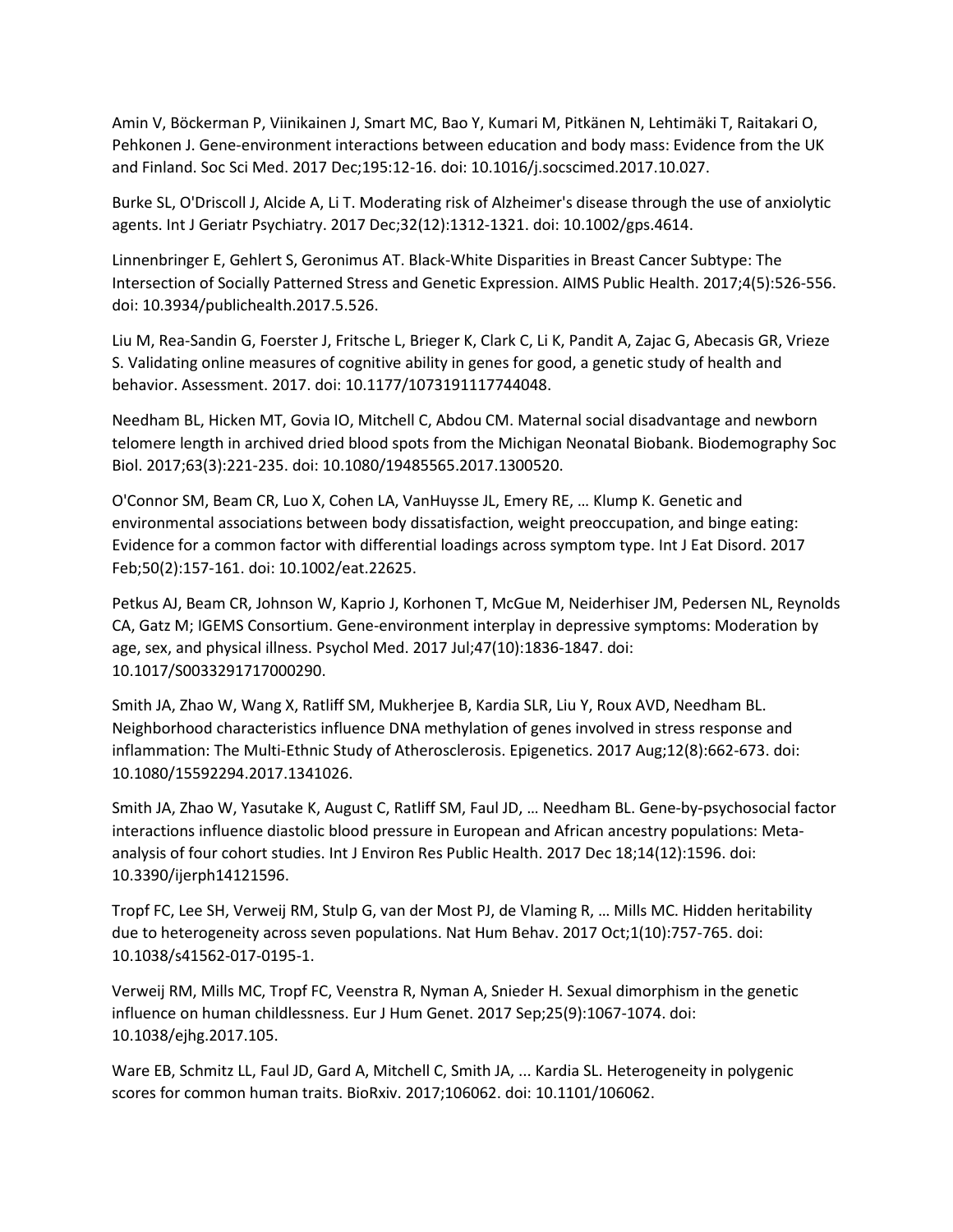Amin V, Böckerman P, Viinikainen J, Smart MC, Bao Y, Kumari M, Pitkänen N, Lehtimäki T, Raitakari O, Pehkonen J. Gene-environment interactions between education and body mass: Evidence from the UK and Finland. Soc Sci Med. 2017 Dec;195:12-16. doi: 10.1016/j.socscimed.2017.10.027.

Burke SL, O'Driscoll J, Alcide A, Li T. Moderating risk of Alzheimer's disease through the use of anxiolytic agents. Int J Geriatr Psychiatry. 2017 Dec;32(12):1312-1321. doi: 10.1002/gps.4614.

Linnenbringer E, Gehlert S, Geronimus AT. Black-White Disparities in Breast Cancer Subtype: The Intersection of Socially Patterned Stress and Genetic Expression. AIMS Public Health. 2017;4(5):526-556. doi: 10.3934/publichealth.2017.5.526.

Liu M, Rea-Sandin G, Foerster J, Fritsche L, Brieger K, Clark C, Li K, Pandit A, Zajac G, Abecasis GR, Vrieze S. Validating online measures of cognitive ability in genes for good, a genetic study of health and behavior. Assessment. 2017. doi: 10.1177/1073191117744048.

Needham BL, Hicken MT, Govia IO, Mitchell C, Abdou CM. Maternal social disadvantage and newborn telomere length in archived dried blood spots from the Michigan Neonatal Biobank. Biodemography Soc Biol. 2017;63(3):221-235. doi: 10.1080/19485565.2017.1300520.

O'Connor SM, Beam CR, Luo X, Cohen LA, VanHuysse JL, Emery RE, … Klump K. Genetic and environmental associations between body dissatisfaction, weight preoccupation, and binge eating: Evidence for a common factor with differential loadings across symptom type. Int J Eat Disord. 2017 Feb;50(2):157-161. doi: 10.1002/eat.22625.

Petkus AJ, Beam CR, Johnson W, Kaprio J, Korhonen T, McGue M, Neiderhiser JM, Pedersen NL, Reynolds CA, Gatz M; IGEMS Consortium. Gene-environment interplay in depressive symptoms: Moderation by age, sex, and physical illness. Psychol Med. 2017 Jul;47(10):1836-1847. doi: 10.1017/S0033291717000290.

Smith JA, Zhao W, Wang X, Ratliff SM, Mukherjee B, Kardia SLR, Liu Y, Roux AVD, Needham BL. Neighborhood characteristics influence DNA methylation of genes involved in stress response and inflammation: The Multi-Ethnic Study of Atherosclerosis. Epigenetics. 2017 Aug;12(8):662-673. doi: 10.1080/15592294.2017.1341026.

Smith JA, Zhao W, Yasutake K, August C, Ratliff SM, Faul JD, … Needham BL. Gene-by-psychosocial factor interactions influence diastolic blood pressure in European and African ancestry populations: Meta-analysis of four cohort studies. Int J Environ Res Public Health. 2017 Dec 18;14(12):1596. doi: 10.3390/ijerph14121596.

Tropf FC, Lee SH, Verweij RM, Stulp G, van der Most PJ, de Vlaming R, … Mills MC. Hidden heritability due to heterogeneity across seven populations. Nat Hum Behav. 2017 Oct;1(10):757-765. doi: 10.1038/s41562-017-0195-1.

Verweij RM, Mills MC, Tropf FC, Veenstra R, Nyman A, Snieder H. Sexual dimorphism in the genetic influence on human childlessness. Eur J Hum Genet. 2017 Sep;25(9):1067-1074. doi: 10.1038/ejhg.2017.105.

Ware EB, Schmitz LL, Faul JD, Gard A, Mitchell C, Smith JA, ... Kardia SL. Heterogeneity in polygenic scores for common human traits. BioRxiv. 2017;106062. doi: 10.1101/106062.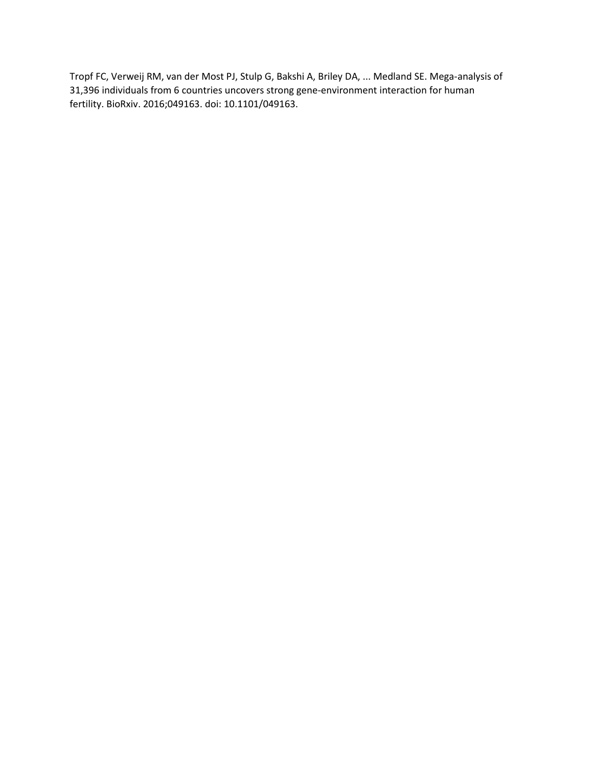Tropf FC, Verweij RM, van der Most PJ, Stulp G, Bakshi A, Briley DA, ... Medland SE. Mega-analysis of 31,396 individuals from 6 countries uncovers strong gene-environment interaction for human fertility. BioRxiv. 2016;049163. doi: 10.1101/049163.